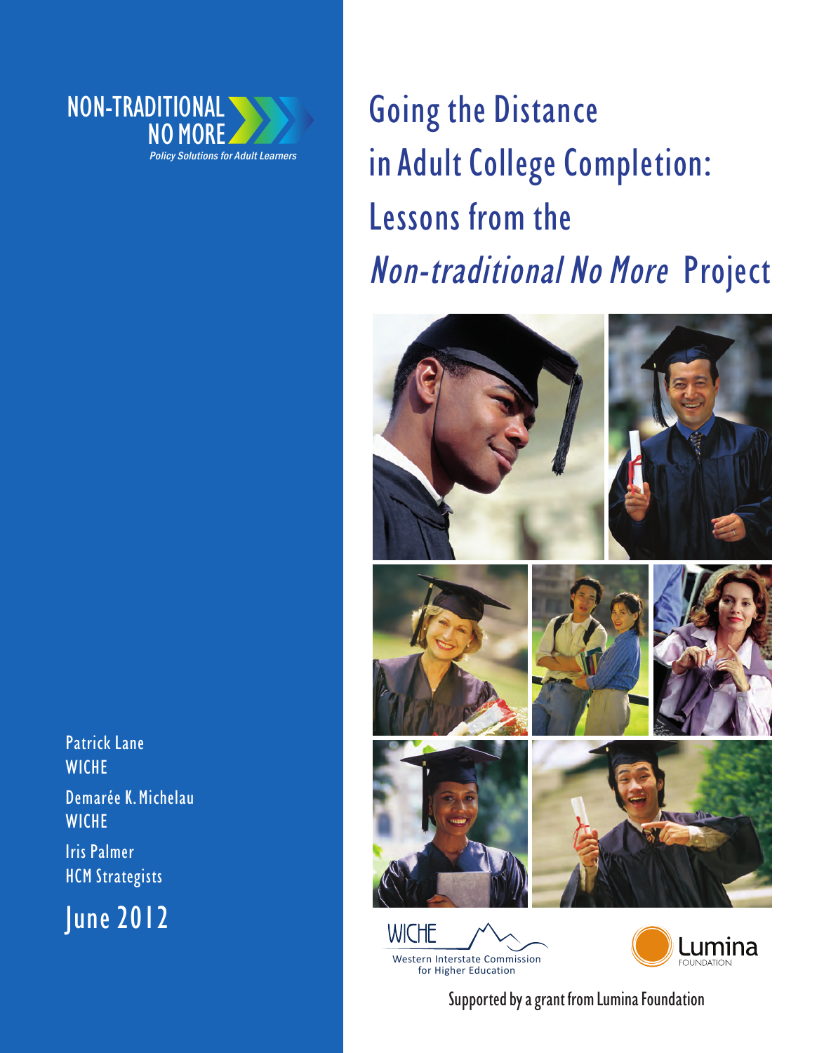NON-TRADITIONAL NO MORE

*Policy Solutions for Adult Learners*

# Going the Distance in Adult College Completion: Lessons from the *Non-traditional No More* Project

Patrick Lane
WICHE

Demarée K. Michelau
WICHE

Iris Palmer
HCM Strategists

June 2012

WICHE
Western Interstate Commission for Higher Education

Lumina FOUNDATION

Supported by a grant from Lumina Foundation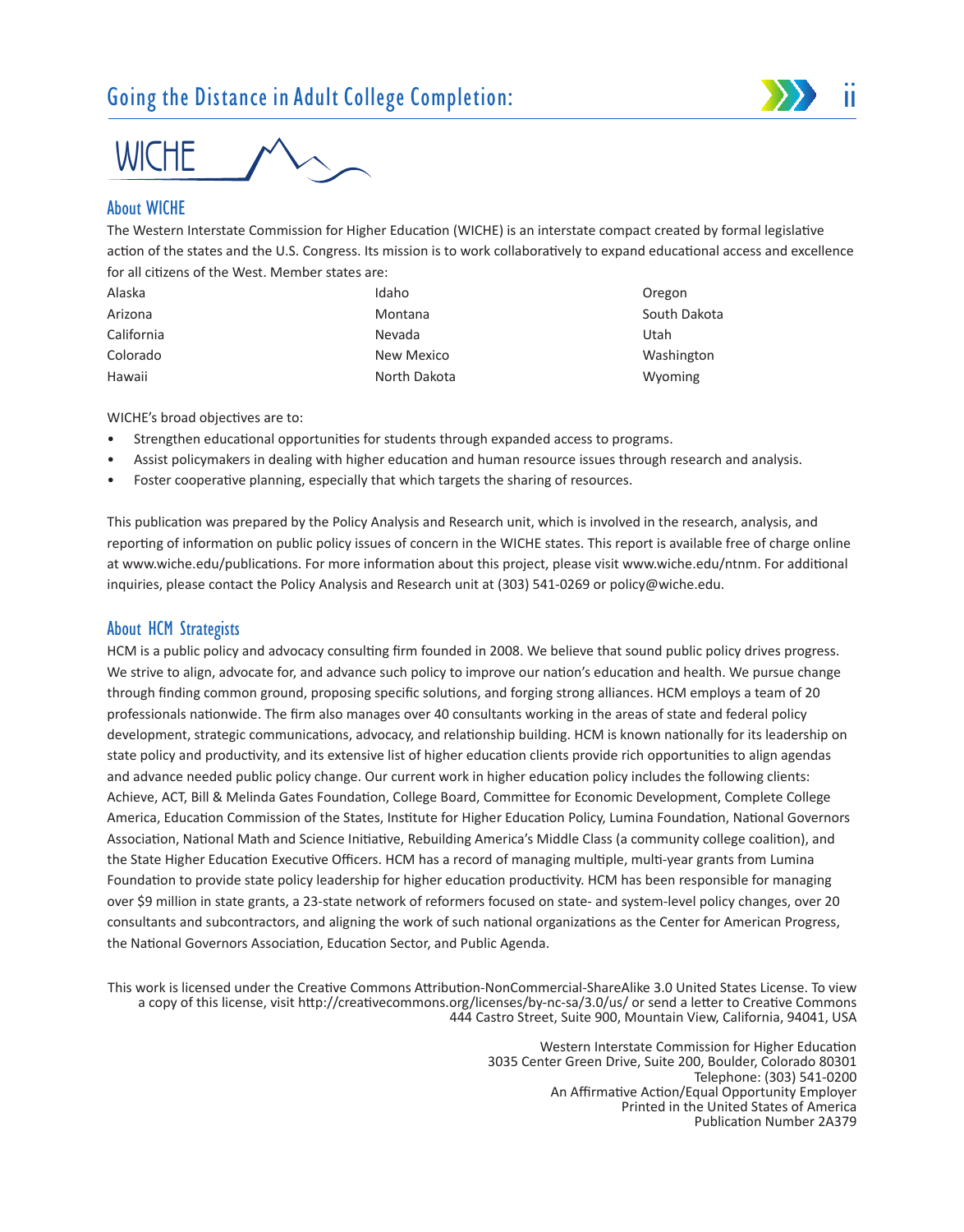## About WICHE

The Western Interstate Commission for Higher Education (WICHE) is an interstate compact created by formal legislative action of the states and the U.S. Congress. Its mission is to work collaboratively to expand educational access and excellence for all citizens of the West. Member states are:

| | | |
|---|---|---|
| Alaska | Idaho | Oregon |
| Arizona | Montana | South Dakota |
| California | Nevada | Utah |
| Colorado | New Mexico | Washington |
| Hawaii | North Dakota | Wyoming |

WICHE's broad objectives are to:

- Strengthen educational opportunities for students through expanded access to programs.
- Assist policymakers in dealing with higher education and human resource issues through research and analysis.
- Foster cooperative planning, especially that which targets the sharing of resources.

This publication was prepared by the Policy Analysis and Research unit, which is involved in the research, analysis, and reporting of information on public policy issues of concern in the WICHE states. This report is available free of charge online at www.wiche.edu/publications. For more information about this project, please visit www.wiche.edu/ntnm. For additional inquiries, please contact the Policy Analysis and Research unit at (303) 541-0269 or policy@wiche.edu.

## About HCM Strategists

HCM is a public policy and advocacy consulting firm founded in 2008. We believe that sound public policy drives progress. We strive to align, advocate for, and advance such policy to improve our nation's education and health. We pursue change through finding common ground, proposing specific solutions, and forging strong alliances. HCM employs a team of 20 professionals nationwide. The firm also manages over 40 consultants working in the areas of state and federal policy development, strategic communications, advocacy, and relationship building. HCM is known nationally for its leadership on state policy and productivity, and its extensive list of higher education clients provide rich opportunities to align agendas and advance needed public policy change. Our current work in higher education policy includes the following clients: Achieve, ACT, Bill & Melinda Gates Foundation, College Board, Committee for Economic Development, Complete College America, Education Commission of the States, Institute for Higher Education Policy, Lumina Foundation, National Governors Association, National Math and Science Initiative, Rebuilding America's Middle Class (a community college coalition), and the State Higher Education Executive Officers. HCM has a record of managing multiple, multi-year grants from Lumina Foundation to provide state policy leadership for higher education productivity. HCM has been responsible for managing over $9 million in state grants, a 23-state network of reformers focused on state- and system-level policy changes, over 20 consultants and subcontractors, and aligning the work of such national organizations as the Center for American Progress, the National Governors Association, Education Sector, and Public Agenda.

This work is licensed under the Creative Commons Attribution-NonCommercial-ShareAlike 3.0 United States License. To view a copy of this license, visit http://creativecommons.org/licenses/by-nc-sa/3.0/us/ or send a letter to Creative Commons 444 Castro Street, Suite 900, Mountain View, California, 94041, USA

Western Interstate Commission for Higher Education
3035 Center Green Drive, Suite 200, Boulder, Colorado 80301
Telephone: (303) 541-0200
An Affirmative Action/Equal Opportunity Employer
Printed in the United States of America
Publication Number 2A379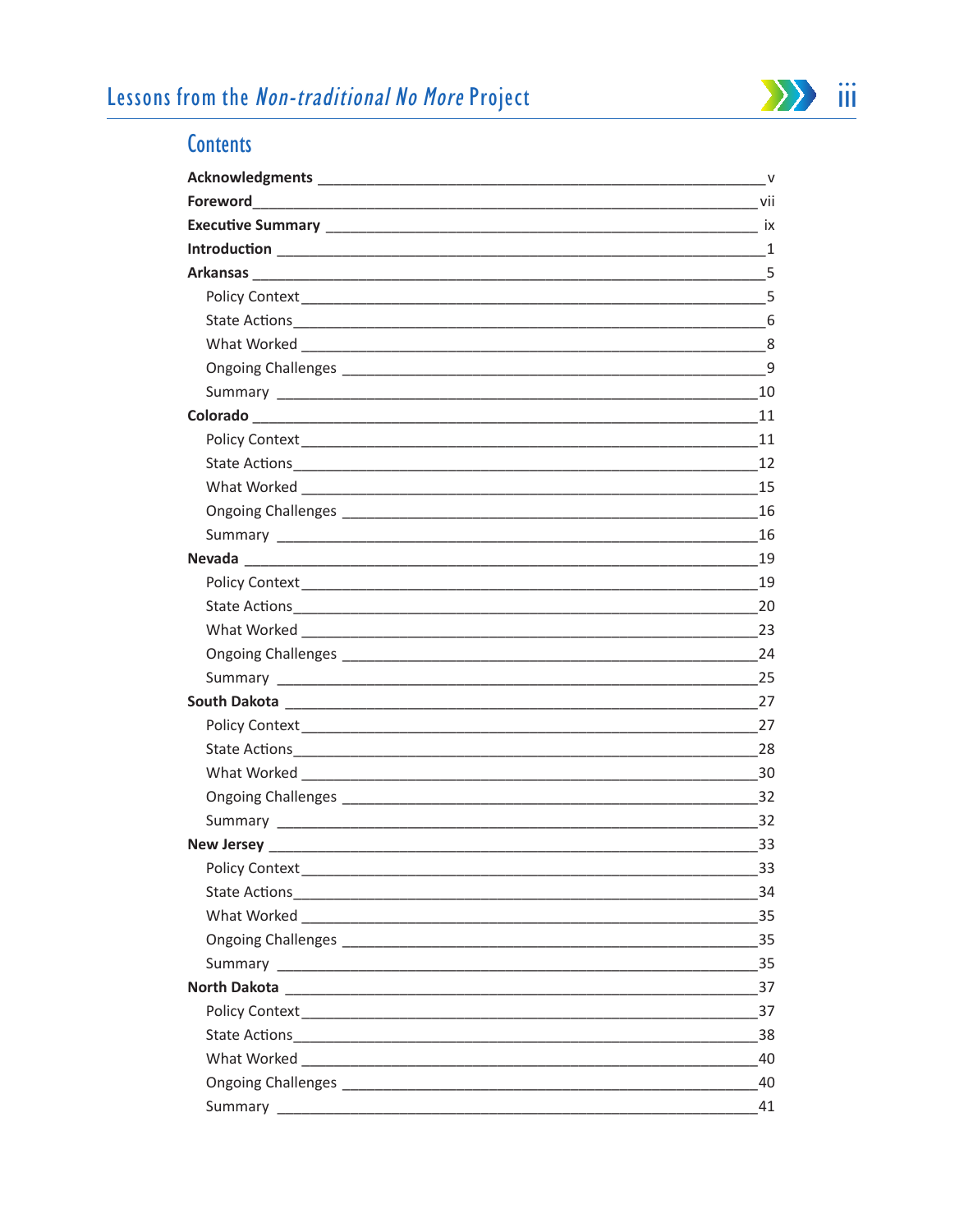## Contents

**Acknowledgments** ____ v

**Foreword** ____ vii

**Executive Summary** ____ ix

**Introduction** ____ 1

**Arkansas** ____ 5

- Policy Context ____ 5
- State Actions ____ 6
- What Worked ____ 8
- Ongoing Challenges ____ 9
- Summary ____ 10

**Colorado** ____ 11

- Policy Context ____ 11
- State Actions ____ 12
- What Worked ____ 15
- Ongoing Challenges ____ 16
- Summary ____ 16

**Nevada** ____ 19

- Policy Context ____ 19
- State Actions ____ 20
- What Worked ____ 23
- Ongoing Challenges ____ 24
- Summary ____ 25

**South Dakota** ____ 27

- Policy Context ____ 27
- State Actions ____ 28
- What Worked ____ 30
- Ongoing Challenges ____ 32
- Summary ____ 32

**New Jersey** ____ 33

- Policy Context ____ 33
- State Actions ____ 34
- What Worked ____ 35
- Ongoing Challenges ____ 35
- Summary ____ 35

**North Dakota** ____ 37

- Policy Context ____ 37
- State Actions ____ 38
- What Worked ____ 40
- Ongoing Challenges ____ 40
- Summary ____ 41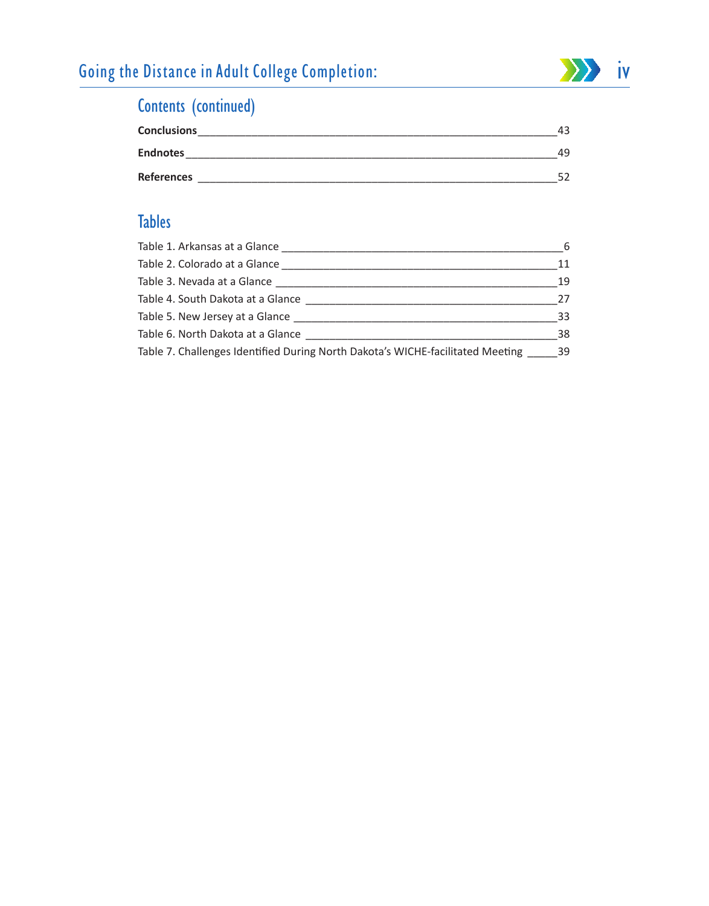## Contents (continued)

**Conclusions** ____________________________________________________________ 43

**Endnotes** ______________________________________________________________ 49

**References** ____________________________________________________________ 52

## Tables

Table 1. Arkansas at a Glance ______________________________________________ 6

Table 2. Colorado at a Glance ______________________________________________ 11

Table 3. Nevada at a Glance ________________________________________________ 19

Table 4. South Dakota at a Glance __________________________________________ 27

Table 5. New Jersey at a Glance ____________________________________________ 33

Table 6. North Dakota at a Glance __________________________________________ 38

Table 7. Challenges Identified During North Dakota's WICHE-facilitated Meeting _____ 39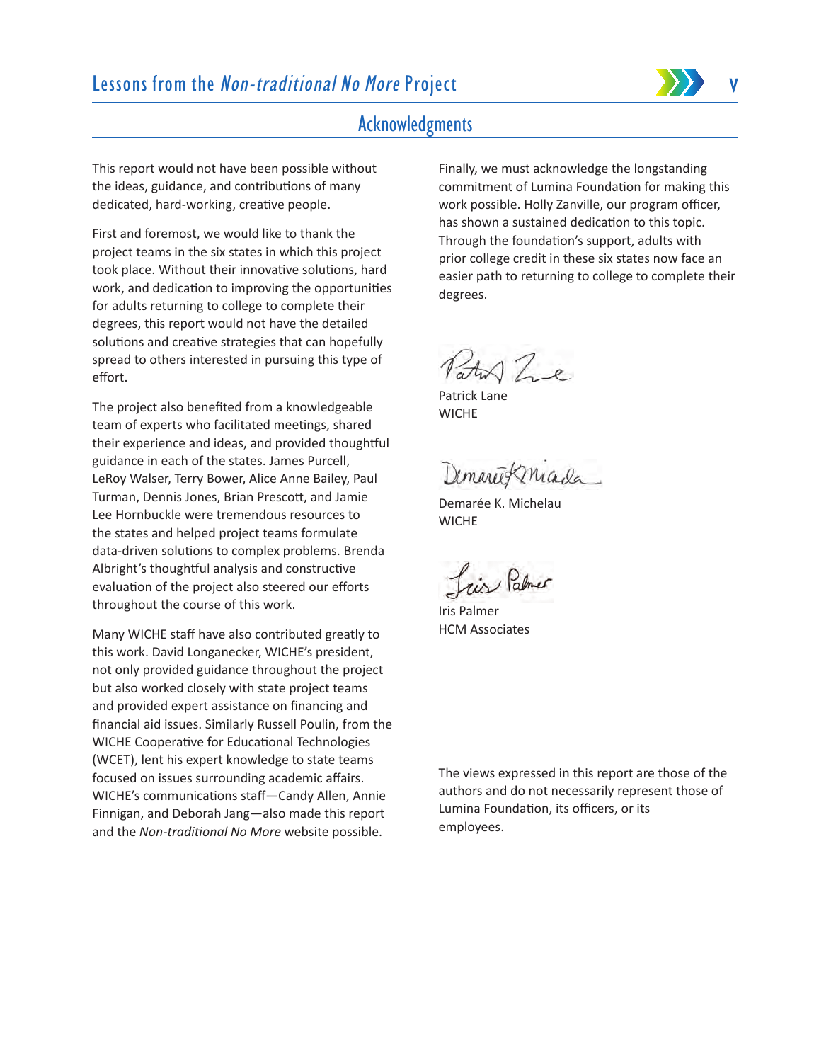## Acknowledgments

This report would not have been possible without the ideas, guidance, and contributions of many dedicated, hard-working, creative people.

First and foremost, we would like to thank the project teams in the six states in which this project took place. Without their innovative solutions, hard work, and dedication to improving the opportunities for adults returning to college to complete their degrees, this report would not have the detailed solutions and creative strategies that can hopefully spread to others interested in pursuing this type of effort.

The project also benefited from a knowledgeable team of experts who facilitated meetings, shared their experience and ideas, and provided thoughtful guidance in each of the states. James Purcell, LeRoy Walser, Terry Bower, Alice Anne Bailey, Paul Turman, Dennis Jones, Brian Prescott, and Jamie Lee Hornbuckle were tremendous resources to the states and helped project teams formulate data-driven solutions to complex problems. Brenda Albright's thoughtful analysis and constructive evaluation of the project also steered our efforts throughout the course of this work.

Many WICHE staff have also contributed greatly to this work. David Longanecker, WICHE's president, not only provided guidance throughout the project but also worked closely with state project teams and provided expert assistance on financing and financial aid issues. Similarly Russell Poulin, from the WICHE Cooperative for Educational Technologies (WCET), lent his expert knowledge to state teams focused on issues surrounding academic affairs. WICHE's communications staff—Candy Allen, Annie Finnigan, and Deborah Jang—also made this report and the *Non-traditional No More* website possible.

Finally, we must acknowledge the longstanding commitment of Lumina Foundation for making this work possible. Holly Zanville, our program officer, has shown a sustained dedication to this topic. Through the foundation's support, adults with prior college credit in these six states now face an easier path to returning to college to complete their degrees.

Patrick Lane
WICHE

Demarée K. Michelau
WICHE

Iris Palmer
HCM Associates

The views expressed in this report are those of the authors and do not necessarily represent those of Lumina Foundation, its officers, or its employees.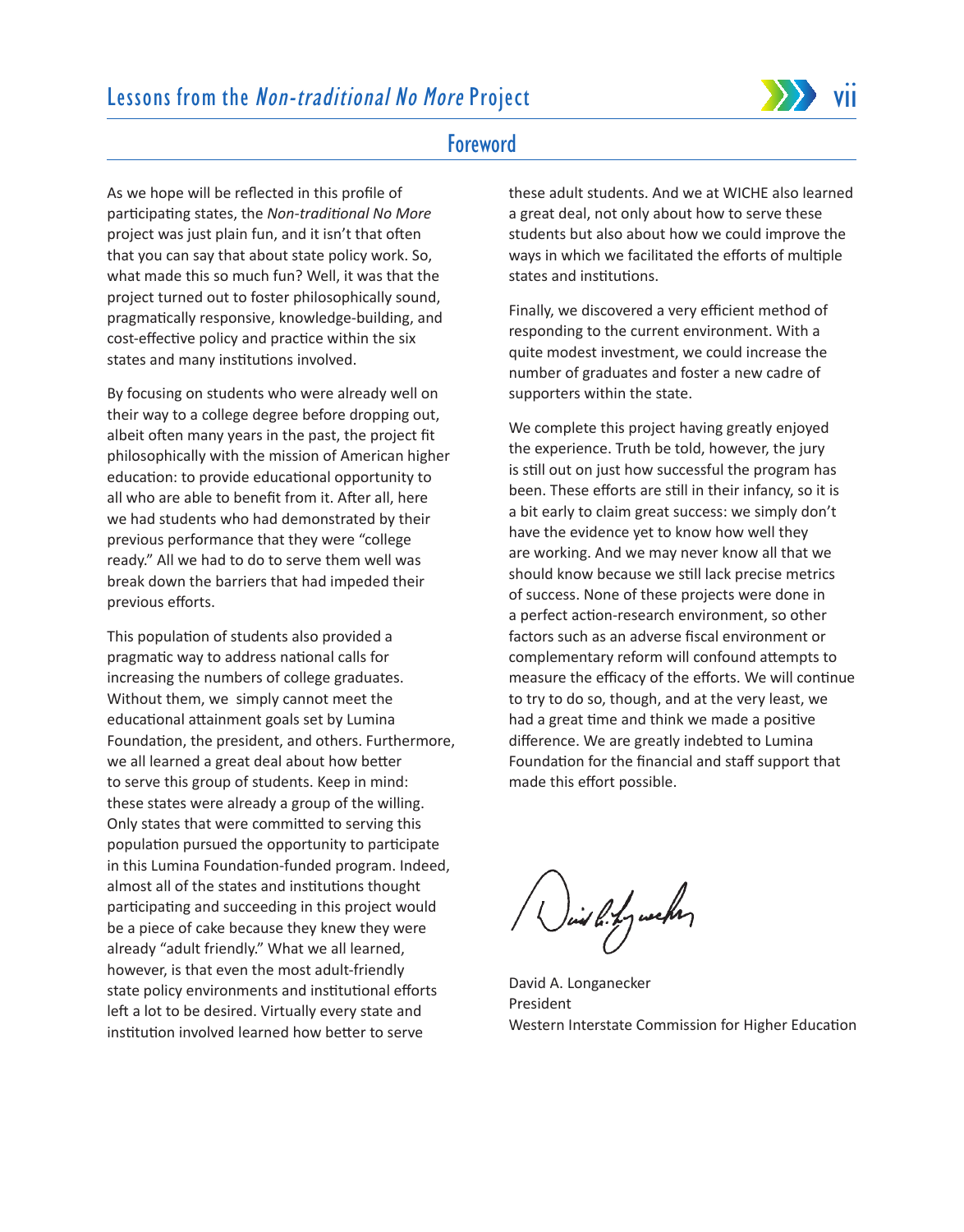## Foreword

As we hope will be reflected in this profile of participating states, the *Non-traditional No More* project was just plain fun, and it isn't that often that you can say that about state policy work. So, what made this so much fun? Well, it was that the project turned out to foster philosophically sound, pragmatically responsive, knowledge-building, and cost-effective policy and practice within the six states and many institutions involved.

By focusing on students who were already well on their way to a college degree before dropping out, albeit often many years in the past, the project fit philosophically with the mission of American higher education: to provide educational opportunity to all who are able to benefit from it. After all, here we had students who had demonstrated by their previous performance that they were "college ready." All we had to do to serve them well was break down the barriers that had impeded their previous efforts.

This population of students also provided a pragmatic way to address national calls for increasing the numbers of college graduates. Without them, we simply cannot meet the educational attainment goals set by Lumina Foundation, the president, and others. Furthermore, we all learned a great deal about how better to serve this group of students. Keep in mind: these states were already a group of the willing. Only states that were committed to serving this population pursued the opportunity to participate in this Lumina Foundation-funded program. Indeed, almost all of the states and institutions thought participating and succeeding in this project would be a piece of cake because they knew they were already "adult friendly." What we all learned, however, is that even the most adult-friendly state policy environments and institutional efforts left a lot to be desired. Virtually every state and institution involved learned how better to serve these adult students. And we at WICHE also learned a great deal, not only about how to serve these students but also about how we could improve the ways in which we facilitated the efforts of multiple states and institutions.

Finally, we discovered a very efficient method of responding to the current environment. With a quite modest investment, we could increase the number of graduates and foster a new cadre of supporters within the state.

We complete this project having greatly enjoyed the experience. Truth be told, however, the jury is still out on just how successful the program has been. These efforts are still in their infancy, so it is a bit early to claim great success: we simply don't have the evidence yet to know how well they are working. And we may never know all that we should know because we still lack precise metrics of success. None of these projects were done in a perfect action-research environment, so other factors such as an adverse fiscal environment or complementary reform will confound attempts to measure the efficacy of the efforts. We will continue to try to do so, though, and at the very least, we had a great time and think we made a positive difference. We are greatly indebted to Lumina Foundation for the financial and staff support that made this effort possible.

David A. Longanecker
President
Western Interstate Commission for Higher Education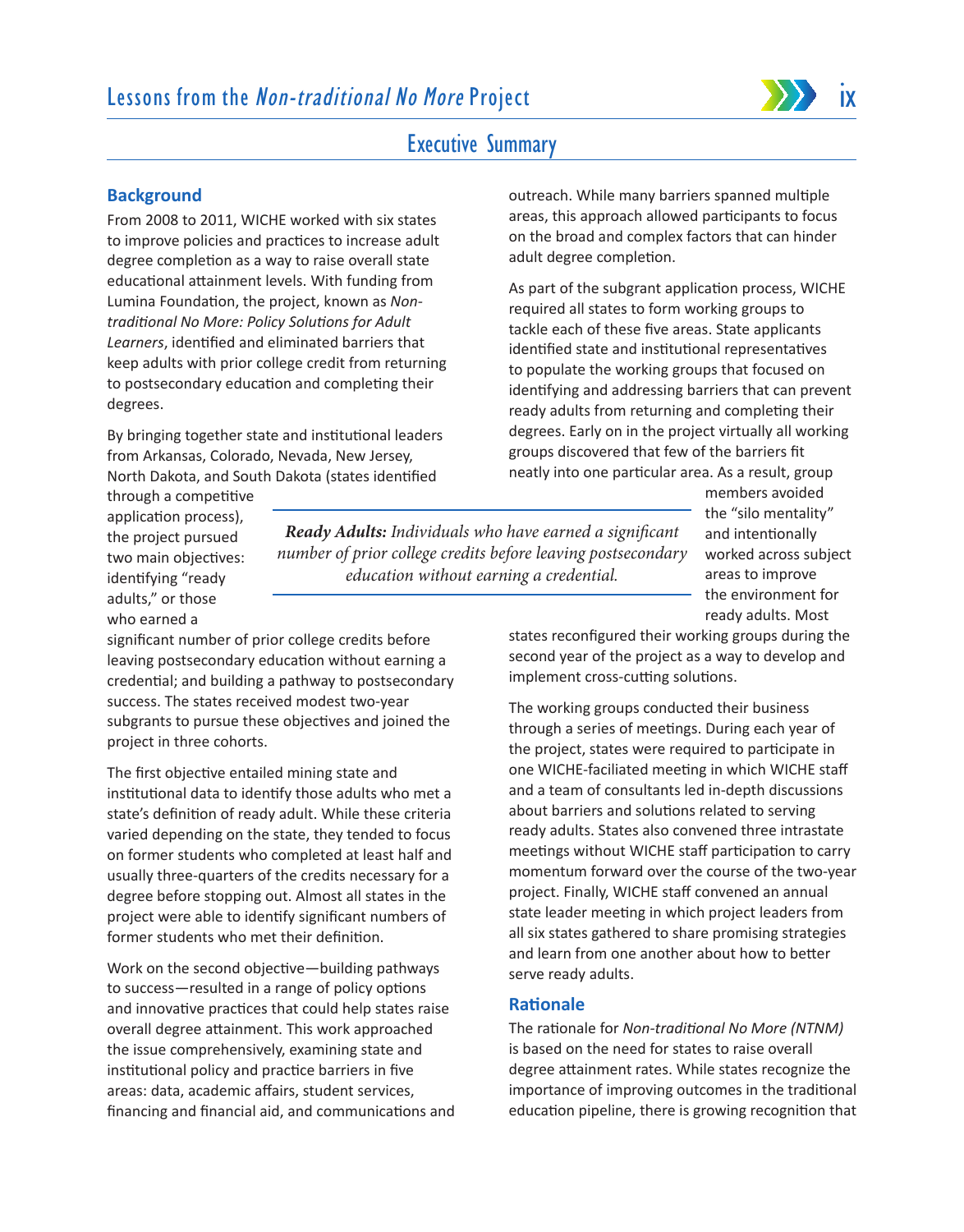# Executive Summary

## Background

From 2008 to 2011, WICHE worked with six states to improve policies and practices to increase adult degree completion as a way to raise overall state educational attainment levels. With funding from Lumina Foundation, the project, known as *Non-traditional No More: Policy Solutions for Adult Learners*, identified and eliminated barriers that keep adults with prior college credit from returning to postsecondary education and completing their degrees.

By bringing together state and institutional leaders from Arkansas, Colorado, Nevada, New Jersey, North Dakota, and South Dakota (states identified through a competitive application process), the project pursued two main objectives: identifying "ready adults," or those who earned a significant number of prior college credits before leaving postsecondary education without earning a credential; and building a pathway to postsecondary success. The states received modest two-year subgrants to pursue these objectives and joined the project in three cohorts.

> ***Ready Adults:*** *Individuals who have earned a significant number of prior college credits before leaving postsecondary education without earning a credential.*

The first objective entailed mining state and institutional data to identify those adults who met a state's definition of ready adult. While these criteria varied depending on the state, they tended to focus on former students who completed at least half and usually three-quarters of the credits necessary for a degree before stopping out. Almost all states in the project were able to identify significant numbers of former students who met their definition.

Work on the second objective—building pathways to success—resulted in a range of policy options and innovative practices that could help states raise overall degree attainment. This work approached the issue comprehensively, examining state and institutional policy and practice barriers in five areas: data, academic affairs, student services, financing and financial aid, and communications and outreach. While many barriers spanned multiple areas, this approach allowed participants to focus on the broad and complex factors that can hinder adult degree completion.

As part of the subgrant application process, WICHE required all states to form working groups to tackle each of these five areas. State applicants identified state and institutional representatives to populate the working groups that focused on identifying and addressing barriers that can prevent ready adults from returning and completing their degrees. Early on in the project virtually all working groups discovered that few of the barriers fit neatly into one particular area. As a result, group members avoided the "silo mentality" and intentionally worked across subject areas to improve the environment for ready adults. Most states reconfigured their working groups during the second year of the project as a way to develop and implement cross-cutting solutions.

The working groups conducted their business through a series of meetings. During each year of the project, states were required to participate in one WICHE-faciliated meeting in which WICHE staff and a team of consultants led in-depth discussions about barriers and solutions related to serving ready adults. States also convened three intrastate meetings without WICHE staff participation to carry momentum forward over the course of the two-year project. Finally, WICHE staff convened an annual state leader meeting in which project leaders from all six states gathered to share promising strategies and learn from one another about how to better serve ready adults.

## Rationale

The rationale for *Non-traditional No More (NTNM)* is based on the need for states to raise overall degree attainment rates. While states recognize the importance of improving outcomes in the traditional education pipeline, there is growing recognition that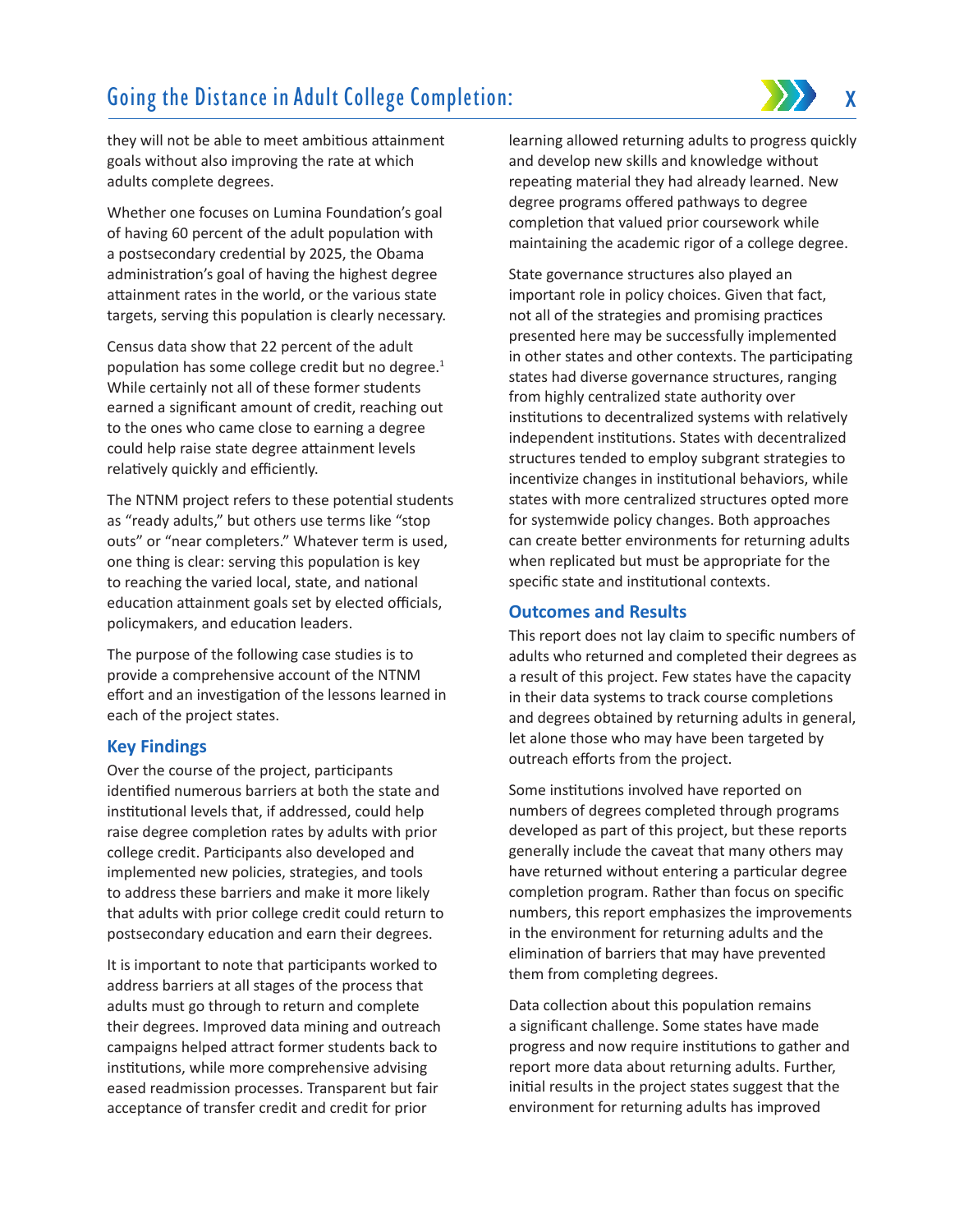they will not be able to meet ambitious attainment goals without also improving the rate at which adults complete degrees.

Whether one focuses on Lumina Foundation's goal of having 60 percent of the adult population with a postsecondary credential by 2025, the Obama administration's goal of having the highest degree attainment rates in the world, or the various state targets, serving this population is clearly necessary.

Census data show that 22 percent of the adult population has some college credit but no degree.[1] While certainly not all of these former students earned a significant amount of credit, reaching out to the ones who came close to earning a degree could help raise state degree attainment levels relatively quickly and efficiently.

The NTNM project refers to these potential students as "ready adults," but others use terms like "stop outs" or "near completers." Whatever term is used, one thing is clear: serving this population is key to reaching the varied local, state, and national education attainment goals set by elected officials, policymakers, and education leaders.

The purpose of the following case studies is to provide a comprehensive account of the NTNM effort and an investigation of the lessons learned in each of the project states.

## Key Findings

Over the course of the project, participants identified numerous barriers at both the state and institutional levels that, if addressed, could help raise degree completion rates by adults with prior college credit. Participants also developed and implemented new policies, strategies, and tools to address these barriers and make it more likely that adults with prior college credit could return to postsecondary education and earn their degrees.

It is important to note that participants worked to address barriers at all stages of the process that adults must go through to return and complete their degrees. Improved data mining and outreach campaigns helped attract former students back to institutions, while more comprehensive advising eased readmission processes. Transparent but fair acceptance of transfer credit and credit for prior learning allowed returning adults to progress quickly and develop new skills and knowledge without repeating material they had already learned. New degree programs offered pathways to degree completion that valued prior coursework while maintaining the academic rigor of a college degree.

State governance structures also played an important role in policy choices. Given that fact, not all of the strategies and promising practices presented here may be successfully implemented in other states and other contexts. The participating states had diverse governance structures, ranging from highly centralized state authority over institutions to decentralized systems with relatively independent institutions. States with decentralized structures tended to employ subgrant strategies to incentivize changes in institutional behaviors, while states with more centralized structures opted more for systemwide policy changes. Both approaches can create better environments for returning adults when replicated but must be appropriate for the specific state and institutional contexts.

## Outcomes and Results

This report does not lay claim to specific numbers of adults who returned and completed their degrees as a result of this project. Few states have the capacity in their data systems to track course completions and degrees obtained by returning adults in general, let alone those who may have been targeted by outreach efforts from the project.

Some institutions involved have reported on numbers of degrees completed through programs developed as part of this project, but these reports generally include the caveat that many others may have returned without entering a particular degree completion program. Rather than focus on specific numbers, this report emphasizes the improvements in the environment for returning adults and the elimination of barriers that may have prevented them from completing degrees.

Data collection about this population remains a significant challenge. Some states have made progress and now require institutions to gather and report more data about returning adults. Further, initial results in the project states suggest that the environment for returning adults has improved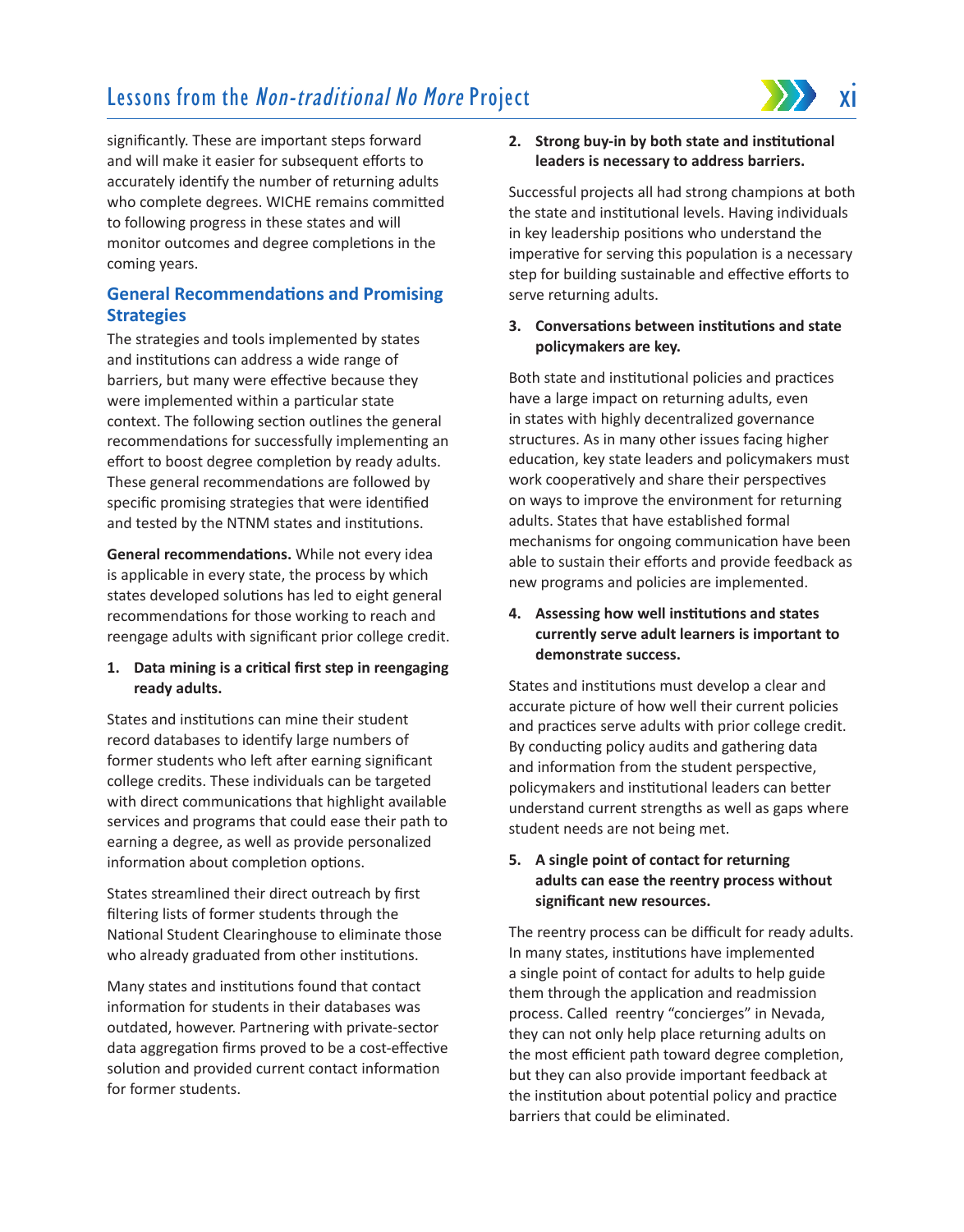significantly. These are important steps forward and will make it easier for subsequent efforts to accurately identify the number of returning adults who complete degrees. WICHE remains committed to following progress in these states and will monitor outcomes and degree completions in the coming years.

## General Recommendations and Promising Strategies

The strategies and tools implemented by states and institutions can address a wide range of barriers, but many were effective because they were implemented within a particular state context. The following section outlines the general recommendations for successfully implementing an effort to boost degree completion by ready adults. These general recommendations are followed by specific promising strategies that were identified and tested by the NTNM states and institutions.

**General recommendations.** While not every idea is applicable in every state, the process by which states developed solutions has led to eight general recommendations for those working to reach and reengage adults with significant prior college credit.

1. **Data mining is a critical first step in reengaging ready adults.**

States and institutions can mine their student record databases to identify large numbers of former students who left after earning significant college credits. These individuals can be targeted with direct communications that highlight available services and programs that could ease their path to earning a degree, as well as provide personalized information about completion options.

States streamlined their direct outreach by first filtering lists of former students through the National Student Clearinghouse to eliminate those who already graduated from other institutions.

Many states and institutions found that contact information for students in their databases was outdated, however. Partnering with private-sector data aggregation firms proved to be a cost-effective solution and provided current contact information for former students.

2. **Strong buy-in by both state and institutional leaders is necessary to address barriers.**

Successful projects all had strong champions at both the state and institutional levels. Having individuals in key leadership positions who understand the imperative for serving this population is a necessary step for building sustainable and effective efforts to serve returning adults.

3. **Conversations between institutions and state policymakers are key.**

Both state and institutional policies and practices have a large impact on returning adults, even in states with highly decentralized governance structures. As in many other issues facing higher education, key state leaders and policymakers must work cooperatively and share their perspectives on ways to improve the environment for returning adults. States that have established formal mechanisms for ongoing communication have been able to sustain their efforts and provide feedback as new programs and policies are implemented.

4. **Assessing how well institutions and states currently serve adult learners is important to demonstrate success.**

States and institutions must develop a clear and accurate picture of how well their current policies and practices serve adults with prior college credit. By conducting policy audits and gathering data and information from the student perspective, policymakers and institutional leaders can better understand current strengths as well as gaps where student needs are not being met.

5. **A single point of contact for returning adults can ease the reentry process without significant new resources.**

The reentry process can be difficult for ready adults. In many states, institutions have implemented a single point of contact for adults to help guide them through the application and readmission process. Called reentry "concierges" in Nevada, they can not only help place returning adults on the most efficient path toward degree completion, but they can also provide important feedback at the institution about potential policy and practice barriers that could be eliminated.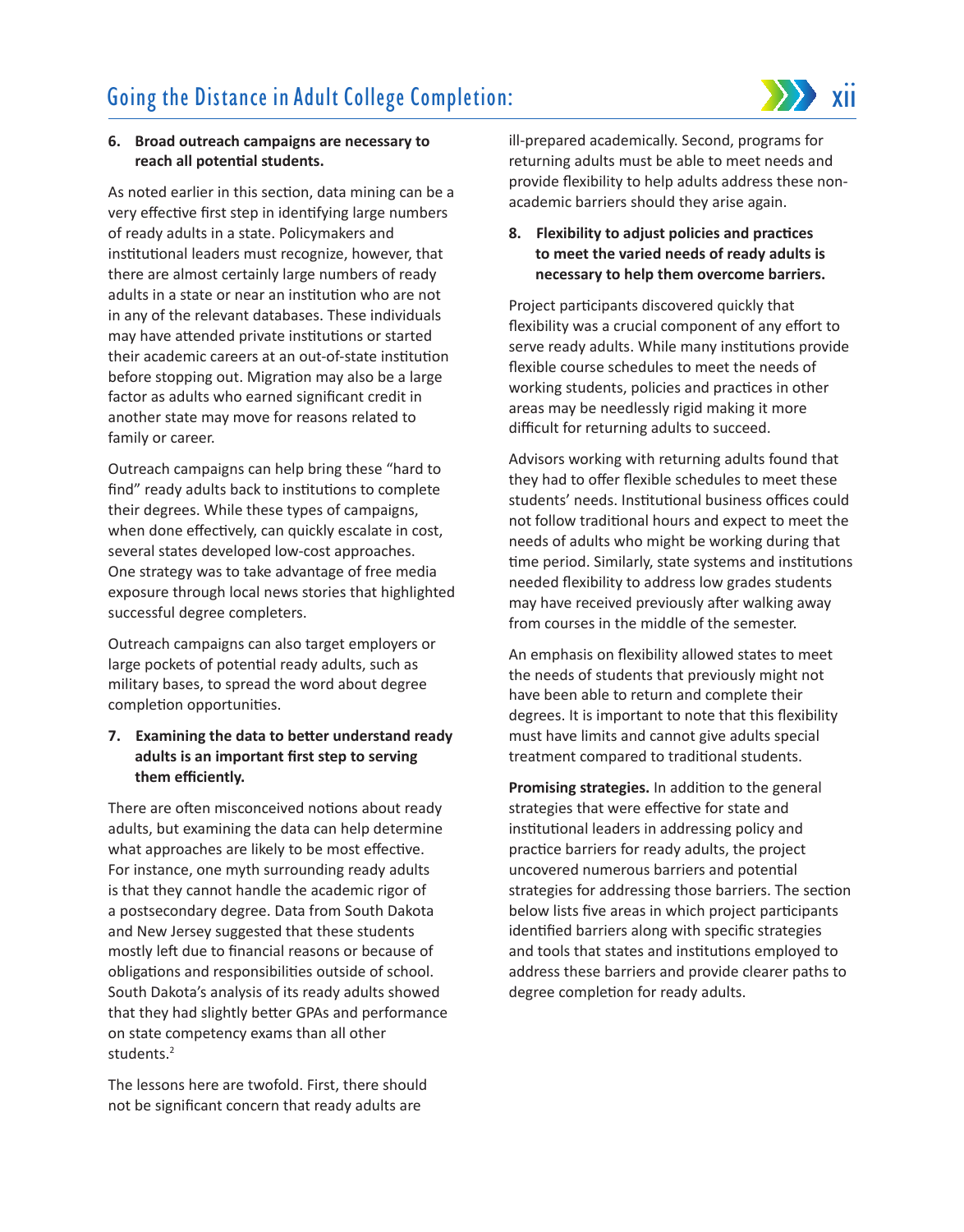6. **Broad outreach campaigns are necessary to reach all potential students.**

As noted earlier in this section, data mining can be a very effective first step in identifying large numbers of ready adults in a state. Policymakers and institutional leaders must recognize, however, that there are almost certainly large numbers of ready adults in a state or near an institution who are not in any of the relevant databases. These individuals may have attended private institutions or started their academic careers at an out-of-state institution before stopping out. Migration may also be a large factor as adults who earned significant credit in another state may move for reasons related to family or career.

Outreach campaigns can help bring these "hard to find" ready adults back to institutions to complete their degrees. While these types of campaigns, when done effectively, can quickly escalate in cost, several states developed low-cost approaches. One strategy was to take advantage of free media exposure through local news stories that highlighted successful degree completers.

Outreach campaigns can also target employers or large pockets of potential ready adults, such as military bases, to spread the word about degree completion opportunities.

7. **Examining the data to better understand ready adults is an important first step to serving them efficiently.**

There are often misconceived notions about ready adults, but examining the data can help determine what approaches are likely to be most effective. For instance, one myth surrounding ready adults is that they cannot handle the academic rigor of a postsecondary degree. Data from South Dakota and New Jersey suggested that these students mostly left due to financial reasons or because of obligations and responsibilities outside of school. South Dakota's analysis of its ready adults showed that they had slightly better GPAs and performance on state competency exams than all other students.[2]

The lessons here are twofold. First, there should not be significant concern that ready adults are ill-prepared academically. Second, programs for returning adults must be able to meet needs and provide flexibility to help adults address these non-academic barriers should they arise again.

8. **Flexibility to adjust policies and practices to meet the varied needs of ready adults is necessary to help them overcome barriers.**

Project participants discovered quickly that flexibility was a crucial component of any effort to serve ready adults. While many institutions provide flexible course schedules to meet the needs of working students, policies and practices in other areas may be needlessly rigid making it more difficult for returning adults to succeed.

Advisors working with returning adults found that they had to offer flexible schedules to meet these students' needs. Institutional business offices could not follow traditional hours and expect to meet the needs of adults who might be working during that time period. Similarly, state systems and institutions needed flexibility to address low grades students may have received previously after walking away from courses in the middle of the semester.

An emphasis on flexibility allowed states to meet the needs of students that previously might not have been able to return and complete their degrees. It is important to note that this flexibility must have limits and cannot give adults special treatment compared to traditional students.

**Promising strategies.** In addition to the general strategies that were effective for state and institutional leaders in addressing policy and practice barriers for ready adults, the project uncovered numerous barriers and potential strategies for addressing those barriers. The section below lists five areas in which project participants identified barriers along with specific strategies and tools that states and institutions employed to address these barriers and provide clearer paths to degree completion for ready adults.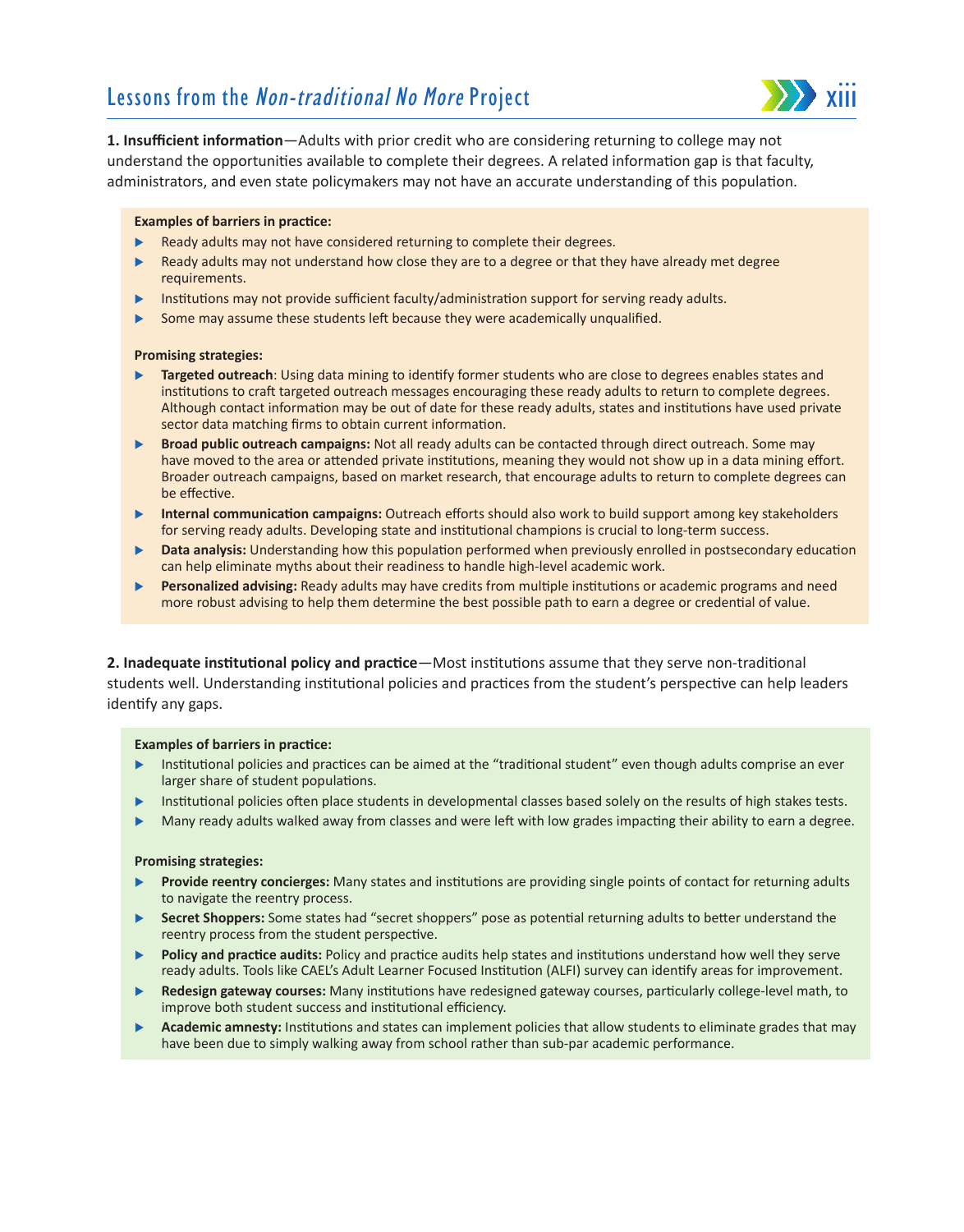**1. Insufficient information**—Adults with prior credit who are considering returning to college may not understand the opportunities available to complete their degrees. A related information gap is that faculty, administrators, and even state policymakers may not have an accurate understanding of this population.

**Examples of barriers in practice:**

- Ready adults may not have considered returning to complete their degrees.
- Ready adults may not understand how close they are to a degree or that they have already met degree requirements.
- Institutions may not provide sufficient faculty/administration support for serving ready adults.
- Some may assume these students left because they were academically unqualified.

**Promising strategies:**

- **Targeted outreach**: Using data mining to identify former students who are close to degrees enables states and institutions to craft targeted outreach messages encouraging these ready adults to return to complete degrees. Although contact information may be out of date for these ready adults, states and institutions have used private sector data matching firms to obtain current information.
- **Broad public outreach campaigns:** Not all ready adults can be contacted through direct outreach. Some may have moved to the area or attended private institutions, meaning they would not show up in a data mining effort. Broader outreach campaigns, based on market research, that encourage adults to return to complete degrees can be effective.
- **Internal communication campaigns:** Outreach efforts should also work to build support among key stakeholders for serving ready adults. Developing state and institutional champions is crucial to long-term success.
- **Data analysis:** Understanding how this population performed when previously enrolled in postsecondary education can help eliminate myths about their readiness to handle high-level academic work.
- **Personalized advising:** Ready adults may have credits from multiple institutions or academic programs and need more robust advising to help them determine the best possible path to earn a degree or credential of value.

**2. Inadequate institutional policy and practice**—Most institutions assume that they serve non-traditional students well. Understanding institutional policies and practices from the student's perspective can help leaders identify any gaps.

**Examples of barriers in practice:**

- Institutional policies and practices can be aimed at the "traditional student" even though adults comprise an ever larger share of student populations.
- Institutional policies often place students in developmental classes based solely on the results of high stakes tests.
- Many ready adults walked away from classes and were left with low grades impacting their ability to earn a degree.

**Promising strategies:**

- **Provide reentry concierges:** Many states and institutions are providing single points of contact for returning adults to navigate the reentry process.
- **Secret Shoppers:** Some states had "secret shoppers" pose as potential returning adults to better understand the reentry process from the student perspective.
- **Policy and practice audits:** Policy and practice audits help states and institutions understand how well they serve ready adults. Tools like CAEL's Adult Learner Focused Institution (ALFI) survey can identify areas for improvement.
- **Redesign gateway courses:** Many institutions have redesigned gateway courses, particularly college-level math, to improve both student success and institutional efficiency.
- **Academic amnesty:** Institutions and states can implement policies that allow students to eliminate grades that may have been due to simply walking away from school rather than sub-par academic performance.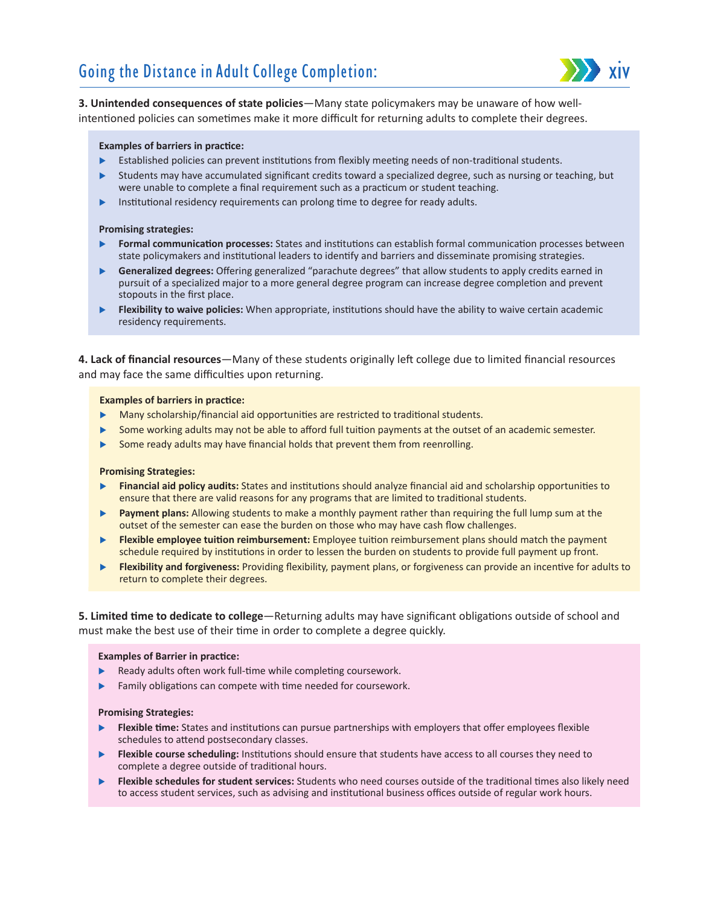**3. Unintended consequences of state policies**—Many state policymakers may be unaware of how well-intentioned policies can sometimes make it more difficult for returning adults to complete their degrees.

**Examples of barriers in practice:**

- Established policies can prevent institutions from flexibly meeting needs of non-traditional students.
- Students may have accumulated significant credits toward a specialized degree, such as nursing or teaching, but were unable to complete a final requirement such as a practicum or student teaching.
- Institutional residency requirements can prolong time to degree for ready adults.

**Promising strategies:**

- **Formal communication processes:** States and institutions can establish formal communication processes between state policymakers and institutional leaders to identify and barriers and disseminate promising strategies.
- **Generalized degrees:** Offering generalized "parachute degrees" that allow students to apply credits earned in pursuit of a specialized major to a more general degree program can increase degree completion and prevent stopouts in the first place.
- **Flexibility to waive policies:** When appropriate, institutions should have the ability to waive certain academic residency requirements.

**4. Lack of financial resources**—Many of these students originally left college due to limited financial resources and may face the same difficulties upon returning.

**Examples of barriers in practice:**

- Many scholarship/financial aid opportunities are restricted to traditional students.
- Some working adults may not be able to afford full tuition payments at the outset of an academic semester.
- Some ready adults may have financial holds that prevent them from reenrolling.

**Promising Strategies:**

- **Financial aid policy audits:** States and institutions should analyze financial aid and scholarship opportunities to ensure that there are valid reasons for any programs that are limited to traditional students.
- **Payment plans:** Allowing students to make a monthly payment rather than requiring the full lump sum at the outset of the semester can ease the burden on those who may have cash flow challenges.
- **Flexible employee tuition reimbursement:** Employee tuition reimbursement plans should match the payment schedule required by institutions in order to lessen the burden on students to provide full payment up front.
- **Flexibility and forgiveness:** Providing flexibility, payment plans, or forgiveness can provide an incentive for adults to return to complete their degrees.

**5. Limited time to dedicate to college**—Returning adults may have significant obligations outside of school and must make the best use of their time in order to complete a degree quickly.

**Examples of Barrier in practice:**

- Ready adults often work full-time while completing coursework.
- Family obligations can compete with time needed for coursework.

**Promising Strategies:**

- **Flexible time:** States and institutions can pursue partnerships with employers that offer employees flexible schedules to attend postsecondary classes.
- **Flexible course scheduling:** Institutions should ensure that students have access to all courses they need to complete a degree outside of traditional hours.
- **Flexible schedules for student services:** Students who need courses outside of the traditional times also likely need to access student services, such as advising and institutional business offices outside of regular work hours.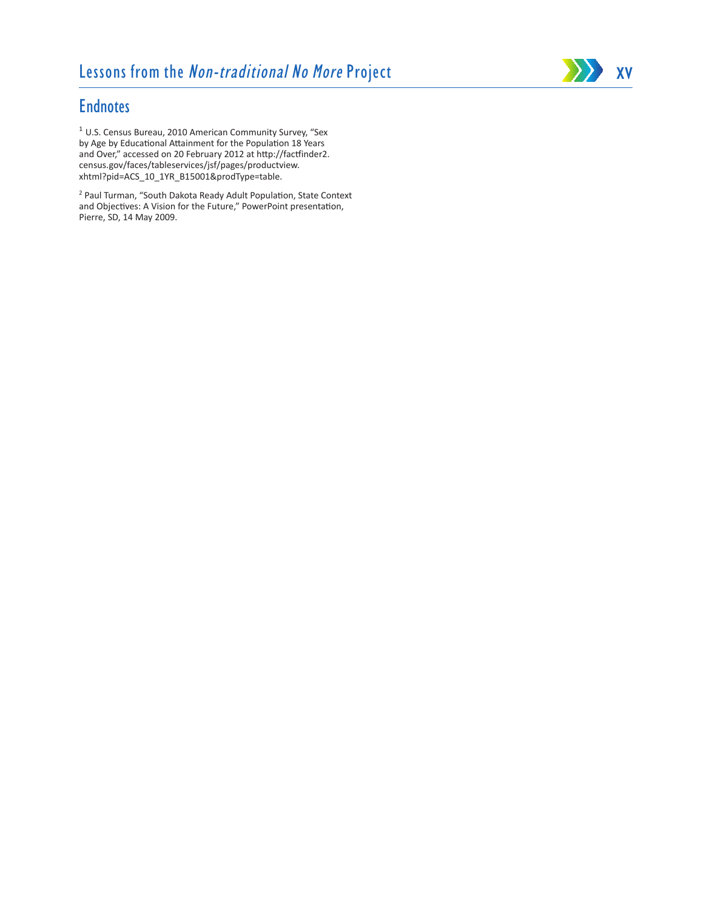## Endnotes

[1] U.S. Census Bureau, 2010 American Community Survey, "Sex by Age by Educational Attainment for the Population 18 Years and Over," accessed on 20 February 2012 at http://factfinder2.census.gov/faces/tableservices/jsf/pages/productview.xhtml?pid=ACS_10_1YR_B15001&prodType=table.

[2] Paul Turman, "South Dakota Ready Adult Population, State Context and Objectives: A Vision for the Future," PowerPoint presentation, Pierre, SD, 14 May 2009.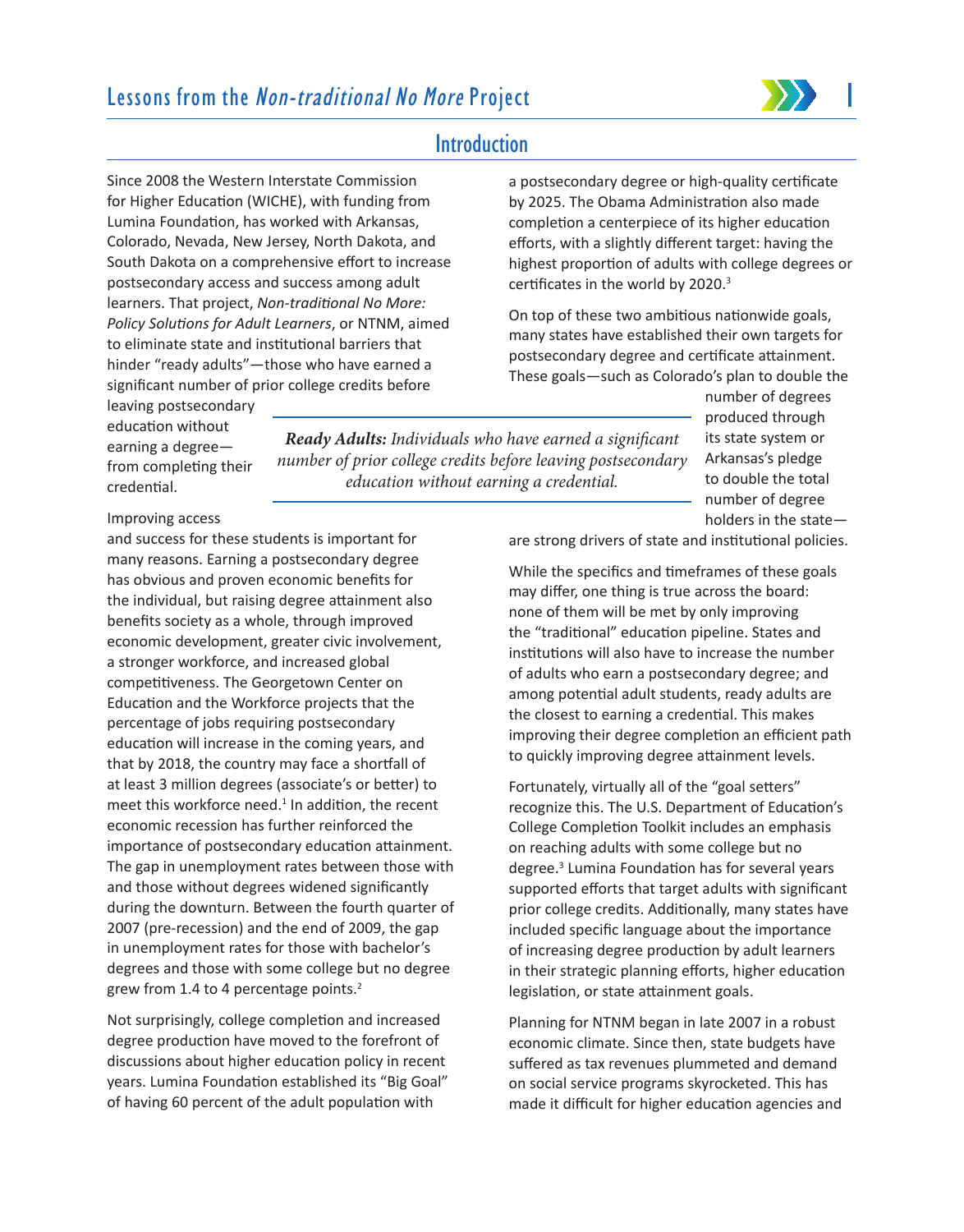## Introduction

Since 2008 the Western Interstate Commission for Higher Education (WICHE), with funding from Lumina Foundation, has worked with Arkansas, Colorado, Nevada, New Jersey, North Dakota, and South Dakota on a comprehensive effort to increase postsecondary access and success among adult learners. That project, *Non-traditional No More: Policy Solutions for Adult Learners*, or NTNM, aimed to eliminate state and institutional barriers that hinder "ready adults"—those who have earned a significant number of prior college credits before leaving postsecondary education without earning a degree—from completing their credential.

> ***Ready Adults:*** *Individuals who have earned a significant number of prior college credits before leaving postsecondary education without earning a credential.*

Improving access and success for these students is important for many reasons. Earning a postsecondary degree has obvious and proven economic benefits for the individual, but raising degree attainment also benefits society as a whole, through improved economic development, greater civic involvement, a stronger workforce, and increased global competitiveness. The Georgetown Center on Education and the Workforce projects that the percentage of jobs requiring postsecondary education will increase in the coming years, and that by 2018, the country may face a shortfall of at least 3 million degrees (associate's or better) to meet this workforce need.[1] In addition, the recent economic recession has further reinforced the importance of postsecondary education attainment. The gap in unemployment rates between those with and those without degrees widened significantly during the downturn. Between the fourth quarter of 2007 (pre-recession) and the end of 2009, the gap in unemployment rates for those with bachelor's degrees and those with some college but no degree grew from 1.4 to 4 percentage points.[2]

Not surprisingly, college completion and increased degree production have moved to the forefront of discussions about higher education policy in recent years. Lumina Foundation established its "Big Goal" of having 60 percent of the adult population with a postsecondary degree or high-quality certificate by 2025. The Obama Administration also made completion a centerpiece of its higher education efforts, with a slightly different target: having the highest proportion of adults with college degrees or certificates in the world by 2020.[3]

On top of these two ambitious nationwide goals, many states have established their own targets for postsecondary degree and certificate attainment. These goals—such as Colorado's plan to double the number of degrees produced through its state system or Arkansas's pledge to double the total number of degree holders in the state—are strong drivers of state and institutional policies.

While the specifics and timeframes of these goals may differ, one thing is true across the board: none of them will be met by only improving the "traditional" education pipeline. States and institutions will also have to increase the number of adults who earn a postsecondary degree; and among potential adult students, ready adults are the closest to earning a credential. This makes improving their degree completion an efficient path to quickly improving degree attainment levels.

Fortunately, virtually all of the "goal setters" recognize this. The U.S. Department of Education's College Completion Toolkit includes an emphasis on reaching adults with some college but no degree.[3] Lumina Foundation has for several years supported efforts that target adults with significant prior college credits. Additionally, many states have included specific language about the importance of increasing degree production by adult learners in their strategic planning efforts, higher education legislation, or state attainment goals.

Planning for NTNM began in late 2007 in a robust economic climate. Since then, state budgets have suffered as tax revenues plummeted and demand on social service programs skyrocketed. This has made it difficult for higher education agencies and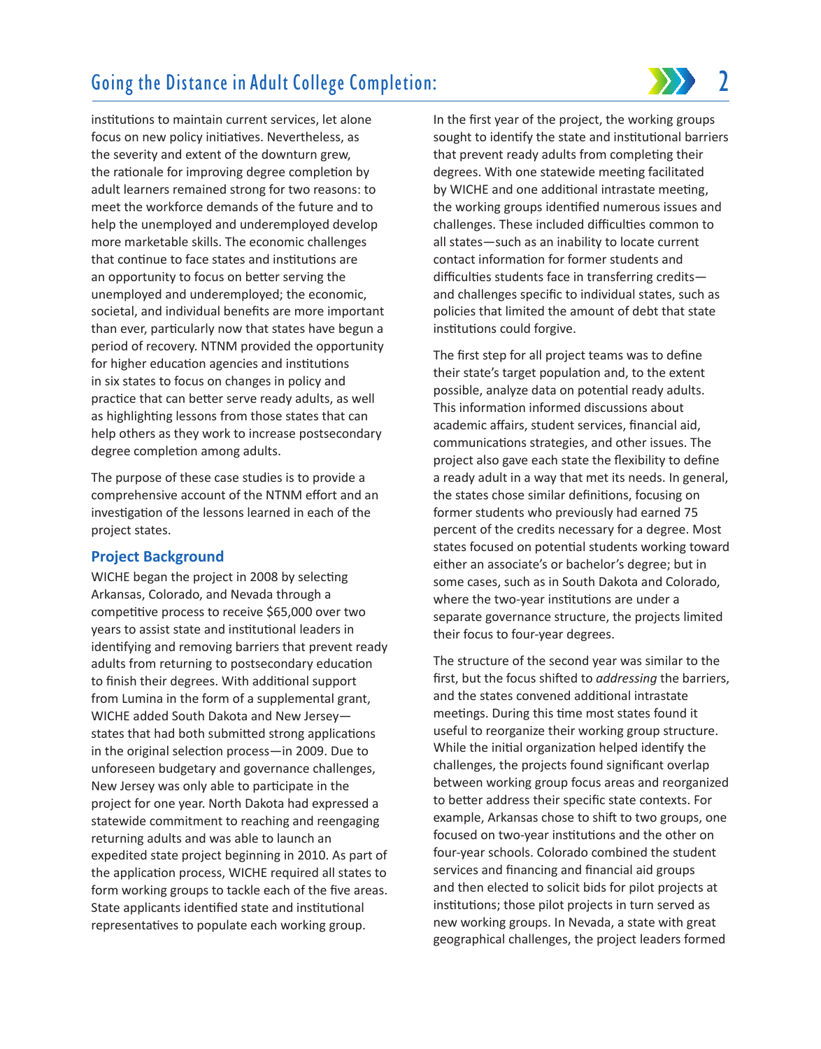institutions to maintain current services, let alone focus on new policy initiatives. Nevertheless, as the severity and extent of the downturn grew, the rationale for improving degree completion by adult learners remained strong for two reasons: to meet the workforce demands of the future and to help the unemployed and underemployed develop more marketable skills. The economic challenges that continue to face states and institutions are an opportunity to focus on better serving the unemployed and underemployed; the economic, societal, and individual benefits are more important than ever, particularly now that states have begun a period of recovery. NTNM provided the opportunity for higher education agencies and institutions in six states to focus on changes in policy and practice that can better serve ready adults, as well as highlighting lessons from those states that can help others as they work to increase postsecondary degree completion among adults.

The purpose of these case studies is to provide a comprehensive account of the NTNM effort and an investigation of the lessons learned in each of the project states.

### Project Background

WICHE began the project in 2008 by selecting Arkansas, Colorado, and Nevada through a competitive process to receive $65,000 over two years to assist state and institutional leaders in identifying and removing barriers that prevent ready adults from returning to postsecondary education to finish their degrees. With additional support from Lumina in the form of a supplemental grant, WICHE added South Dakota and New Jersey—states that had both submitted strong applications in the original selection process—in 2009. Due to unforeseen budgetary and governance challenges, New Jersey was only able to participate in the project for one year. North Dakota had expressed a statewide commitment to reaching and reengaging returning adults and was able to launch an expedited state project beginning in 2010. As part of the application process, WICHE required all states to form working groups to tackle each of the five areas. State applicants identified state and institutional representatives to populate each working group.

In the first year of the project, the working groups sought to identify the state and institutional barriers that prevent ready adults from completing their degrees. With one statewide meeting facilitated by WICHE and one additional intrastate meeting, the working groups identified numerous issues and challenges. These included difficulties common to all states—such as an inability to locate current contact information for former students and difficulties students face in transferring credits—and challenges specific to individual states, such as policies that limited the amount of debt that state institutions could forgive.

The first step for all project teams was to define their state's target population and, to the extent possible, analyze data on potential ready adults. This information informed discussions about academic affairs, student services, financial aid, communications strategies, and other issues. The project also gave each state the flexibility to define a ready adult in a way that met its needs. In general, the states chose similar definitions, focusing on former students who previously had earned 75 percent of the credits necessary for a degree. Most states focused on potential students working toward either an associate's or bachelor's degree; but in some cases, such as in South Dakota and Colorado, where the two-year institutions are under a separate governance structure, the projects limited their focus to four-year degrees.

The structure of the second year was similar to the first, but the focus shifted to *addressing* the barriers, and the states convened additional intrastate meetings. During this time most states found it useful to reorganize their working group structure. While the initial organization helped identify the challenges, the projects found significant overlap between working group focus areas and reorganized to better address their specific state contexts. For example, Arkansas chose to shift to two groups, one focused on two-year institutions and the other on four-year schools. Colorado combined the student services and financing and financial aid groups and then elected to solicit bids for pilot projects at institutions; those pilot projects in turn served as new working groups. In Nevada, a state with great geographical challenges, the project leaders formed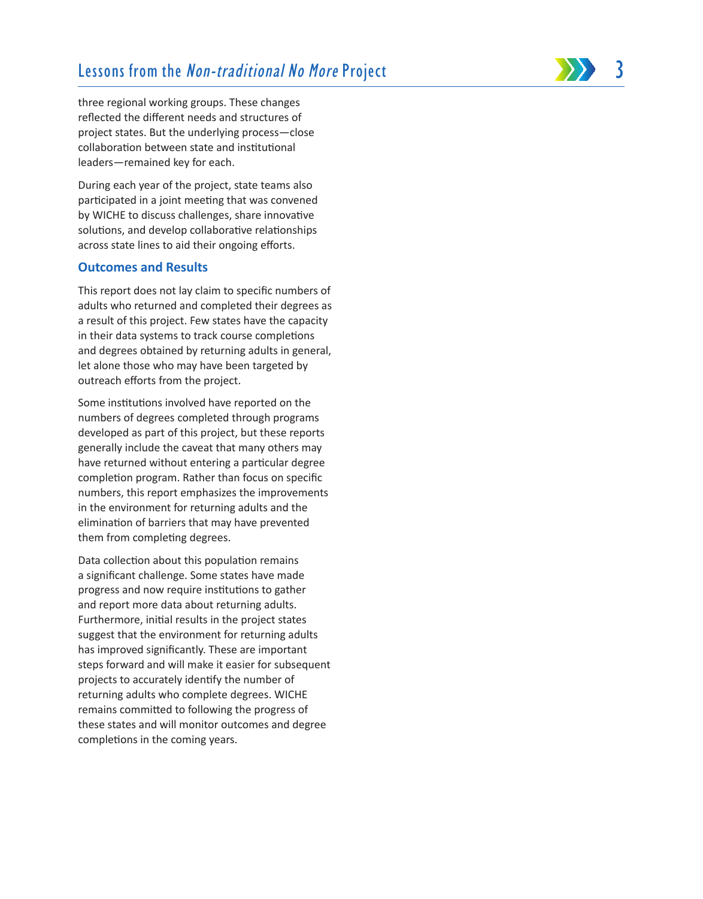three regional working groups. These changes reflected the different needs and structures of project states. But the underlying process—close collaboration between state and institutional leaders—remained key for each.

During each year of the project, state teams also participated in a joint meeting that was convened by WICHE to discuss challenges, share innovative solutions, and develop collaborative relationships across state lines to aid their ongoing efforts.

## Outcomes and Results

This report does not lay claim to specific numbers of adults who returned and completed their degrees as a result of this project. Few states have the capacity in their data systems to track course completions and degrees obtained by returning adults in general, let alone those who may have been targeted by outreach efforts from the project.

Some institutions involved have reported on the numbers of degrees completed through programs developed as part of this project, but these reports generally include the caveat that many others may have returned without entering a particular degree completion program. Rather than focus on specific numbers, this report emphasizes the improvements in the environment for returning adults and the elimination of barriers that may have prevented them from completing degrees.

Data collection about this population remains a significant challenge. Some states have made progress and now require institutions to gather and report more data about returning adults. Furthermore, initial results in the project states suggest that the environment for returning adults has improved significantly. These are important steps forward and will make it easier for subsequent projects to accurately identify the number of returning adults who complete degrees. WICHE remains committed to following the progress of these states and will monitor outcomes and degree completions in the coming years.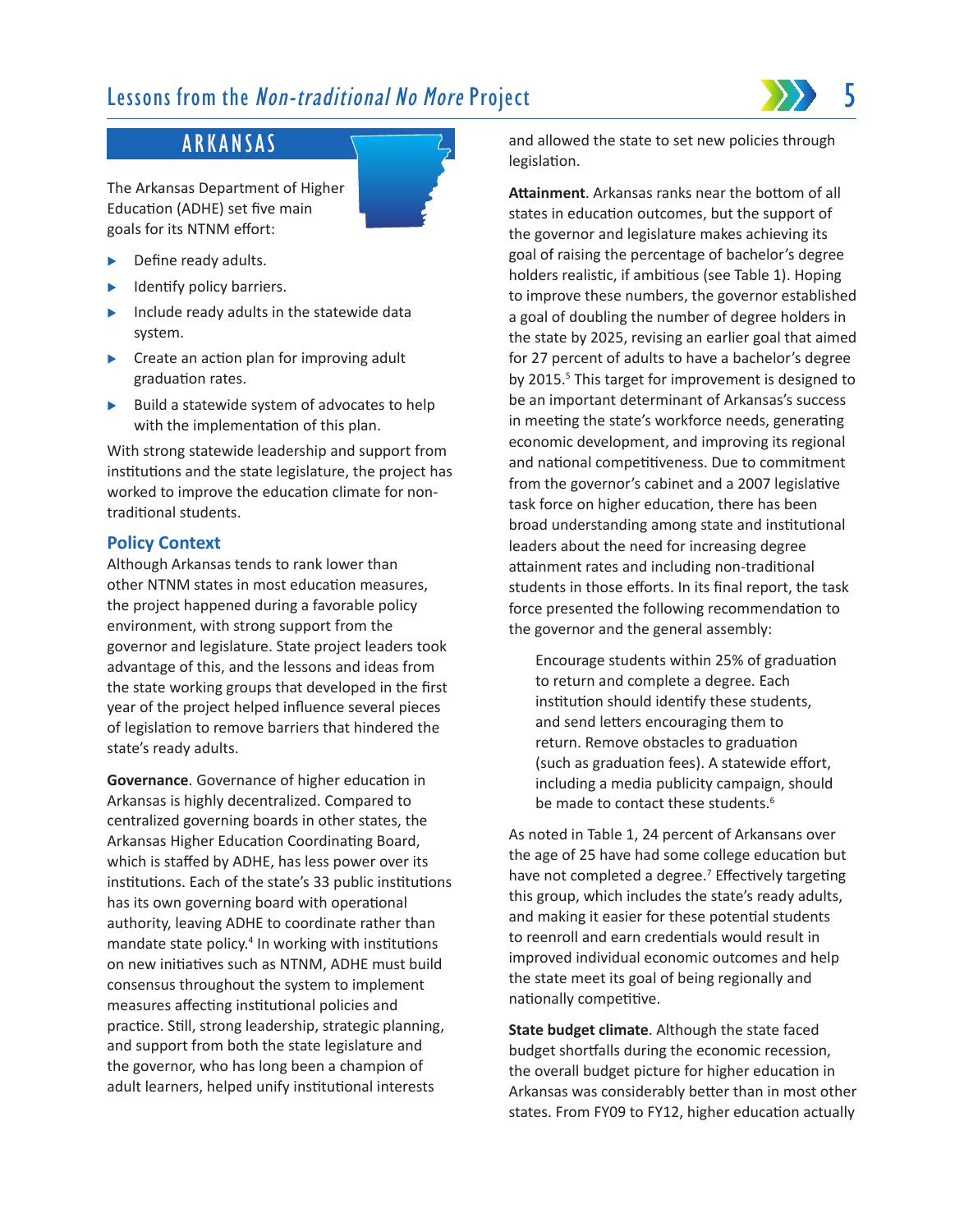## ARKANSAS

The Arkansas Department of Higher Education (ADHE) set five main goals for its NTNM effort:

- Define ready adults.
- Identify policy barriers.
- Include ready adults in the statewide data system.
- Create an action plan for improving adult graduation rates.
- Build a statewide system of advocates to help with the implementation of this plan.

With strong statewide leadership and support from institutions and the state legislature, the project has worked to improve the education climate for non-traditional students.

### Policy Context

Although Arkansas tends to rank lower than other NTNM states in most education measures, the project happened during a favorable policy environment, with strong support from the governor and legislature. State project leaders took advantage of this, and the lessons and ideas from the state working groups that developed in the first year of the project helped influence several pieces of legislation to remove barriers that hindered the state's ready adults.

**Governance**. Governance of higher education in Arkansas is highly decentralized. Compared to centralized governing boards in other states, the Arkansas Higher Education Coordinating Board, which is staffed by ADHE, has less power over its institutions. Each of the state's 33 public institutions has its own governing board with operational authority, leaving ADHE to coordinate rather than mandate state policy.[4] In working with institutions on new initiatives such as NTNM, ADHE must build consensus throughout the system to implement measures affecting institutional policies and practice. Still, strong leadership, strategic planning, and support from both the state legislature and the governor, who has long been a champion of adult learners, helped unify institutional interests and allowed the state to set new policies through legislation.

**Attainment**. Arkansas ranks near the bottom of all states in education outcomes, but the support of the governor and legislature makes achieving its goal of raising the percentage of bachelor's degree holders realistic, if ambitious (see Table 1). Hoping to improve these numbers, the governor established a goal of doubling the number of degree holders in the state by 2025, revising an earlier goal that aimed for 27 percent of adults to have a bachelor's degree by 2015.[5] This target for improvement is designed to be an important determinant of Arkansas's success in meeting the state's workforce needs, generating economic development, and improving its regional and national competitiveness. Due to commitment from the governor's cabinet and a 2007 legislative task force on higher education, there has been broad understanding among state and institutional leaders about the need for increasing degree attainment rates and including non-traditional students in those efforts. In its final report, the task force presented the following recommendation to the governor and the general assembly:

> Encourage students within 25% of graduation to return and complete a degree. Each institution should identify these students, and send letters encouraging them to return. Remove obstacles to graduation (such as graduation fees). A statewide effort, including a media publicity campaign, should be made to contact these students.[6]

As noted in Table 1, 24 percent of Arkansans over the age of 25 have had some college education but have not completed a degree.[7] Effectively targeting this group, which includes the state's ready adults, and making it easier for these potential students to reenroll and earn credentials would result in improved individual economic outcomes and help the state meet its goal of being regionally and nationally competitive.

**State budget climate**. Although the state faced budget shortfalls during the economic recession, the overall budget picture for higher education in Arkansas was considerably better than in most other states. From FY09 to FY12, higher education actually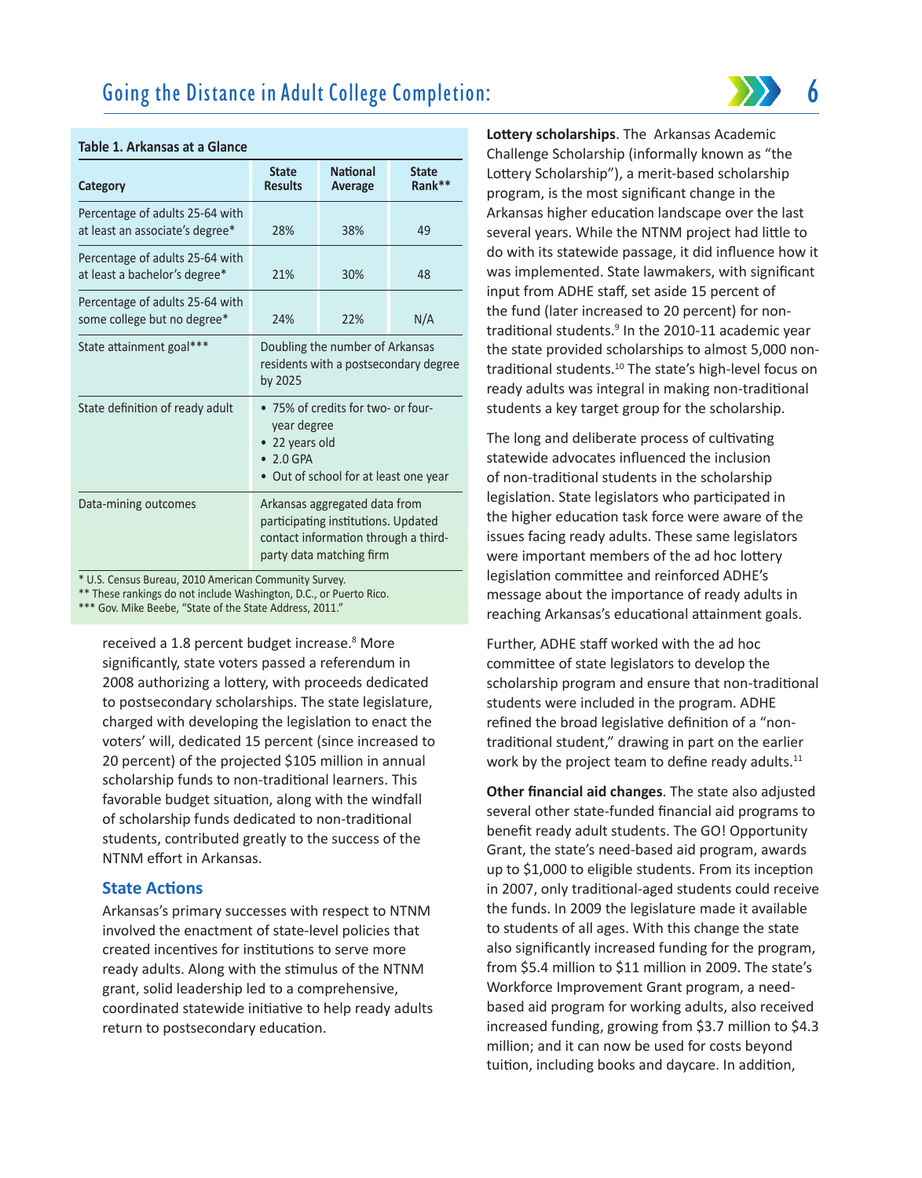**Table 1. Arkansas at a Glance**

| Category | State Results | National Average | State Rank** |
|---|---|---|---|
| Percentage of adults 25-64 with at least an associate's degree* | 28% | 38% | 49 |
| Percentage of adults 25-64 with at least a bachelor's degree* | 21% | 30% | 48 |
| Percentage of adults 25-64 with some college but no degree* | 24% | 22% | N/A |
| State attainment goal*** | Doubling the number of Arkansas residents with a postsecondary degree by 2025 | | |
| State definition of ready adult | • 75% of credits for two- or four-year degree • 22 years old • 2.0 GPA • Out of school for at least one year | | |
| Data-mining outcomes | Arkansas aggregated data from participating institutions. Updated contact information through a third-party data matching firm | | |

\* U.S. Census Bureau, 2010 American Community Survey.
** These rankings do not include Washington, D.C., or Puerto Rico.
*** Gov. Mike Beebe, "State of the State Address, 2011."

received a 1.8 percent budget increase.[8] More significantly, state voters passed a referendum in 2008 authorizing a lottery, with proceeds dedicated to postsecondary scholarships. The state legislature, charged with developing the legislation to enact the voters' will, dedicated 15 percent (since increased to 20 percent) of the projected $105 million in annual scholarship funds to non-traditional learners. This favorable budget situation, along with the windfall of scholarship funds dedicated to non-traditional students, contributed greatly to the success of the NTNM effort in Arkansas.

## State Actions

Arkansas's primary successes with respect to NTNM involved the enactment of state-level policies that created incentives for institutions to serve more ready adults. Along with the stimulus of the NTNM grant, solid leadership led to a comprehensive, coordinated statewide initiative to help ready adults return to postsecondary education.

**Lottery scholarships**. The Arkansas Academic Challenge Scholarship (informally known as "the Lottery Scholarship"), a merit-based scholarship program, is the most significant change in the Arkansas higher education landscape over the last several years. While the NTNM project had little to do with its statewide passage, it did influence how it was implemented. State lawmakers, with significant input from ADHE staff, set aside 15 percent of the fund (later increased to 20 percent) for non-traditional students.[9] In the 2010-11 academic year the state provided scholarships to almost 5,000 non-traditional students.[10] The state's high-level focus on ready adults was integral in making non-traditional students a key target group for the scholarship.

The long and deliberate process of cultivating statewide advocates influenced the inclusion of non-traditional students in the scholarship legislation. State legislators who participated in the higher education task force were aware of the issues facing ready adults. These same legislators were important members of the ad hoc lottery legislation committee and reinforced ADHE's message about the importance of ready adults in reaching Arkansas's educational attainment goals.

Further, ADHE staff worked with the ad hoc committee of state legislators to develop the scholarship program and ensure that non-traditional students were included in the program. ADHE refined the broad legislative definition of a "non-traditional student," drawing in part on the earlier work by the project team to define ready adults.[11]

**Other financial aid changes**. The state also adjusted several other state-funded financial aid programs to benefit ready adult students. The GO! Opportunity Grant, the state's need-based aid program, awards up to $1,000 to eligible students. From its inception in 2007, only traditional-aged students could receive the funds. In 2009 the legislature made it available to students of all ages. With this change the state also significantly increased funding for the program, from $5.4 million to $11 million in 2009. The state's Workforce Improvement Grant program, a need-based aid program for working adults, also received increased funding, growing from $3.7 million to $4.3 million; and it can now be used for costs beyond tuition, including books and daycare. In addition,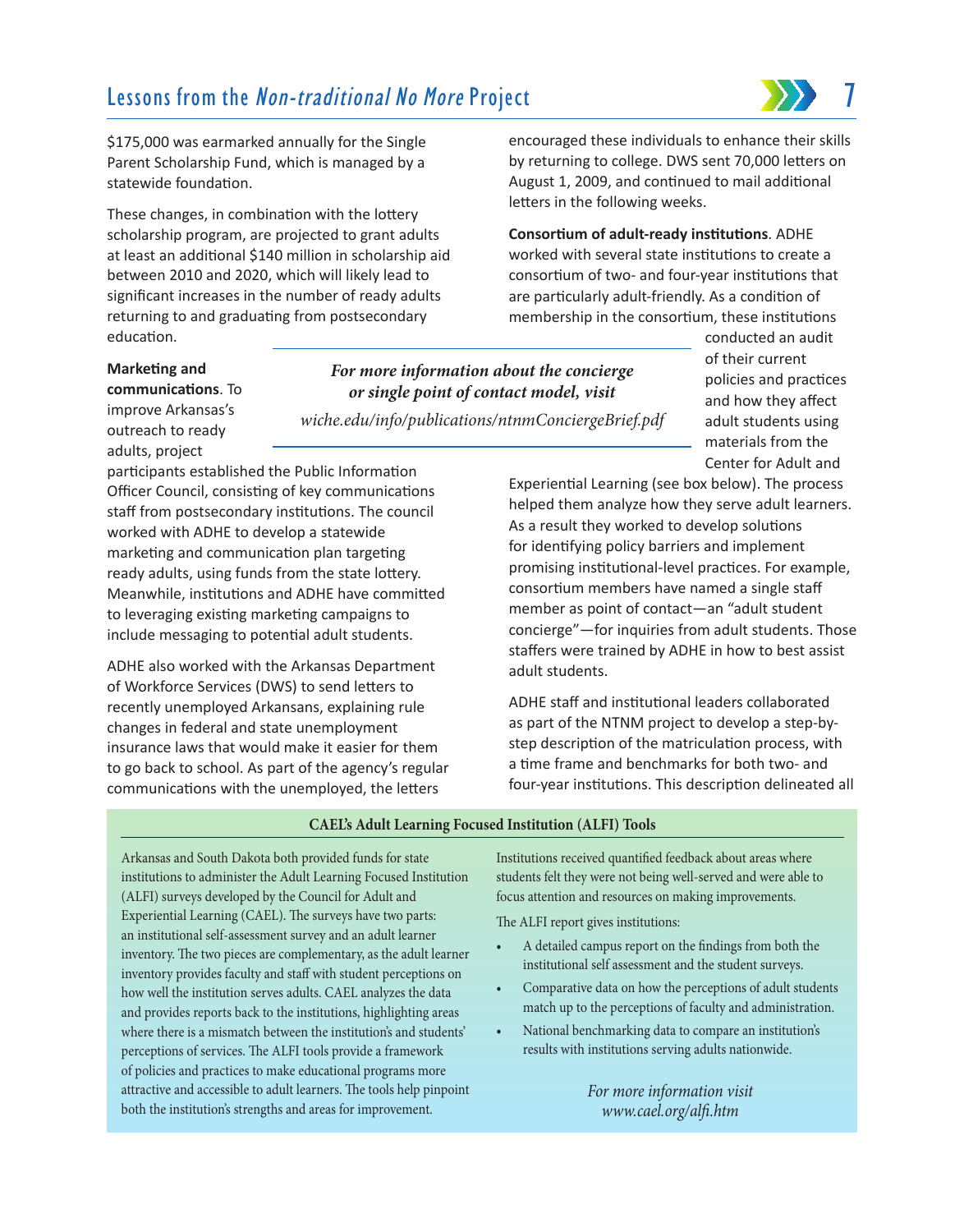$175,000 was earmarked annually for the Single Parent Scholarship Fund, which is managed by a statewide foundation.

These changes, in combination with the lottery scholarship program, are projected to grant adults at least an additional $140 million in scholarship aid between 2010 and 2020, which will likely lead to significant increases in the number of ready adults returning to and graduating from postsecondary education.

**Marketing and communications**. To improve Arkansas's outreach to ready adults, project participants established the Public Information Officer Council, consisting of key communications staff from postsecondary institutions. The council worked with ADHE to develop a statewide marketing and communication plan targeting ready adults, using funds from the state lottery. Meanwhile, institutions and ADHE have committed to leveraging existing marketing campaigns to include messaging to potential adult students.

ADHE also worked with the Arkansas Department of Workforce Services (DWS) to send letters to recently unemployed Arkansans, explaining rule changes in federal and state unemployment insurance laws that would make it easier for them to go back to school. As part of the agency's regular communications with the unemployed, the letters encouraged these individuals to enhance their skills by returning to college. DWS sent 70,000 letters on August 1, 2009, and continued to mail additional letters in the following weeks.

> ***For more information about the concierge or single point of contact model, visit***
> *wiche.edu/info/publications/ntnmConciergeBrief.pdf*

**Consortium of adult-ready institutions**. ADHE worked with several state institutions to create a consortium of two- and four-year institutions that are particularly adult-friendly. As a condition of membership in the consortium, these institutions conducted an audit of their current policies and practices and how they affect adult students using materials from the Center for Adult and Experiential Learning (see box below). The process helped them analyze how they serve adult learners. As a result they worked to develop solutions for identifying policy barriers and implement promising institutional-level practices. For example, consortium members have named a single staff member as point of contact—an "adult student concierge"—for inquiries from adult students. Those staffers were trained by ADHE in how to best assist adult students.

ADHE staff and institutional leaders collaborated as part of the NTNM project to develop a step-by-step description of the matriculation process, with a time frame and benchmarks for both two- and four-year institutions. This description delineated all

### CAEL's Adult Learning Focused Institution (ALFI) Tools

Arkansas and South Dakota both provided funds for state institutions to administer the Adult Learning Focused Institution (ALFI) surveys developed by the Council for Adult and Experiential Learning (CAEL). The surveys have two parts: an institutional self-assessment survey and an adult learner inventory. The two pieces are complementary, as the adult learner inventory provides faculty and staff with student perceptions on how well the institution serves adults. CAEL analyzes the data and provides reports back to the institutions, highlighting areas where there is a mismatch between the institution's and students' perceptions of services. The ALFI tools provide a framework of policies and practices to make educational programs more attractive and accessible to adult learners. The tools help pinpoint both the institution's strengths and areas for improvement.

Institutions received quantified feedback about areas where students felt they were not being well-served and were able to focus attention and resources on making improvements.

The ALFI report gives institutions:

- A detailed campus report on the findings from both the institutional self assessment and the student surveys.
- Comparative data on how the perceptions of adult students match up to the perceptions of faculty and administration.
- National benchmarking data to compare an institution's results with institutions serving adults nationwide.

*For more information visit*
*www.cael.org/alfi.htm*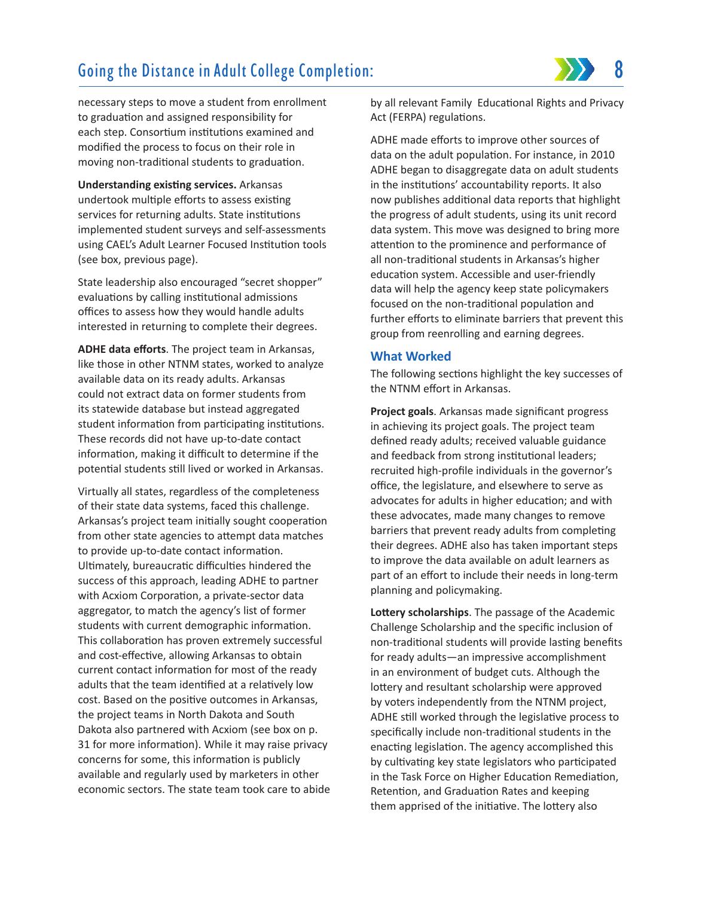necessary steps to move a student from enrollment to graduation and assigned responsibility for each step. Consortium institutions examined and modified the process to focus on their role in moving non-traditional students to graduation.

**Understanding existing services.** Arkansas undertook multiple efforts to assess existing services for returning adults. State institutions implemented student surveys and self-assessments using CAEL's Adult Learner Focused Institution tools (see box, previous page).

State leadership also encouraged "secret shopper" evaluations by calling institutional admissions offices to assess how they would handle adults interested in returning to complete their degrees.

**ADHE data efforts**. The project team in Arkansas, like those in other NTNM states, worked to analyze available data on its ready adults. Arkansas could not extract data on former students from its statewide database but instead aggregated student information from participating institutions. These records did not have up-to-date contact information, making it difficult to determine if the potential students still lived or worked in Arkansas.

Virtually all states, regardless of the completeness of their state data systems, faced this challenge. Arkansas's project team initially sought cooperation from other state agencies to attempt data matches to provide up-to-date contact information. Ultimately, bureaucratic difficulties hindered the success of this approach, leading ADHE to partner with Acxiom Corporation, a private-sector data aggregator, to match the agency's list of former students with current demographic information. This collaboration has proven extremely successful and cost-effective, allowing Arkansas to obtain current contact information for most of the ready adults that the team identified at a relatively low cost. Based on the positive outcomes in Arkansas, the project teams in North Dakota and South Dakota also partnered with Acxiom (see box on p. 31 for more information). While it may raise privacy concerns for some, this information is publicly available and regularly used by marketers in other economic sectors. The state team took care to abide by all relevant Family Educational Rights and Privacy Act (FERPA) regulations.

ADHE made efforts to improve other sources of data on the adult population. For instance, in 2010 ADHE began to disaggregate data on adult students in the institutions' accountability reports. It also now publishes additional data reports that highlight the progress of adult students, using its unit record data system. This move was designed to bring more attention to the prominence and performance of all non-traditional students in Arkansas's higher education system. Accessible and user-friendly data will help the agency keep state policymakers focused on the non-traditional population and further efforts to eliminate barriers that prevent this group from reenrolling and earning degrees.

## What Worked

The following sections highlight the key successes of the NTNM effort in Arkansas.

**Project goals**. Arkansas made significant progress in achieving its project goals. The project team defined ready adults; received valuable guidance and feedback from strong institutional leaders; recruited high-profile individuals in the governor's office, the legislature, and elsewhere to serve as advocates for adults in higher education; and with these advocates, made many changes to remove barriers that prevent ready adults from completing their degrees. ADHE also has taken important steps to improve the data available on adult learners as part of an effort to include their needs in long-term planning and policymaking.

**Lottery scholarships**. The passage of the Academic Challenge Scholarship and the specific inclusion of non-traditional students will provide lasting benefits for ready adults—an impressive accomplishment in an environment of budget cuts. Although the lottery and resultant scholarship were approved by voters independently from the NTNM project, ADHE still worked through the legislative process to specifically include non-traditional students in the enacting legislation. The agency accomplished this by cultivating key state legislators who participated in the Task Force on Higher Education Remediation, Retention, and Graduation Rates and keeping them apprised of the initiative. The lottery also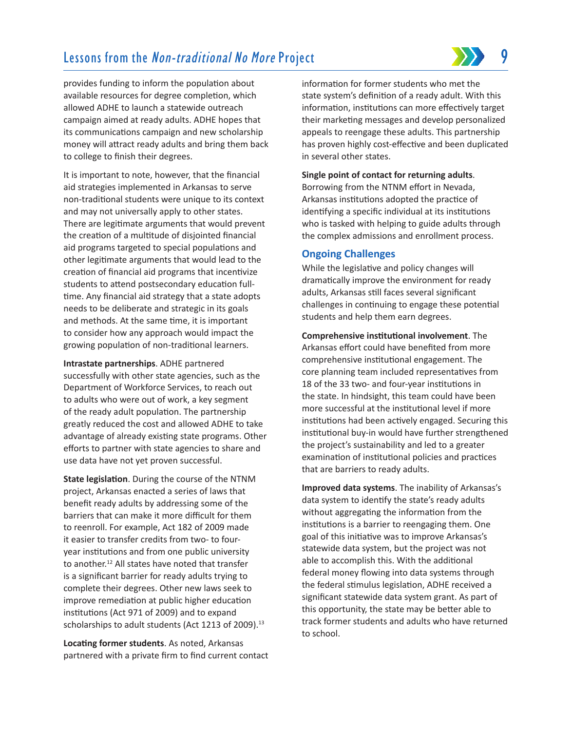provides funding to inform the population about available resources for degree completion, which allowed ADHE to launch a statewide outreach campaign aimed at ready adults. ADHE hopes that its communications campaign and new scholarship money will attract ready adults and bring them back to college to finish their degrees.

It is important to note, however, that the financial aid strategies implemented in Arkansas to serve non-traditional students were unique to its context and may not universally apply to other states. There are legitimate arguments that would prevent the creation of a multitude of disjointed financial aid programs targeted to special populations and other legitimate arguments that would lead to the creation of financial aid programs that incentivize students to attend postsecondary education full-time. Any financial aid strategy that a state adopts needs to be deliberate and strategic in its goals and methods. At the same time, it is important to consider how any approach would impact the growing population of non-traditional learners.

**Intrastate partnerships**. ADHE partnered successfully with other state agencies, such as the Department of Workforce Services, to reach out to adults who were out of work, a key segment of the ready adult population. The partnership greatly reduced the cost and allowed ADHE to take advantage of already existing state programs. Other efforts to partner with state agencies to share and use data have not yet proven successful.

**State legislation**. During the course of the NTNM project, Arkansas enacted a series of laws that benefit ready adults by addressing some of the barriers that can make it more difficult for them to reenroll. For example, Act 182 of 2009 made it easier to transfer credits from two- to four-year institutions and from one public university to another.[12] All states have noted that transfer is a significant barrier for ready adults trying to complete their degrees. Other new laws seek to improve remediation at public higher education institutions (Act 971 of 2009) and to expand scholarships to adult students (Act 1213 of 2009).[13]

**Locating former students**. As noted, Arkansas partnered with a private firm to find current contact information for former students who met the state system's definition of a ready adult. With this information, institutions can more effectively target their marketing messages and develop personalized appeals to reengage these adults. This partnership has proven highly cost-effective and been duplicated in several other states.

**Single point of contact for returning adults**. Borrowing from the NTNM effort in Nevada, Arkansas institutions adopted the practice of identifying a specific individual at its institutions who is tasked with helping to guide adults through the complex admissions and enrollment process.

## Ongoing Challenges

While the legislative and policy changes will dramatically improve the environment for ready adults, Arkansas still faces several significant challenges in continuing to engage these potential students and help them earn degrees.

**Comprehensive institutional involvement**. The Arkansas effort could have benefited from more comprehensive institutional engagement. The core planning team included representatives from 18 of the 33 two- and four-year institutions in the state. In hindsight, this team could have been more successful at the institutional level if more institutions had been actively engaged. Securing this institutional buy-in would have further strengthened the project's sustainability and led to a greater examination of institutional policies and practices that are barriers to ready adults.

**Improved data systems**. The inability of Arkansas's data system to identify the state's ready adults without aggregating the information from the institutions is a barrier to reengaging them. One goal of this initiative was to improve Arkansas's statewide data system, but the project was not able to accomplish this. With the additional federal money flowing into data systems through the federal stimulus legislation, ADHE received a significant statewide data system grant. As part of this opportunity, the state may be better able to track former students and adults who have returned to school.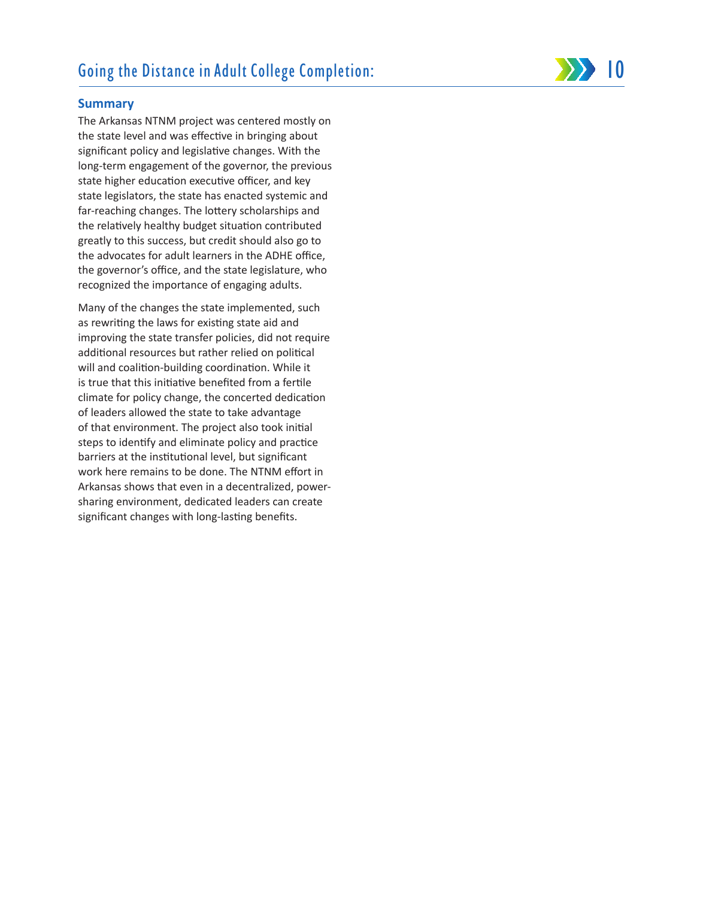## Summary

The Arkansas NTNM project was centered mostly on the state level and was effective in bringing about significant policy and legislative changes. With the long-term engagement of the governor, the previous state higher education executive officer, and key state legislators, the state has enacted systemic and far-reaching changes. The lottery scholarships and the relatively healthy budget situation contributed greatly to this success, but credit should also go to the advocates for adult learners in the ADHE office, the governor's office, and the state legislature, who recognized the importance of engaging adults.

Many of the changes the state implemented, such as rewriting the laws for existing state aid and improving the state transfer policies, did not require additional resources but rather relied on political will and coalition-building coordination. While it is true that this initiative benefited from a fertile climate for policy change, the concerted dedication of leaders allowed the state to take advantage of that environment. The project also took initial steps to identify and eliminate policy and practice barriers at the institutional level, but significant work here remains to be done. The NTNM effort in Arkansas shows that even in a decentralized, power-sharing environment, dedicated leaders can create significant changes with long-lasting benefits.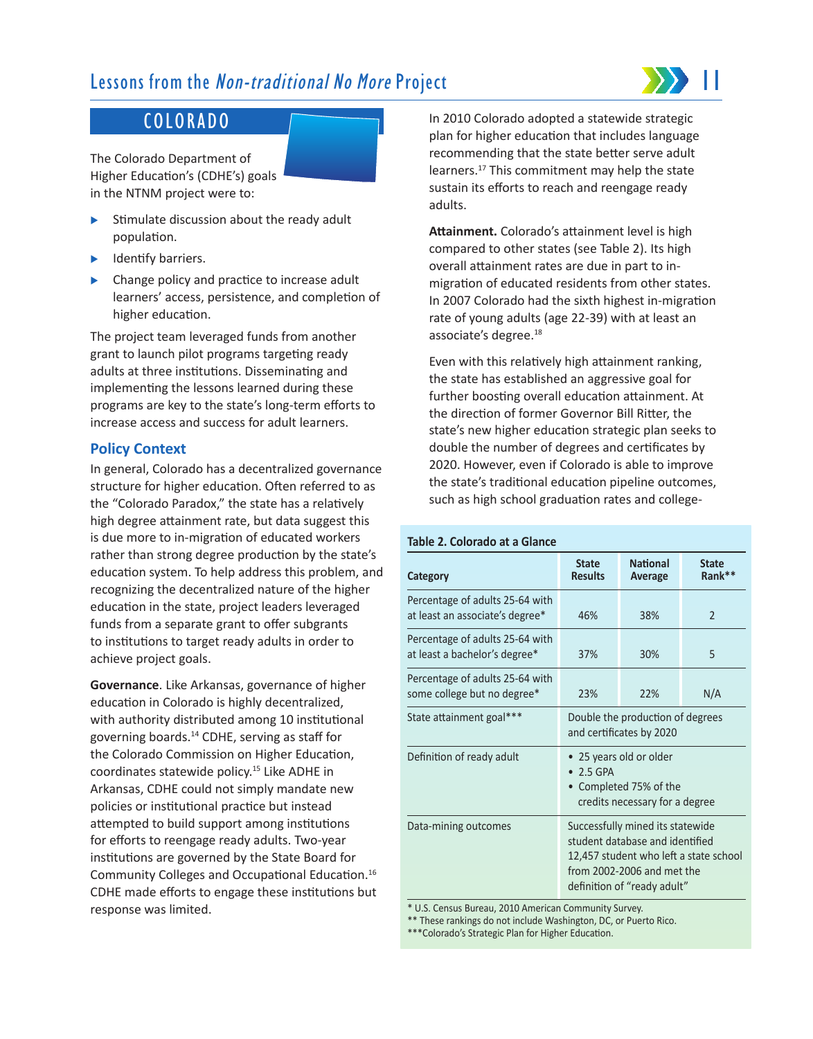## COLORADO

The Colorado Department of Higher Education's (CDHE's) goals in the NTNM project were to:

- Stimulate discussion about the ready adult population.
- Identify barriers.
- Change policy and practice to increase adult learners' access, persistence, and completion of higher education.

The project team leveraged funds from another grant to launch pilot programs targeting ready adults at three institutions. Disseminating and implementing the lessons learned during these programs are key to the state's long-term efforts to increase access and success for adult learners.

### Policy Context

In general, Colorado has a decentralized governance structure for higher education. Often referred to as the "Colorado Paradox," the state has a relatively high degree attainment rate, but data suggest this is due more to in-migration of educated workers rather than strong degree production by the state's education system. To help address this problem, and recognizing the decentralized nature of the higher education in the state, project leaders leveraged funds from a separate grant to offer subgrants to institutions to target ready adults in order to achieve project goals.

**Governance**. Like Arkansas, governance of higher education in Colorado is highly decentralized, with authority distributed among 10 institutional governing boards.[14] CDHE, serving as staff for the Colorado Commission on Higher Education, coordinates statewide policy.[15] Like ADHE in Arkansas, CDHE could not simply mandate new policies or institutional practice but instead attempted to build support among institutions for efforts to reengage ready adults. Two-year institutions are governed by the State Board for Community Colleges and Occupational Education.[16] CDHE made efforts to engage these institutions but response was limited.

In 2010 Colorado adopted a statewide strategic plan for higher education that includes language recommending that the state better serve adult learners.[17] This commitment may help the state sustain its efforts to reach and reengage ready adults.

**Attainment.** Colorado's attainment level is high compared to other states (see Table 2). Its high overall attainment rates are due in part to in-migration of educated residents from other states. In 2007 Colorado had the sixth highest in-migration rate of young adults (age 22-39) with at least an associate's degree.[18]

Even with this relatively high attainment ranking, the state has established an aggressive goal for further boosting overall education attainment. At the direction of former Governor Bill Ritter, the state's new higher education strategic plan seeks to double the number of degrees and certificates by 2020. However, even if Colorado is able to improve the state's traditional education pipeline outcomes, such as high school graduation rates and college-

**Table 2. Colorado at a Glance**

| Category | State Results | National Average | State Rank** |
|---|---|---|---|
| Percentage of adults 25-64 with at least an associate's degree* | 46% | 38% | 2 |
| Percentage of adults 25-64 with at least a bachelor's degree* | 37% | 30% | 5 |
| Percentage of adults 25-64 with some college but no degree* | 23% | 22% | N/A |
| State attainment goal*** | Double the production of degrees and certificates by 2020 | | |
| Definition of ready adult | • 25 years old or older<br>• 2.5 GPA<br>• Completed 75% of the credits necessary for a degree | | |
| Data-mining outcomes | Successfully mined its statewide student database and identified 12,457 student who left a state school from 2002-2006 and met the definition of "ready adult" | | |

\* U.S. Census Bureau, 2010 American Community Survey.
** These rankings do not include Washington, DC, or Puerto Rico.
***Colorado's Strategic Plan for Higher Education.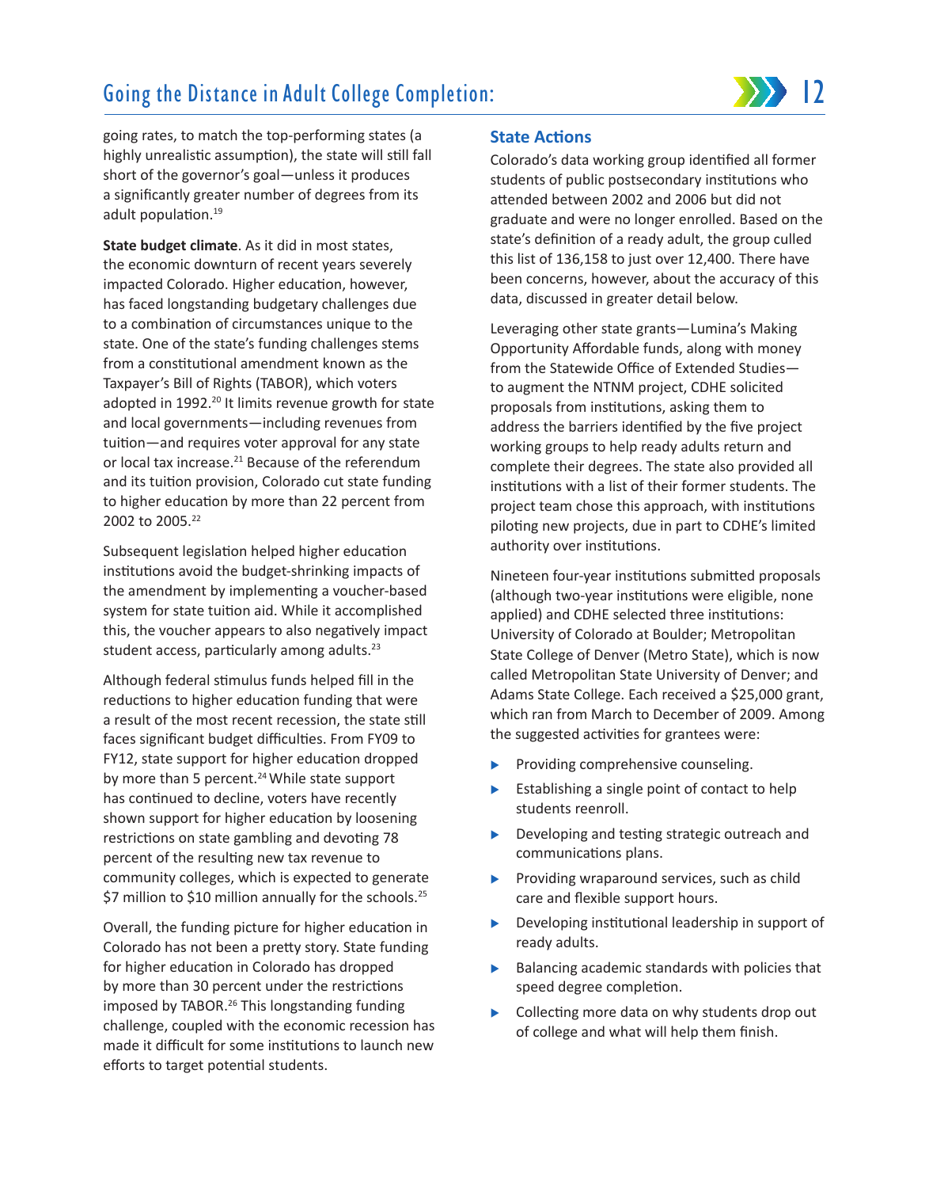going rates, to match the top-performing states (a highly unrealistic assumption), the state will still fall short of the governor's goal—unless it produces a significantly greater number of degrees from its adult population.[19]

**State budget climate**. As it did in most states, the economic downturn of recent years severely impacted Colorado. Higher education, however, has faced longstanding budgetary challenges due to a combination of circumstances unique to the state. One of the state's funding challenges stems from a constitutional amendment known as the Taxpayer's Bill of Rights (TABOR), which voters adopted in 1992.[20] It limits revenue growth for state and local governments—including revenues from tuition—and requires voter approval for any state or local tax increase.[21] Because of the referendum and its tuition provision, Colorado cut state funding to higher education by more than 22 percent from 2002 to 2005.[22]

Subsequent legislation helped higher education institutions avoid the budget-shrinking impacts of the amendment by implementing a voucher-based system for state tuition aid. While it accomplished this, the voucher appears to also negatively impact student access, particularly among adults.[23]

Although federal stimulus funds helped fill in the reductions to higher education funding that were a result of the most recent recession, the state still faces significant budget difficulties. From FY09 to FY12, state support for higher education dropped by more than 5 percent.[24] While state support has continued to decline, voters have recently shown support for higher education by loosening restrictions on state gambling and devoting 78 percent of the resulting new tax revenue to community colleges, which is expected to generate $7 million to $10 million annually for the schools.[25]

Overall, the funding picture for higher education in Colorado has not been a pretty story. State funding for higher education in Colorado has dropped by more than 30 percent under the restrictions imposed by TABOR.[26] This longstanding funding challenge, coupled with the economic recession has made it difficult for some institutions to launch new efforts to target potential students.

## State Actions

Colorado's data working group identified all former students of public postsecondary institutions who attended between 2002 and 2006 but did not graduate and were no longer enrolled. Based on the state's definition of a ready adult, the group culled this list of 136,158 to just over 12,400. There have been concerns, however, about the accuracy of this data, discussed in greater detail below.

Leveraging other state grants—Lumina's Making Opportunity Affordable funds, along with money from the Statewide Office of Extended Studies—to augment the NTNM project, CDHE solicited proposals from institutions, asking them to address the barriers identified by the five project working groups to help ready adults return and complete their degrees. The state also provided all institutions with a list of their former students. The project team chose this approach, with institutions piloting new projects, due in part to CDHE's limited authority over institutions.

Nineteen four-year institutions submitted proposals (although two-year institutions were eligible, none applied) and CDHE selected three institutions: University of Colorado at Boulder; Metropolitan State College of Denver (Metro State), which is now called Metropolitan State University of Denver; and Adams State College. Each received a $25,000 grant, which ran from March to December of 2009. Among the suggested activities for grantees were:

- Providing comprehensive counseling.
- Establishing a single point of contact to help students reenroll.
- Developing and testing strategic outreach and communications plans.
- Providing wraparound services, such as child care and flexible support hours.
- Developing institutional leadership in support of ready adults.
- Balancing academic standards with policies that speed degree completion.
- Collecting more data on why students drop out of college and what will help them finish.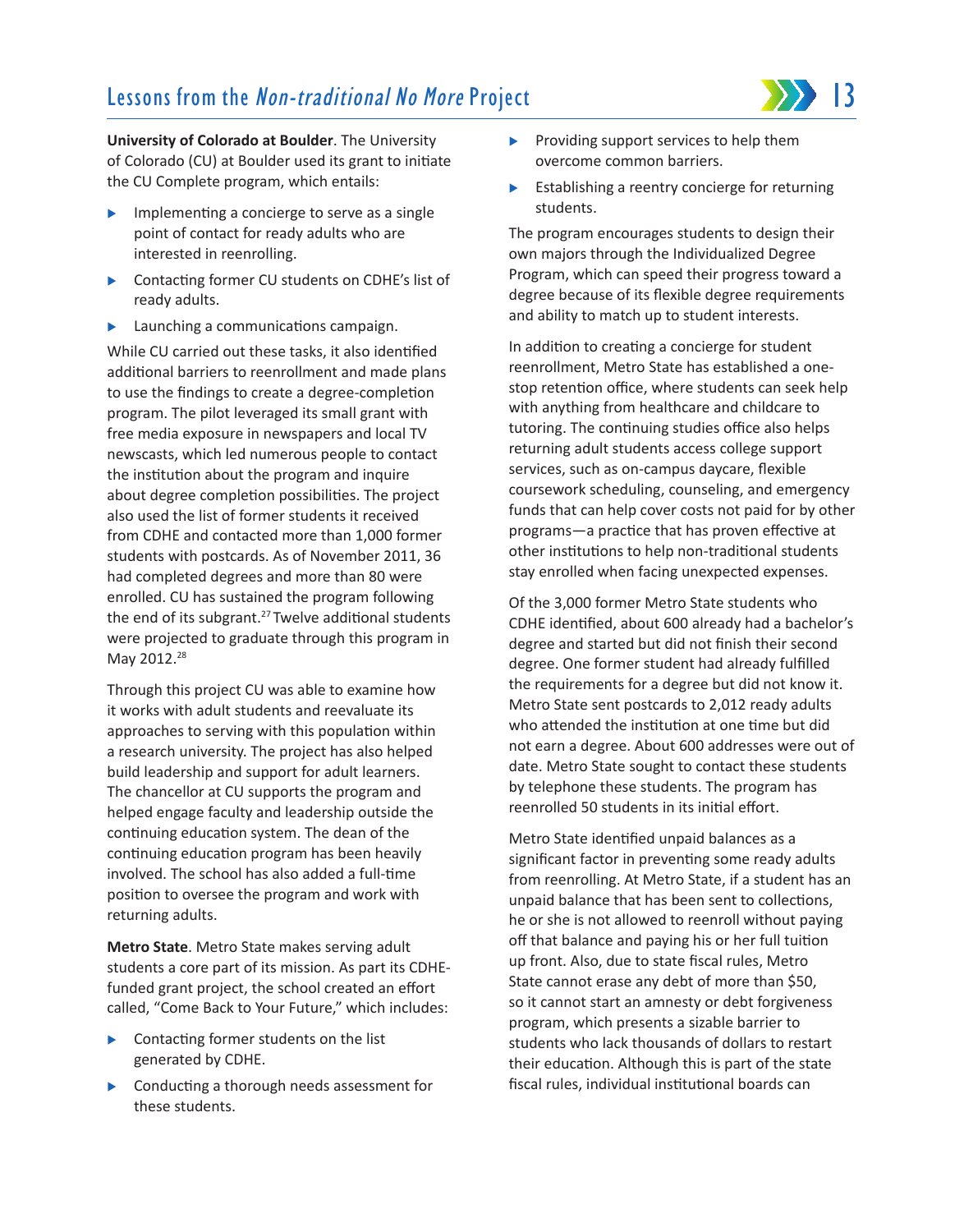**University of Colorado at Boulder**. The University of Colorado (CU) at Boulder used its grant to initiate the CU Complete program, which entails:

- Implementing a concierge to serve as a single point of contact for ready adults who are interested in reenrolling.
- Contacting former CU students on CDHE's list of ready adults.
- Launching a communications campaign.

While CU carried out these tasks, it also identified additional barriers to reenrollment and made plans to use the findings to create a degree-completion program. The pilot leveraged its small grant with free media exposure in newspapers and local TV newscasts, which led numerous people to contact the institution about the program and inquire about degree completion possibilities. The project also used the list of former students it received from CDHE and contacted more than 1,000 former students with postcards. As of November 2011, 36 had completed degrees and more than 80 were enrolled. CU has sustained the program following the end of its subgrant.[27] Twelve additional students were projected to graduate through this program in May 2012.[28]

Through this project CU was able to examine how it works with adult students and reevaluate its approaches to serving with this population within a research university. The project has also helped build leadership and support for adult learners. The chancellor at CU supports the program and helped engage faculty and leadership outside the continuing education system. The dean of the continuing education program has been heavily involved. The school has also added a full-time position to oversee the program and work with returning adults.

**Metro State**. Metro State makes serving adult students a core part of its mission. As part its CDHE-funded grant project, the school created an effort called, "Come Back to Your Future," which includes:

- Contacting former students on the list generated by CDHE.
- Conducting a thorough needs assessment for these students.
- Providing support services to help them overcome common barriers.
- Establishing a reentry concierge for returning students.

The program encourages students to design their own majors through the Individualized Degree Program, which can speed their progress toward a degree because of its flexible degree requirements and ability to match up to student interests.

In addition to creating a concierge for student reenrollment, Metro State has established a one-stop retention office, where students can seek help with anything from healthcare and childcare to tutoring. The continuing studies office also helps returning adult students access college support services, such as on-campus daycare, flexible coursework scheduling, counseling, and emergency funds that can help cover costs not paid for by other programs—a practice that has proven effective at other institutions to help non-traditional students stay enrolled when facing unexpected expenses.

Of the 3,000 former Metro State students who CDHE identified, about 600 already had a bachelor's degree and started but did not finish their second degree. One former student had already fulfilled the requirements for a degree but did not know it. Metro State sent postcards to 2,012 ready adults who attended the institution at one time but did not earn a degree. About 600 addresses were out of date. Metro State sought to contact these students by telephone these students. The program has reenrolled 50 students in its initial effort.

Metro State identified unpaid balances as a significant factor in preventing some ready adults from reenrolling. At Metro State, if a student has an unpaid balance that has been sent to collections, he or she is not allowed to reenroll without paying off that balance and paying his or her full tuition up front. Also, due to state fiscal rules, Metro State cannot erase any debt of more than $50, so it cannot start an amnesty or debt forgiveness program, which presents a sizable barrier to students who lack thousands of dollars to restart their education. Although this is part of the state fiscal rules, individual institutional boards can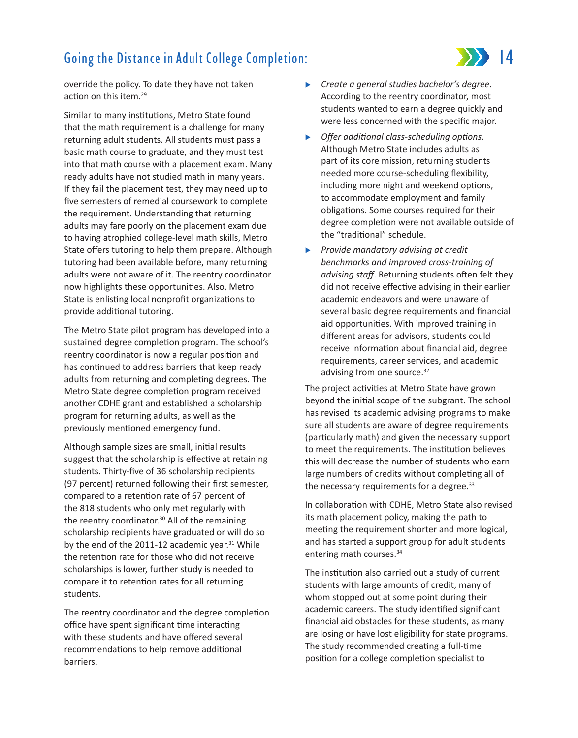override the policy. To date they have not taken action on this item.[29]

Similar to many institutions, Metro State found that the math requirement is a challenge for many returning adult students. All students must pass a basic math course to graduate, and they must test into that math course with a placement exam. Many ready adults have not studied math in many years. If they fail the placement test, they may need up to five semesters of remedial coursework to complete the requirement. Understanding that returning adults may fare poorly on the placement exam due to having atrophied college-level math skills, Metro State offers tutoring to help them prepare. Although tutoring had been available before, many returning adults were not aware of it. The reentry coordinator now highlights these opportunities. Also, Metro State is enlisting local nonprofit organizations to provide additional tutoring.

The Metro State pilot program has developed into a sustained degree completion program. The school's reentry coordinator is now a regular position and has continued to address barriers that keep ready adults from returning and completing degrees. The Metro State degree completion program received another CDHE grant and established a scholarship program for returning adults, as well as the previously mentioned emergency fund.

Although sample sizes are small, initial results suggest that the scholarship is effective at retaining students. Thirty-five of 36 scholarship recipients (97 percent) returned following their first semester, compared to a retention rate of 67 percent of the 818 students who only met regularly with the reentry coordinator.[30] All of the remaining scholarship recipients have graduated or will do so by the end of the 2011-12 academic year.[31] While the retention rate for those who did not receive scholarships is lower, further study is needed to compare it to retention rates for all returning students.

The reentry coordinator and the degree completion office have spent significant time interacting with these students and have offered several recommendations to help remove additional barriers.

- *Create a general studies bachelor's degree*. According to the reentry coordinator, most students wanted to earn a degree quickly and were less concerned with the specific major.
- *Offer additional class-scheduling options*. Although Metro State includes adults as part of its core mission, returning students needed more course-scheduling flexibility, including more night and weekend options, to accommodate employment and family obligations. Some courses required for their degree completion were not available outside of the "traditional" schedule.
- *Provide mandatory advising at credit benchmarks and improved cross-training of advising staff*. Returning students often felt they did not receive effective advising in their earlier academic endeavors and were unaware of several basic degree requirements and financial aid opportunities. With improved training in different areas for advisors, students could receive information about financial aid, degree requirements, career services, and academic advising from one source.[32]

The project activities at Metro State have grown beyond the initial scope of the subgrant. The school has revised its academic advising programs to make sure all students are aware of degree requirements (particularly math) and given the necessary support to meet the requirements. The institution believes this will decrease the number of students who earn large numbers of credits without completing all of the necessary requirements for a degree.[33]

In collaboration with CDHE, Metro State also revised its math placement policy, making the path to meeting the requirement shorter and more logical, and has started a support group for adult students entering math courses.[34]

The institution also carried out a study of current students with large amounts of credit, many of whom stopped out at some point during their academic careers. The study identified significant financial aid obstacles for these students, as many are losing or have lost eligibility for state programs. The study recommended creating a full-time position for a college completion specialist to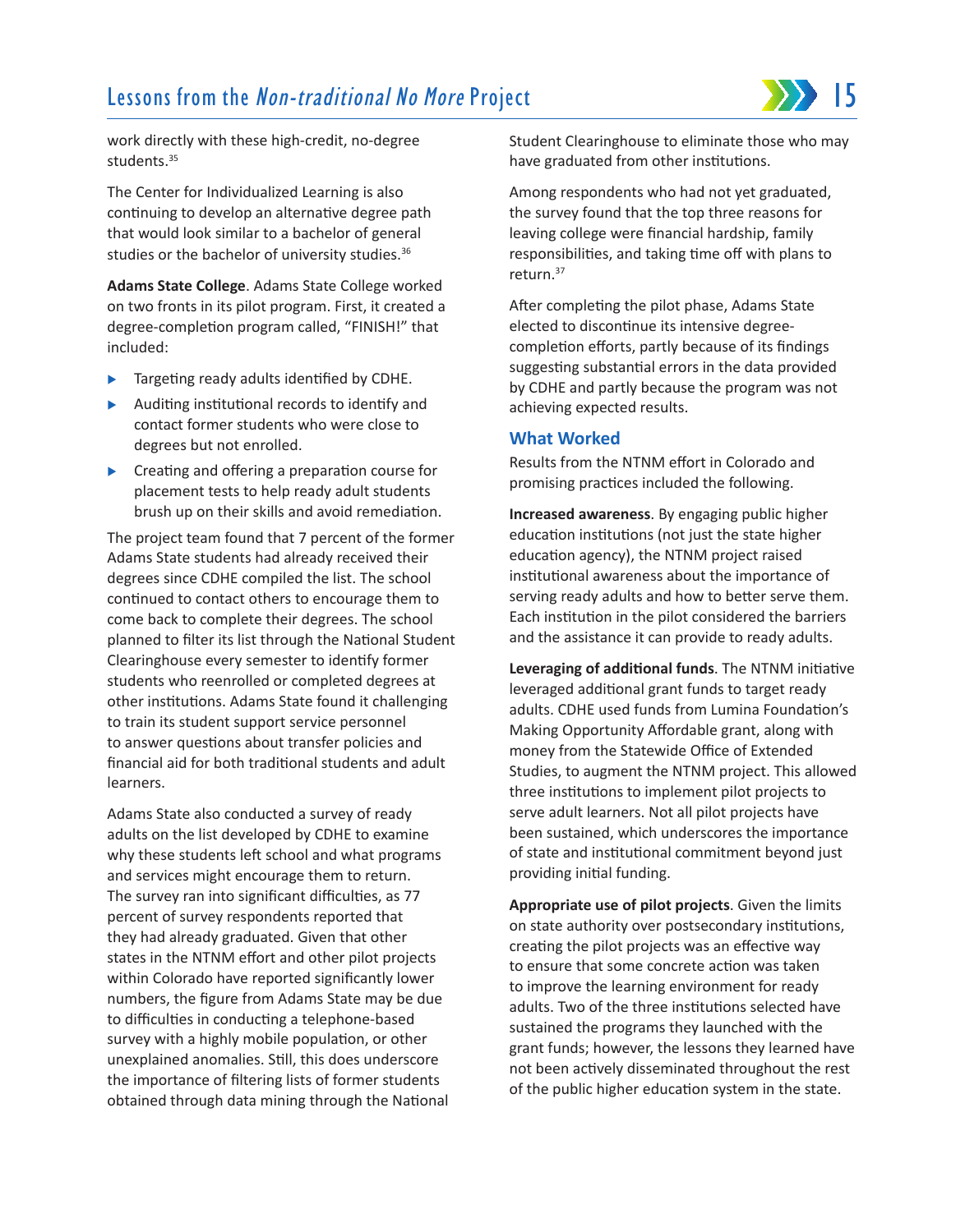work directly with these high-credit, no-degree students.[35]

The Center for Individualized Learning is also continuing to develop an alternative degree path that would look similar to a bachelor of general studies or the bachelor of university studies.[36]

**Adams State College**. Adams State College worked on two fronts in its pilot program. First, it created a degree-completion program called, "FINISH!" that included:

- Targeting ready adults identified by CDHE.
- Auditing institutional records to identify and contact former students who were close to degrees but not enrolled.
- Creating and offering a preparation course for placement tests to help ready adult students brush up on their skills and avoid remediation.

The project team found that 7 percent of the former Adams State students had already received their degrees since CDHE compiled the list. The school continued to contact others to encourage them to come back to complete their degrees. The school planned to filter its list through the National Student Clearinghouse every semester to identify former students who reenrolled or completed degrees at other institutions. Adams State found it challenging to train its student support service personnel to answer questions about transfer policies and financial aid for both traditional students and adult learners.

Adams State also conducted a survey of ready adults on the list developed by CDHE to examine why these students left school and what programs and services might encourage them to return. The survey ran into significant difficulties, as 77 percent of survey respondents reported that they had already graduated. Given that other states in the NTNM effort and other pilot projects within Colorado have reported significantly lower numbers, the figure from Adams State may be due to difficulties in conducting a telephone-based survey with a highly mobile population, or other unexplained anomalies. Still, this does underscore the importance of filtering lists of former students obtained through data mining through the National Student Clearinghouse to eliminate those who may have graduated from other institutions.

Among respondents who had not yet graduated, the survey found that the top three reasons for leaving college were financial hardship, family responsibilities, and taking time off with plans to return.[37]

After completing the pilot phase, Adams State elected to discontinue its intensive degree-completion efforts, partly because of its findings suggesting substantial errors in the data provided by CDHE and partly because the program was not achieving expected results.

### What Worked

Results from the NTNM effort in Colorado and promising practices included the following.

**Increased awareness**. By engaging public higher education institutions (not just the state higher education agency), the NTNM project raised institutional awareness about the importance of serving ready adults and how to better serve them. Each institution in the pilot considered the barriers and the assistance it can provide to ready adults.

**Leveraging of additional funds**. The NTNM initiative leveraged additional grant funds to target ready adults. CDHE used funds from Lumina Foundation's Making Opportunity Affordable grant, along with money from the Statewide Office of Extended Studies, to augment the NTNM project. This allowed three institutions to implement pilot projects to serve adult learners. Not all pilot projects have been sustained, which underscores the importance of state and institutional commitment beyond just providing initial funding.

**Appropriate use of pilot projects**. Given the limits on state authority over postsecondary institutions, creating the pilot projects was an effective way to ensure that some concrete action was taken to improve the learning environment for ready adults. Two of the three institutions selected have sustained the programs they launched with the grant funds; however, the lessons they learned have not been actively disseminated throughout the rest of the public higher education system in the state.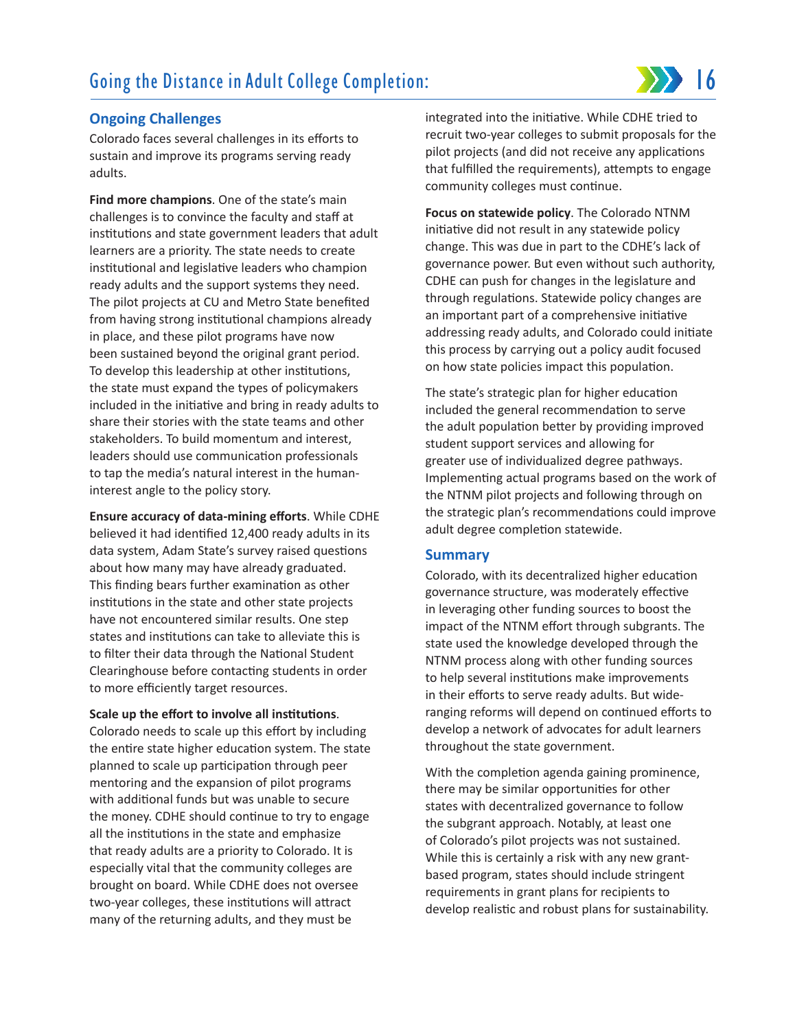## Ongoing Challenges

Colorado faces several challenges in its efforts to sustain and improve its programs serving ready adults.

**Find more champions**. One of the state's main challenges is to convince the faculty and staff at institutions and state government leaders that adult learners are a priority. The state needs to create institutional and legislative leaders who champion ready adults and the support systems they need. The pilot projects at CU and Metro State benefited from having strong institutional champions already in place, and these pilot programs have now been sustained beyond the original grant period. To develop this leadership at other institutions, the state must expand the types of policymakers included in the initiative and bring in ready adults to share their stories with the state teams and other stakeholders. To build momentum and interest, leaders should use communication professionals to tap the media's natural interest in the human-interest angle to the policy story.

**Ensure accuracy of data-mining efforts**. While CDHE believed it had identified 12,400 ready adults in its data system, Adam State's survey raised questions about how many may have already graduated. This finding bears further examination as other institutions in the state and other state projects have not encountered similar results. One step states and institutions can take to alleviate this is to filter their data through the National Student Clearinghouse before contacting students in order to more efficiently target resources.

**Scale up the effort to involve all institutions**. Colorado needs to scale up this effort by including the entire state higher education system. The state planned to scale up participation through peer mentoring and the expansion of pilot programs with additional funds but was unable to secure the money. CDHE should continue to try to engage all the institutions in the state and emphasize that ready adults are a priority to Colorado. It is especially vital that the community colleges are brought on board. While CDHE does not oversee two-year colleges, these institutions will attract many of the returning adults, and they must be integrated into the initiative. While CDHE tried to recruit two-year colleges to submit proposals for the pilot projects (and did not receive any applications that fulfilled the requirements), attempts to engage community colleges must continue.

**Focus on statewide policy**. The Colorado NTNM initiative did not result in any statewide policy change. This was due in part to the CDHE's lack of governance power. But even without such authority, CDHE can push for changes in the legislature and through regulations. Statewide policy changes are an important part of a comprehensive initiative addressing ready adults, and Colorado could initiate this process by carrying out a policy audit focused on how state policies impact this population.

The state's strategic plan for higher education included the general recommendation to serve the adult population better by providing improved student support services and allowing for greater use of individualized degree pathways. Implementing actual programs based on the work of the NTNM pilot projects and following through on the strategic plan's recommendations could improve adult degree completion statewide.

## Summary

Colorado, with its decentralized higher education governance structure, was moderately effective in leveraging other funding sources to boost the impact of the NTNM effort through subgrants. The state used the knowledge developed through the NTNM process along with other funding sources to help several institutions make improvements in their efforts to serve ready adults. But wide-ranging reforms will depend on continued efforts to develop a network of advocates for adult learners throughout the state government.

With the completion agenda gaining prominence, there may be similar opportunities for other states with decentralized governance to follow the subgrant approach. Notably, at least one of Colorado's pilot projects was not sustained. While this is certainly a risk with any new grant-based program, states should include stringent requirements in grant plans for recipients to develop realistic and robust plans for sustainability.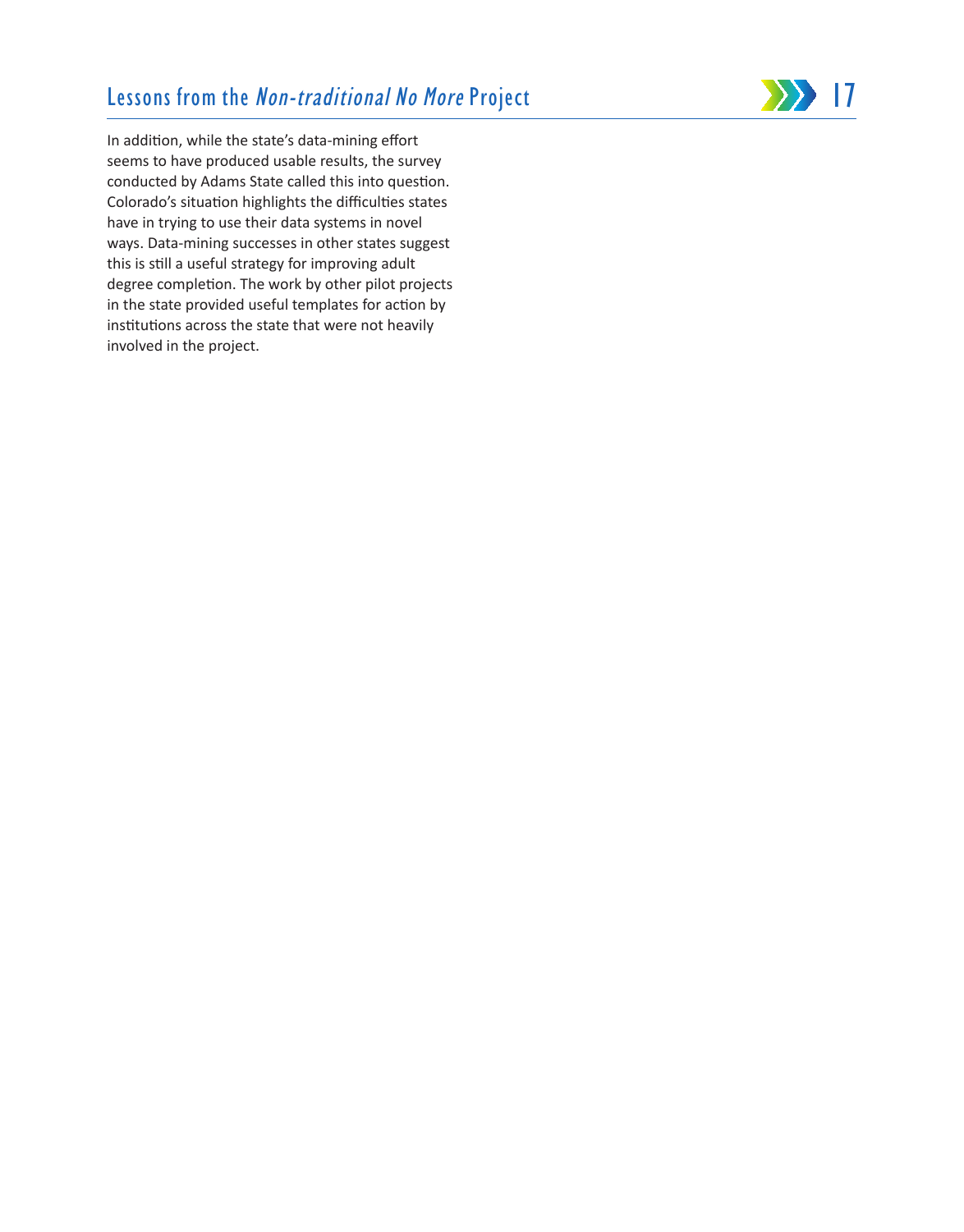In addition, while the state's data-mining effort seems to have produced usable results, the survey conducted by Adams State called this into question. Colorado's situation highlights the difficulties states have in trying to use their data systems in novel ways. Data-mining successes in other states suggest this is still a useful strategy for improving adult degree completion. The work by other pilot projects in the state provided useful templates for action by institutions across the state that were not heavily involved in the project.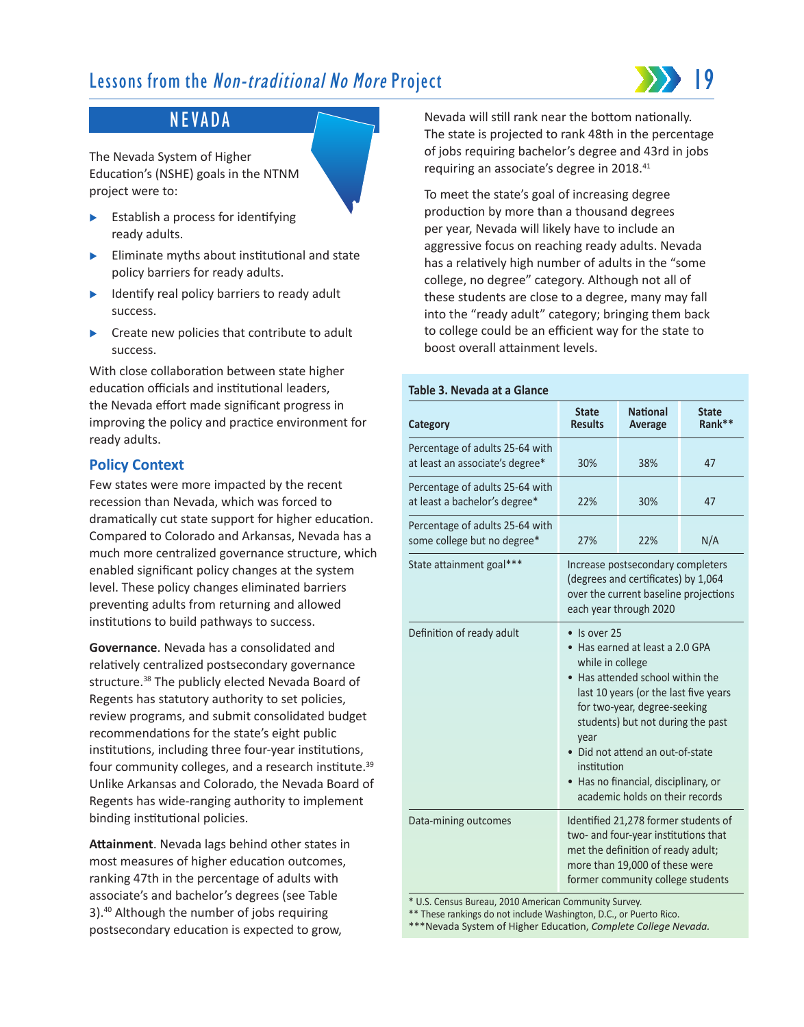## NEVADA

The Nevada System of Higher Education's (NSHE) goals in the NTNM project were to:

- Establish a process for identifying ready adults.
- Eliminate myths about institutional and state policy barriers for ready adults.
- Identify real policy barriers to ready adult success.
- Create new policies that contribute to adult success.

With close collaboration between state higher education officials and institutional leaders, the Nevada effort made significant progress in improving the policy and practice environment for ready adults.

### Policy Context

Few states were more impacted by the recent recession than Nevada, which was forced to dramatically cut state support for higher education. Compared to Colorado and Arkansas, Nevada has a much more centralized governance structure, which enabled significant policy changes at the system level. These policy changes eliminated barriers preventing adults from returning and allowed institutions to build pathways to success.

**Governance**. Nevada has a consolidated and relatively centralized postsecondary governance structure.[38] The publicly elected Nevada Board of Regents has statutory authority to set policies, review programs, and submit consolidated budget recommendations for the state's eight public institutions, including three four-year institutions, four community colleges, and a research institute.[39] Unlike Arkansas and Colorado, the Nevada Board of Regents has wide-ranging authority to implement binding institutional policies.

**Attainment**. Nevada lags behind other states in most measures of higher education outcomes, ranking 47th in the percentage of adults with associate's and bachelor's degrees (see Table 3).[40] Although the number of jobs requiring postsecondary education is expected to grow, Nevada will still rank near the bottom nationally. The state is projected to rank 48th in the percentage of jobs requiring bachelor's degree and 43rd in jobs requiring an associate's degree in 2018.[41]

To meet the state's goal of increasing degree production by more than a thousand degrees per year, Nevada will likely have to include an aggressive focus on reaching ready adults. Nevada has a relatively high number of adults in the "some college, no degree" category. Although not all of these students are close to a degree, many may fall into the "ready adult" category; bringing them back to college could be an efficient way for the state to boost overall attainment levels.

**Table 3. Nevada at a Glance**

| Category | State Results | National Average | State Rank** |
|---|---|---|---|
| Percentage of adults 25-64 with at least an associate's degree* | 30% | 38% | 47 |
| Percentage of adults 25-64 with at least a bachelor's degree* | 22% | 30% | 47 |
| Percentage of adults 25-64 with some college but no degree* | 27% | 22% | N/A |
| State attainment goal*** | Increase postsecondary completers (degrees and certificates) by 1,064 over the current baseline projections each year through 2020 | | |
| Definition of ready adult | • Is over 25<br>• Has earned at least a 2.0 GPA while in college<br>• Has attended school within the last 10 years (or the last five years for two-year, degree-seeking students) but not during the past year<br>• Did not attend an out-of-state institution<br>• Has no financial, disciplinary, or academic holds on their records | | |
| Data-mining outcomes | Identified 21,278 former students of two- and four-year institutions that met the definition of ready adult; more than 19,000 of these were former community college students | | |

\* U.S. Census Bureau, 2010 American Community Survey.
** These rankings do not include Washington, D.C., or Puerto Rico.
***Nevada System of Higher Education, *Complete College Nevada.*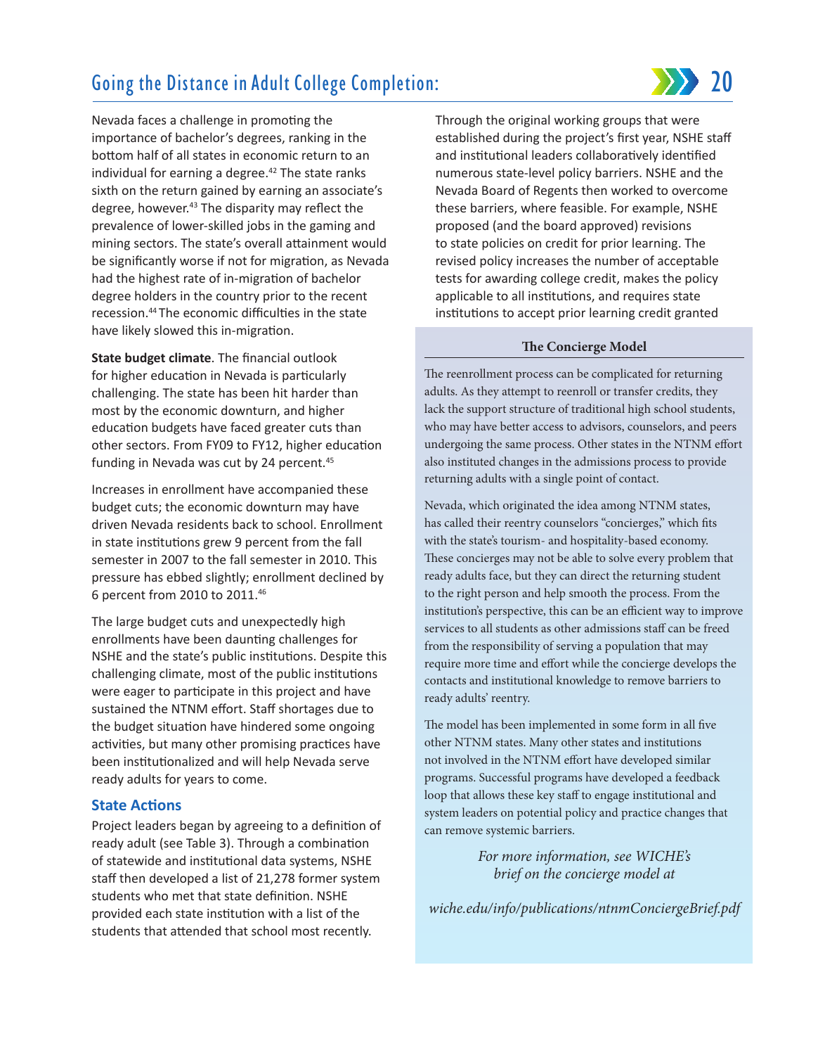Nevada faces a challenge in promoting the importance of bachelor's degrees, ranking in the bottom half of all states in economic return to an individual for earning a degree.[42] The state ranks sixth on the return gained by earning an associate's degree, however.[43] The disparity may reflect the prevalence of lower-skilled jobs in the gaming and mining sectors. The state's overall attainment would be significantly worse if not for migration, as Nevada had the highest rate of in-migration of bachelor degree holders in the country prior to the recent recession.[44] The economic difficulties in the state have likely slowed this in-migration.

**State budget climate**. The financial outlook for higher education in Nevada is particularly challenging. The state has been hit harder than most by the economic downturn, and higher education budgets have faced greater cuts than other sectors. From FY09 to FY12, higher education funding in Nevada was cut by 24 percent.[45]

Increases in enrollment have accompanied these budget cuts; the economic downturn may have driven Nevada residents back to school. Enrollment in state institutions grew 9 percent from the fall semester in 2007 to the fall semester in 2010. This pressure has ebbed slightly; enrollment declined by 6 percent from 2010 to 2011.[46]

The large budget cuts and unexpectedly high enrollments have been daunting challenges for NSHE and the state's public institutions. Despite this challenging climate, most of the public institutions were eager to participate in this project and have sustained the NTNM effort. Staff shortages due to the budget situation have hindered some ongoing activities, but many other promising practices have been institutionalized and will help Nevada serve ready adults for years to come.

### State Actions

Project leaders began by agreeing to a definition of ready adult (see Table 3). Through a combination of statewide and institutional data systems, NSHE staff then developed a list of 21,278 former system students who met that state definition. NSHE provided each state institution with a list of the students that attended that school most recently.

Through the original working groups that were established during the project's first year, NSHE staff and institutional leaders collaboratively identified numerous state-level policy barriers. NSHE and the Nevada Board of Regents then worked to overcome these barriers, where feasible. For example, NSHE proposed (and the board approved) revisions to state policies on credit for prior learning. The revised policy increases the number of acceptable tests for awarding college credit, makes the policy applicable to all institutions, and requires state institutions to accept prior learning credit granted

**The Concierge Model**

The reenrollment process can be complicated for returning adults. As they attempt to reenroll or transfer credits, they lack the support structure of traditional high school students, who may have better access to advisors, counselors, and peers undergoing the same process. Other states in the NTNM effort also instituted changes in the admissions process to provide returning adults with a single point of contact.

Nevada, which originated the idea among NTNM states, has called their reentry counselors "concierges," which fits with the state's tourism- and hospitality-based economy. These concierges may not be able to solve every problem that ready adults face, but they can direct the returning student to the right person and help smooth the process. From the institution's perspective, this can be an efficient way to improve services to all students as other admissions staff can be freed from the responsibility of serving a population that may require more time and effort while the concierge develops the contacts and institutional knowledge to remove barriers to ready adults' reentry.

The model has been implemented in some form in all five other NTNM states. Many other states and institutions not involved in the NTNM effort have developed similar programs. Successful programs have developed a feedback loop that allows these key staff to engage institutional and system leaders on potential policy and practice changes that can remove systemic barriers.

*For more information, see WICHE's brief on the concierge model at*

*wiche.edu/info/publications/ntnmConciergeBrief.pdf*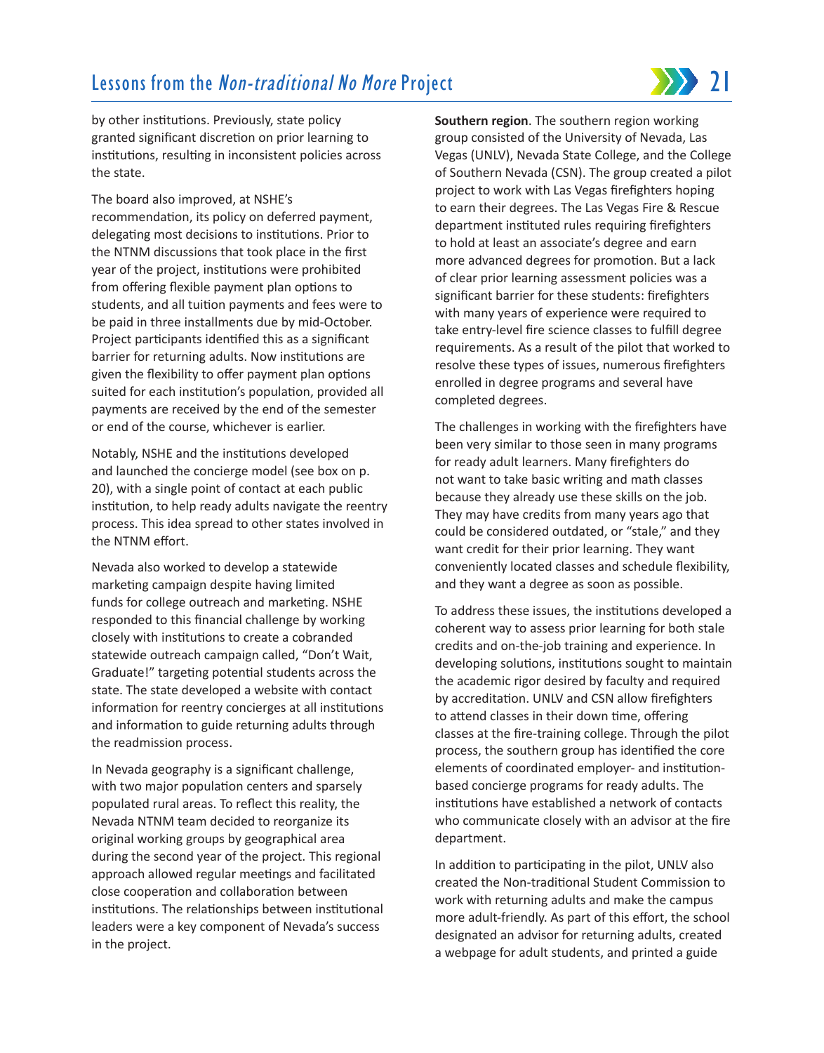by other institutions. Previously, state policy granted significant discretion on prior learning to institutions, resulting in inconsistent policies across the state.

The board also improved, at NSHE's recommendation, its policy on deferred payment, delegating most decisions to institutions. Prior to the NTNM discussions that took place in the first year of the project, institutions were prohibited from offering flexible payment plan options to students, and all tuition payments and fees were to be paid in three installments due by mid-October. Project participants identified this as a significant barrier for returning adults. Now institutions are given the flexibility to offer payment plan options suited for each institution's population, provided all payments are received by the end of the semester or end of the course, whichever is earlier.

Notably, NSHE and the institutions developed and launched the concierge model (see box on p. 20), with a single point of contact at each public institution, to help ready adults navigate the reentry process. This idea spread to other states involved in the NTNM effort.

Nevada also worked to develop a statewide marketing campaign despite having limited funds for college outreach and marketing. NSHE responded to this financial challenge by working closely with institutions to create a cobranded statewide outreach campaign called, "Don't Wait, Graduate!" targeting potential students across the state. The state developed a website with contact information for reentry concierges at all institutions and information to guide returning adults through the readmission process.

In Nevada geography is a significant challenge, with two major population centers and sparsely populated rural areas. To reflect this reality, the Nevada NTNM team decided to reorganize its original working groups by geographical area during the second year of the project. This regional approach allowed regular meetings and facilitated close cooperation and collaboration between institutions. The relationships between institutional leaders were a key component of Nevada's success in the project.

**Southern region**. The southern region working group consisted of the University of Nevada, Las Vegas (UNLV), Nevada State College, and the College of Southern Nevada (CSN). The group created a pilot project to work with Las Vegas firefighters hoping to earn their degrees. The Las Vegas Fire & Rescue department instituted rules requiring firefighters to hold at least an associate's degree and earn more advanced degrees for promotion. But a lack of clear prior learning assessment policies was a significant barrier for these students: firefighters with many years of experience were required to take entry-level fire science classes to fulfill degree requirements. As a result of the pilot that worked to resolve these types of issues, numerous firefighters enrolled in degree programs and several have completed degrees.

The challenges in working with the firefighters have been very similar to those seen in many programs for ready adult learners. Many firefighters do not want to take basic writing and math classes because they already use these skills on the job. They may have credits from many years ago that could be considered outdated, or "stale," and they want credit for their prior learning. They want conveniently located classes and schedule flexibility, and they want a degree as soon as possible.

To address these issues, the institutions developed a coherent way to assess prior learning for both stale credits and on-the-job training and experience. In developing solutions, institutions sought to maintain the academic rigor desired by faculty and required by accreditation. UNLV and CSN allow firefighters to attend classes in their down time, offering classes at the fire-training college. Through the pilot process, the southern group has identified the core elements of coordinated employer- and institution-based concierge programs for ready adults. The institutions have established a network of contacts who communicate closely with an advisor at the fire department.

In addition to participating in the pilot, UNLV also created the Non-traditional Student Commission to work with returning adults and make the campus more adult-friendly. As part of this effort, the school designated an advisor for returning adults, created a webpage for adult students, and printed a guide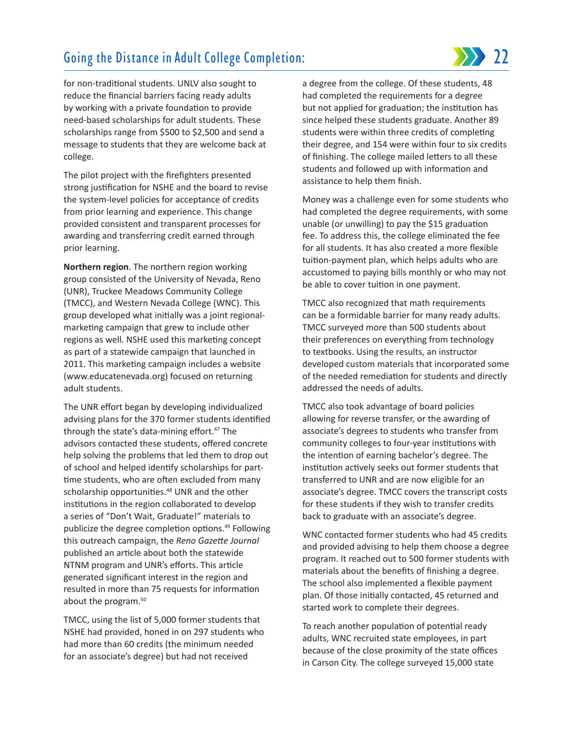for non-traditional students. UNLV also sought to reduce the financial barriers facing ready adults by working with a private foundation to provide need-based scholarships for adult students. These scholarships range from $500 to $2,500 and send a message to students that they are welcome back at college.

The pilot project with the firefighters presented strong justification for NSHE and the board to revise the system-level policies for acceptance of credits from prior learning and experience. This change provided consistent and transparent processes for awarding and transferring credit earned through prior learning.

**Northern region**. The northern region working group consisted of the University of Nevada, Reno (UNR), Truckee Meadows Community College (TMCC), and Western Nevada College (WNC). This group developed what initially was a joint regional-marketing campaign that grew to include other regions as well. NSHE used this marketing concept as part of a statewide campaign that launched in 2011. This marketing campaign includes a website (www.educatenevada.org) focused on returning adult students.

The UNR effort began by developing individualized advising plans for the 370 former students identified through the state's data-mining effort.[47] The advisors contacted these students, offered concrete help solving the problems that led them to drop out of school and helped identify scholarships for part-time students, who are often excluded from many scholarship opportunities.[48] UNR and the other institutions in the region collaborated to develop a series of "Don't Wait, Graduate!" materials to publicize the degree completion options.[49] Following this outreach campaign, the *Reno Gazette Journal* published an article about both the statewide NTNM program and UNR's efforts. This article generated significant interest in the region and resulted in more than 75 requests for information about the program.[50]

TMCC, using the list of 5,000 former students that NSHE had provided, honed in on 297 students who had more than 60 credits (the minimum needed for an associate's degree) but had not received a degree from the college. Of these students, 48 had completed the requirements for a degree but not applied for graduation; the institution has since helped these students graduate. Another 89 students were within three credits of completing their degree, and 154 were within four to six credits of finishing. The college mailed letters to all these students and followed up with information and assistance to help them finish.

Money was a challenge even for some students who had completed the degree requirements, with some unable (or unwilling) to pay the $15 graduation fee. To address this, the college eliminated the fee for all students. It has also created a more flexible tuition-payment plan, which helps adults who are accustomed to paying bills monthly or who may not be able to cover tuition in one payment.

TMCC also recognized that math requirements can be a formidable barrier for many ready adults. TMCC surveyed more than 500 students about their preferences on everything from technology to textbooks. Using the results, an instructor developed custom materials that incorporated some of the needed remediation for students and directly addressed the needs of adults.

TMCC also took advantage of board policies allowing for reverse transfer, or the awarding of associate's degrees to students who transfer from community colleges to four-year institutions with the intention of earning bachelor's degree. The institution actively seeks out former students that transferred to UNR and are now eligible for an associate's degree. TMCC covers the transcript costs for these students if they wish to transfer credits back to graduate with an associate's degree.

WNC contacted former students who had 45 credits and provided advising to help them choose a degree program. It reached out to 500 former students with materials about the benefits of finishing a degree. The school also implemented a flexible payment plan. Of those initially contacted, 45 returned and started work to complete their degrees.

To reach another population of potential ready adults, WNC recruited state employees, in part because of the close proximity of the state offices in Carson City. The college surveyed 15,000 state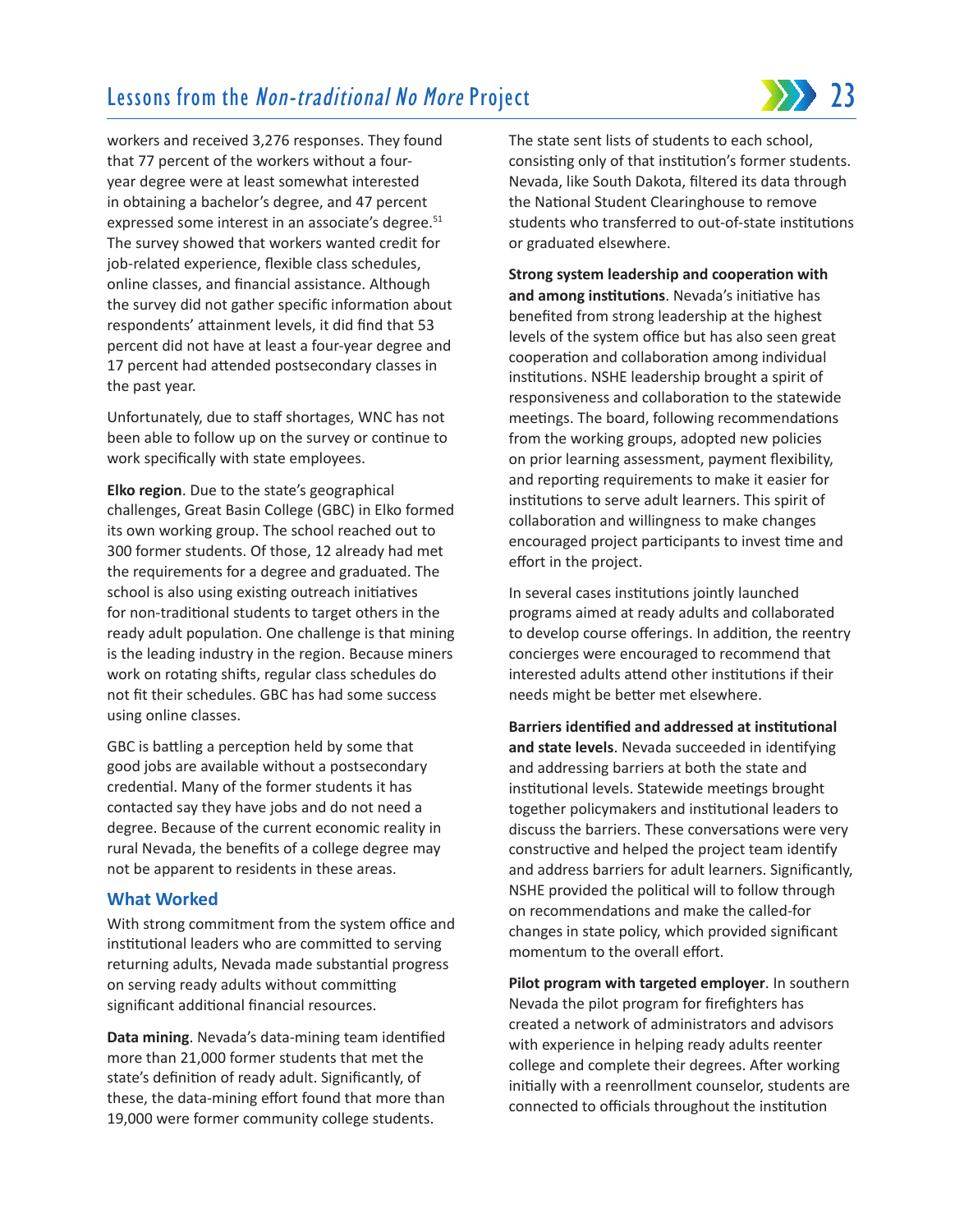workers and received 3,276 responses. They found that 77 percent of the workers without a four-year degree were at least somewhat interested in obtaining a bachelor's degree, and 47 percent expressed some interest in an associate's degree.[51] The survey showed that workers wanted credit for job-related experience, flexible class schedules, online classes, and financial assistance. Although the survey did not gather specific information about respondents' attainment levels, it did find that 53 percent did not have at least a four-year degree and 17 percent had attended postsecondary classes in the past year.

Unfortunately, due to staff shortages, WNC has not been able to follow up on the survey or continue to work specifically with state employees.

**Elko region**. Due to the state's geographical challenges, Great Basin College (GBC) in Elko formed its own working group. The school reached out to 300 former students. Of those, 12 already had met the requirements for a degree and graduated. The school is also using existing outreach initiatives for non-traditional students to target others in the ready adult population. One challenge is that mining is the leading industry in the region. Because miners work on rotating shifts, regular class schedules do not fit their schedules. GBC has had some success using online classes.

GBC is battling a perception held by some that good jobs are available without a postsecondary credential. Many of the former students it has contacted say they have jobs and do not need a degree. Because of the current economic reality in rural Nevada, the benefits of a college degree may not be apparent to residents in these areas.

### What Worked

With strong commitment from the system office and institutional leaders who are committed to serving returning adults, Nevada made substantial progress on serving ready adults without committing significant additional financial resources.

**Data mining**. Nevada's data-mining team identified more than 21,000 former students that met the state's definition of ready adult. Significantly, of these, the data-mining effort found that more than 19,000 were former community college students.

The state sent lists of students to each school, consisting only of that institution's former students. Nevada, like South Dakota, filtered its data through the National Student Clearinghouse to remove students who transferred to out-of-state institutions or graduated elsewhere.

**Strong system leadership and cooperation with and among institutions**. Nevada's initiative has benefited from strong leadership at the highest levels of the system office but has also seen great cooperation and collaboration among individual institutions. NSHE leadership brought a spirit of responsiveness and collaboration to the statewide meetings. The board, following recommendations from the working groups, adopted new policies on prior learning assessment, payment flexibility, and reporting requirements to make it easier for institutions to serve adult learners. This spirit of collaboration and willingness to make changes encouraged project participants to invest time and effort in the project.

In several cases institutions jointly launched programs aimed at ready adults and collaborated to develop course offerings. In addition, the reentry concierges were encouraged to recommend that interested adults attend other institutions if their needs might be better met elsewhere.

**Barriers identified and addressed at institutional and state levels**. Nevada succeeded in identifying and addressing barriers at both the state and institutional levels. Statewide meetings brought together policymakers and institutional leaders to discuss the barriers. These conversations were very constructive and helped the project team identify and address barriers for adult learners. Significantly, NSHE provided the political will to follow through on recommendations and make the called-for changes in state policy, which provided significant momentum to the overall effort.

**Pilot program with targeted employer**. In southern Nevada the pilot program for firefighters has created a network of administrators and advisors with experience in helping ready adults reenter college and complete their degrees. After working initially with a reenrollment counselor, students are connected to officials throughout the institution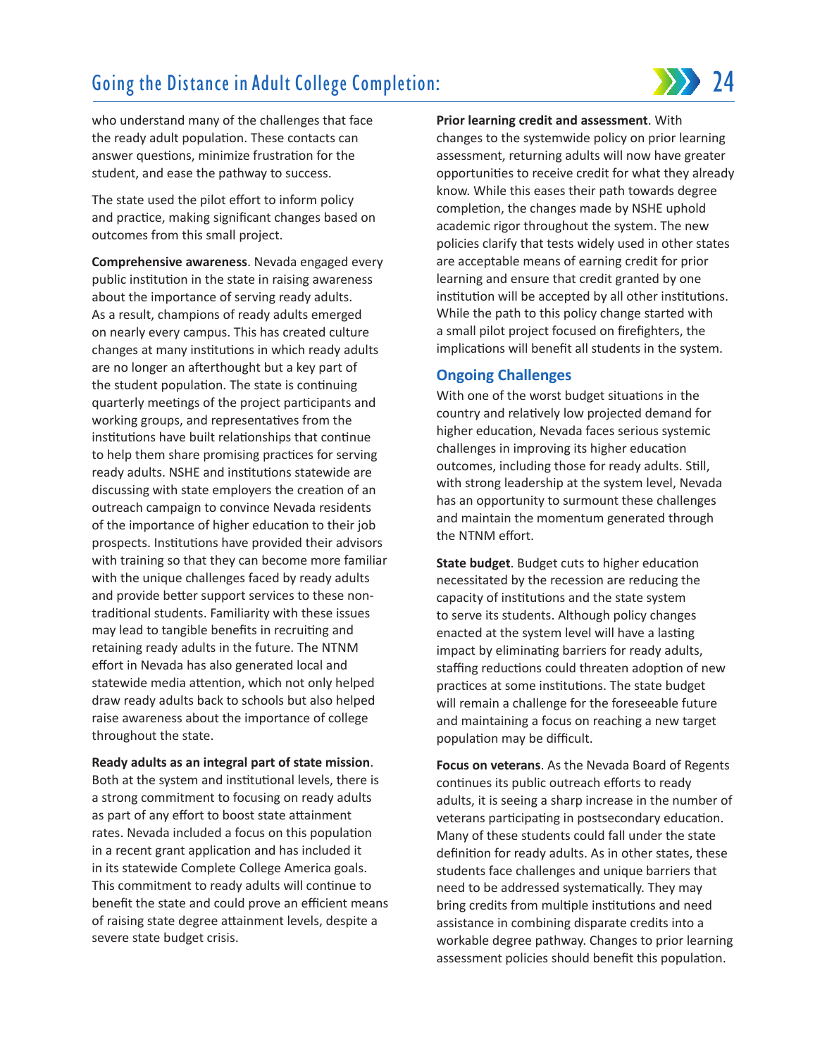who understand many of the challenges that face the ready adult population. These contacts can answer questions, minimize frustration for the student, and ease the pathway to success.

The state used the pilot effort to inform policy and practice, making significant changes based on outcomes from this small project.

**Comprehensive awareness**. Nevada engaged every public institution in the state in raising awareness about the importance of serving ready adults. As a result, champions of ready adults emerged on nearly every campus. This has created culture changes at many institutions in which ready adults are no longer an afterthought but a key part of the student population. The state is continuing quarterly meetings of the project participants and working groups, and representatives from the institutions have built relationships that continue to help them share promising practices for serving ready adults. NSHE and institutions statewide are discussing with state employers the creation of an outreach campaign to convince Nevada residents of the importance of higher education to their job prospects. Institutions have provided their advisors with training so that they can become more familiar with the unique challenges faced by ready adults and provide better support services to these non-traditional students. Familiarity with these issues may lead to tangible benefits in recruiting and retaining ready adults in the future. The NTNM effort in Nevada has also generated local and statewide media attention, which not only helped draw ready adults back to schools but also helped raise awareness about the importance of college throughout the state.

**Ready adults as an integral part of state mission**. Both at the system and institutional levels, there is a strong commitment to focusing on ready adults as part of any effort to boost state attainment rates. Nevada included a focus on this population in a recent grant application and has included it in its statewide Complete College America goals. This commitment to ready adults will continue to benefit the state and could prove an efficient means of raising state degree attainment levels, despite a severe state budget crisis.

**Prior learning credit and assessment**. With changes to the systemwide policy on prior learning assessment, returning adults will now have greater opportunities to receive credit for what they already know. While this eases their path towards degree completion, the changes made by NSHE uphold academic rigor throughout the system. The new policies clarify that tests widely used in other states are acceptable means of earning credit for prior learning and ensure that credit granted by one institution will be accepted by all other institutions. While the path to this policy change started with a small pilot project focused on firefighters, the implications will benefit all students in the system.

### Ongoing Challenges

With one of the worst budget situations in the country and relatively low projected demand for higher education, Nevada faces serious systemic challenges in improving its higher education outcomes, including those for ready adults. Still, with strong leadership at the system level, Nevada has an opportunity to surmount these challenges and maintain the momentum generated through the NTNM effort.

**State budget**. Budget cuts to higher education necessitated by the recession are reducing the capacity of institutions and the state system to serve its students. Although policy changes enacted at the system level will have a lasting impact by eliminating barriers for ready adults, staffing reductions could threaten adoption of new practices at some institutions. The state budget will remain a challenge for the foreseeable future and maintaining a focus on reaching a new target population may be difficult.

**Focus on veterans**. As the Nevada Board of Regents continues its public outreach efforts to ready adults, it is seeing a sharp increase in the number of veterans participating in postsecondary education. Many of these students could fall under the state definition for ready adults. As in other states, these students face challenges and unique barriers that need to be addressed systematically. They may bring credits from multiple institutions and need assistance in combining disparate credits into a workable degree pathway. Changes to prior learning assessment policies should benefit this population.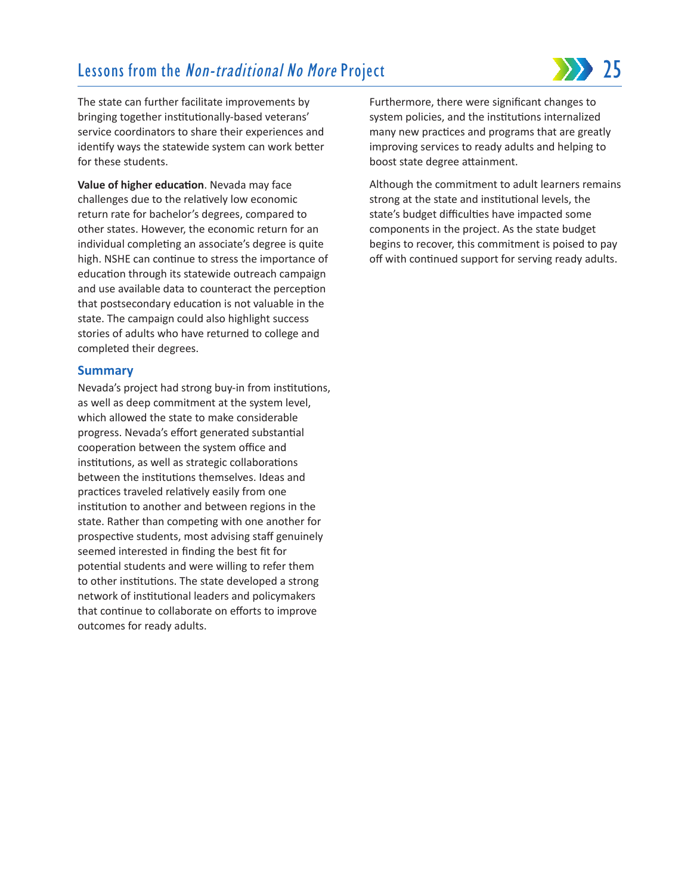The state can further facilitate improvements by bringing together institutionally-based veterans' service coordinators to share their experiences and identify ways the statewide system can work better for these students.

**Value of higher education**. Nevada may face challenges due to the relatively low economic return rate for bachelor's degrees, compared to other states. However, the economic return for an individual completing an associate's degree is quite high. NSHE can continue to stress the importance of education through its statewide outreach campaign and use available data to counteract the perception that postsecondary education is not valuable in the state. The campaign could also highlight success stories of adults who have returned to college and completed their degrees.

## Summary

Nevada's project had strong buy-in from institutions, as well as deep commitment at the system level, which allowed the state to make considerable progress. Nevada's effort generated substantial cooperation between the system office and institutions, as well as strategic collaborations between the institutions themselves. Ideas and practices traveled relatively easily from one institution to another and between regions in the state. Rather than competing with one another for prospective students, most advising staff genuinely seemed interested in finding the best fit for potential students and were willing to refer them to other institutions. The state developed a strong network of institutional leaders and policymakers that continue to collaborate on efforts to improve outcomes for ready adults.

Furthermore, there were significant changes to system policies, and the institutions internalized many new practices and programs that are greatly improving services to ready adults and helping to boost state degree attainment.

Although the commitment to adult learners remains strong at the state and institutional levels, the state's budget difficulties have impacted some components in the project. As the state budget begins to recover, this commitment is poised to pay off with continued support for serving ready adults.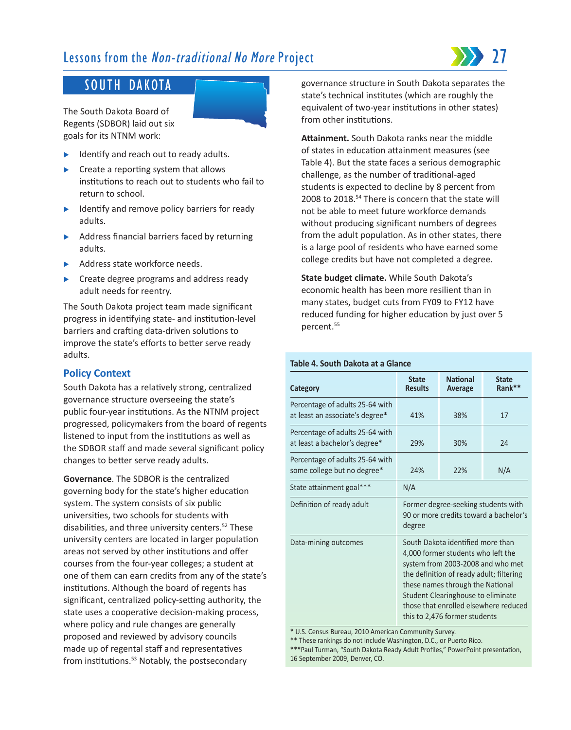## SOUTH DAKOTA

The South Dakota Board of Regents (SDBOR) laid out six goals for its NTNM work:

- Identify and reach out to ready adults.
- Create a reporting system that allows institutions to reach out to students who fail to return to school.
- Identify and remove policy barriers for ready adults.
- Address financial barriers faced by returning adults.
- Address state workforce needs.
- Create degree programs and address ready adult needs for reentry.

The South Dakota project team made significant progress in identifying state- and institution-level barriers and crafting data-driven solutions to improve the state's efforts to better serve ready adults.

### Policy Context

South Dakota has a relatively strong, centralized governance structure overseeing the state's public four-year institutions. As the NTNM project progressed, policymakers from the board of regents listened to input from the institutions as well as the SDBOR staff and made several significant policy changes to better serve ready adults.

**Governance**. The SDBOR is the centralized governing body for the state's higher education system. The system consists of six public universities, two schools for students with disabilities, and three university centers.[52] These university centers are located in larger population areas not served by other institutions and offer courses from the four-year colleges; a student at one of them can earn credits from any of the state's institutions. Although the board of regents has significant, centralized policy-setting authority, the state uses a cooperative decision-making process, where policy and rule changes are generally proposed and reviewed by advisory councils made up of regental staff and representatives from institutions.[53] Notably, the postsecondary governance structure in South Dakota separates the state's technical institutes (which are roughly the equivalent of two-year institutions in other states) from other institutions.

**Attainment.** South Dakota ranks near the middle of states in education attainment measures (see Table 4). But the state faces a serious demographic challenge, as the number of traditional-aged students is expected to decline by 8 percent from 2008 to 2018.[54] There is concern that the state will not be able to meet future workforce demands without producing significant numbers of degrees from the adult population. As in other states, there is a large pool of residents who have earned some college credits but have not completed a degree.

**State budget climate.** While South Dakota's economic health has been more resilient than in many states, budget cuts from FY09 to FY12 have reduced funding for higher education by just over 5 percent.[55]

**Table 4. South Dakota at a Glance**

| Category | State Results | National Average | State Rank** |
|---|---|---|---|
| Percentage of adults 25-64 with at least an associate's degree* | 41% | 38% | 17 |
| Percentage of adults 25-64 with at least a bachelor's degree* | 29% | 30% | 24 |
| Percentage of adults 25-64 with some college but no degree* | 24% | 22% | N/A |
| State attainment goal*** | N/A | | |
| Definition of ready adult | Former degree-seeking students with 90 or more credits toward a bachelor's degree | | |
| Data-mining outcomes | South Dakota identified more than 4,000 former students who left the system from 2003-2008 and who met the definition of ready adult; filtering these names through the National Student Clearinghouse to eliminate those that enrolled elsewhere reduced this to 2,476 former students | | |

\* U.S. Census Bureau, 2010 American Community Survey.
** These rankings do not include Washington, D.C., or Puerto Rico.
***Paul Turman, "South Dakota Ready Adult Profiles," PowerPoint presentation, 16 September 2009, Denver, CO.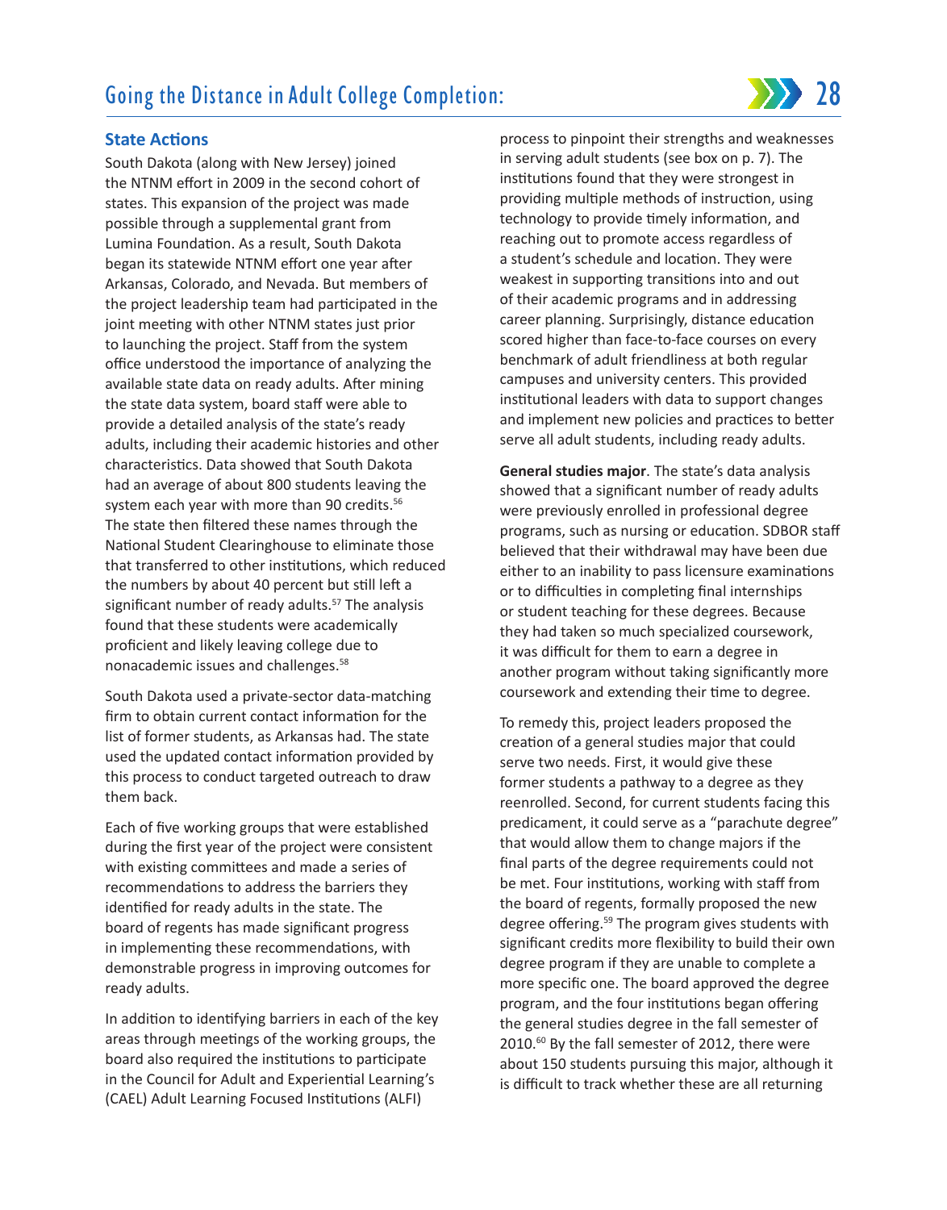### State Actions

South Dakota (along with New Jersey) joined the NTNM effort in 2009 in the second cohort of states. This expansion of the project was made possible through a supplemental grant from Lumina Foundation. As a result, South Dakota began its statewide NTNM effort one year after Arkansas, Colorado, and Nevada. But members of the project leadership team had participated in the joint meeting with other NTNM states just prior to launching the project. Staff from the system office understood the importance of analyzing the available state data on ready adults. After mining the state data system, board staff were able to provide a detailed analysis of the state's ready adults, including their academic histories and other characteristics. Data showed that South Dakota had an average of about 800 students leaving the system each year with more than 90 credits.[56] The state then filtered these names through the National Student Clearinghouse to eliminate those that transferred to other institutions, which reduced the numbers by about 40 percent but still left a significant number of ready adults.[57] The analysis found that these students were academically proficient and likely leaving college due to nonacademic issues and challenges.[58]

South Dakota used a private-sector data-matching firm to obtain current contact information for the list of former students, as Arkansas had. The state used the updated contact information provided by this process to conduct targeted outreach to draw them back.

Each of five working groups that were established during the first year of the project were consistent with existing committees and made a series of recommendations to address the barriers they identified for ready adults in the state. The board of regents has made significant progress in implementing these recommendations, with demonstrable progress in improving outcomes for ready adults.

In addition to identifying barriers in each of the key areas through meetings of the working groups, the board also required the institutions to participate in the Council for Adult and Experiential Learning's (CAEL) Adult Learning Focused Institutions (ALFI) process to pinpoint their strengths and weaknesses in serving adult students (see box on p. 7). The institutions found that they were strongest in providing multiple methods of instruction, using technology to provide timely information, and reaching out to promote access regardless of a student's schedule and location. They were weakest in supporting transitions into and out of their academic programs and in addressing career planning. Surprisingly, distance education scored higher than face-to-face courses on every benchmark of adult friendliness at both regular campuses and university centers. This provided institutional leaders with data to support changes and implement new policies and practices to better serve all adult students, including ready adults.

**General studies major**. The state's data analysis showed that a significant number of ready adults were previously enrolled in professional degree programs, such as nursing or education. SDBOR staff believed that their withdrawal may have been due either to an inability to pass licensure examinations or to difficulties in completing final internships or student teaching for these degrees. Because they had taken so much specialized coursework, it was difficult for them to earn a degree in another program without taking significantly more coursework and extending their time to degree.

To remedy this, project leaders proposed the creation of a general studies major that could serve two needs. First, it would give these former students a pathway to a degree as they reenrolled. Second, for current students facing this predicament, it could serve as a "parachute degree" that would allow them to change majors if the final parts of the degree requirements could not be met. Four institutions, working with staff from the board of regents, formally proposed the new degree offering.[59] The program gives students with significant credits more flexibility to build their own degree program if they are unable to complete a more specific one. The board approved the degree program, and the four institutions began offering the general studies degree in the fall semester of 2010.[60] By the fall semester of 2012, there were about 150 students pursuing this major, although it is difficult to track whether these are all returning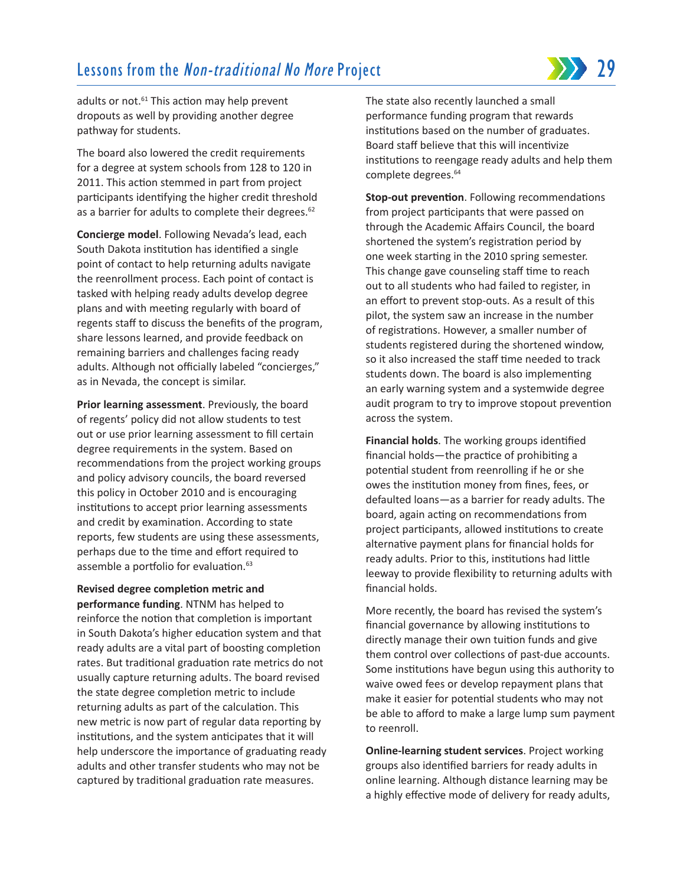adults or not.[61] This action may help prevent dropouts as well by providing another degree pathway for students.

The board also lowered the credit requirements for a degree at system schools from 128 to 120 in 2011. This action stemmed in part from project participants identifying the higher credit threshold as a barrier for adults to complete their degrees.[62]

**Concierge model**. Following Nevada's lead, each South Dakota institution has identified a single point of contact to help returning adults navigate the reenrollment process. Each point of contact is tasked with helping ready adults develop degree plans and with meeting regularly with board of regents staff to discuss the benefits of the program, share lessons learned, and provide feedback on remaining barriers and challenges facing ready adults. Although not officially labeled "concierges," as in Nevada, the concept is similar.

**Prior learning assessment**. Previously, the board of regents' policy did not allow students to test out or use prior learning assessment to fill certain degree requirements in the system. Based on recommendations from the project working groups and policy advisory councils, the board reversed this policy in October 2010 and is encouraging institutions to accept prior learning assessments and credit by examination. According to state reports, few students are using these assessments, perhaps due to the time and effort required to assemble a portfolio for evaluation.[63]

**Revised degree completion metric and performance funding**. NTNM has helped to reinforce the notion that completion is important in South Dakota's higher education system and that ready adults are a vital part of boosting completion rates. But traditional graduation rate metrics do not usually capture returning adults. The board revised the state degree completion metric to include returning adults as part of the calculation. This new metric is now part of regular data reporting by institutions, and the system anticipates that it will help underscore the importance of graduating ready adults and other transfer students who may not be captured by traditional graduation rate measures.

The state also recently launched a small performance funding program that rewards institutions based on the number of graduates. Board staff believe that this will incentivize institutions to reengage ready adults and help them complete degrees.[64]

**Stop-out prevention**. Following recommendations from project participants that were passed on through the Academic Affairs Council, the board shortened the system's registration period by one week starting in the 2010 spring semester. This change gave counseling staff time to reach out to all students who had failed to register, in an effort to prevent stop-outs. As a result of this pilot, the system saw an increase in the number of registrations. However, a smaller number of students registered during the shortened window, so it also increased the staff time needed to track students down. The board is also implementing an early warning system and a systemwide degree audit program to try to improve stopout prevention across the system.

**Financial holds**. The working groups identified financial holds—the practice of prohibiting a potential student from reenrolling if he or she owes the institution money from fines, fees, or defaulted loans—as a barrier for ready adults. The board, again acting on recommendations from project participants, allowed institutions to create alternative payment plans for financial holds for ready adults. Prior to this, institutions had little leeway to provide flexibility to returning adults with financial holds.

More recently, the board has revised the system's financial governance by allowing institutions to directly manage their own tuition funds and give them control over collections of past-due accounts. Some institutions have begun using this authority to waive owed fees or develop repayment plans that make it easier for potential students who may not be able to afford to make a large lump sum payment to reenroll.

**Online-learning student services**. Project working groups also identified barriers for ready adults in online learning. Although distance learning may be a highly effective mode of delivery for ready adults,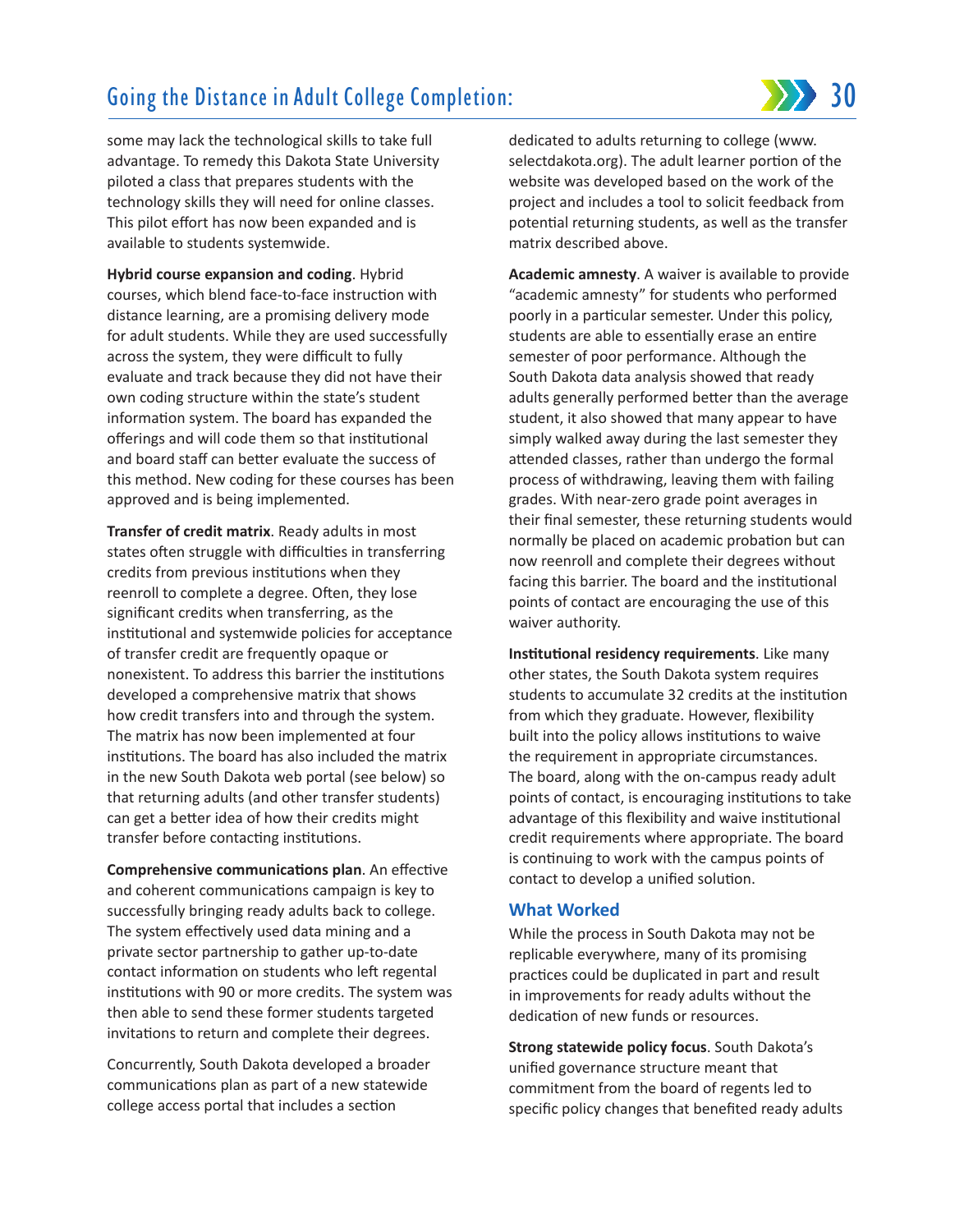some may lack the technological skills to take full advantage. To remedy this Dakota State University piloted a class that prepares students with the technology skills they will need for online classes. This pilot effort has now been expanded and is available to students systemwide.

**Hybrid course expansion and coding**. Hybrid courses, which blend face-to-face instruction with distance learning, are a promising delivery mode for adult students. While they are used successfully across the system, they were difficult to fully evaluate and track because they did not have their own coding structure within the state's student information system. The board has expanded the offerings and will code them so that institutional and board staff can better evaluate the success of this method. New coding for these courses has been approved and is being implemented.

**Transfer of credit matrix**. Ready adults in most states often struggle with difficulties in transferring credits from previous institutions when they reenroll to complete a degree. Often, they lose significant credits when transferring, as the institutional and systemwide policies for acceptance of transfer credit are frequently opaque or nonexistent. To address this barrier the institutions developed a comprehensive matrix that shows how credit transfers into and through the system. The matrix has now been implemented at four institutions. The board has also included the matrix in the new South Dakota web portal (see below) so that returning adults (and other transfer students) can get a better idea of how their credits might transfer before contacting institutions.

**Comprehensive communications plan**. An effective and coherent communications campaign is key to successfully bringing ready adults back to college. The system effectively used data mining and a private sector partnership to gather up-to-date contact information on students who left regental institutions with 90 or more credits. The system was then able to send these former students targeted invitations to return and complete their degrees.

Concurrently, South Dakota developed a broader communications plan as part of a new statewide college access portal that includes a section dedicated to adults returning to college (www.selectdakota.org). The adult learner portion of the website was developed based on the work of the project and includes a tool to solicit feedback from potential returning students, as well as the transfer matrix described above.

**Academic amnesty**. A waiver is available to provide "academic amnesty" for students who performed poorly in a particular semester. Under this policy, students are able to essentially erase an entire semester of poor performance. Although the South Dakota data analysis showed that ready adults generally performed better than the average student, it also showed that many appear to have simply walked away during the last semester they attended classes, rather than undergo the formal process of withdrawing, leaving them with failing grades. With near-zero grade point averages in their final semester, these returning students would normally be placed on academic probation but can now reenroll and complete their degrees without facing this barrier. The board and the institutional points of contact are encouraging the use of this waiver authority.

**Institutional residency requirements**. Like many other states, the South Dakota system requires students to accumulate 32 credits at the institution from which they graduate. However, flexibility built into the policy allows institutions to waive the requirement in appropriate circumstances. The board, along with the on-campus ready adult points of contact, is encouraging institutions to take advantage of this flexibility and waive institutional credit requirements where appropriate. The board is continuing to work with the campus points of contact to develop a unified solution.

### What Worked

While the process in South Dakota may not be replicable everywhere, many of its promising practices could be duplicated in part and result in improvements for ready adults without the dedication of new funds or resources.

**Strong statewide policy focus**. South Dakota's unified governance structure meant that commitment from the board of regents led to specific policy changes that benefited ready adults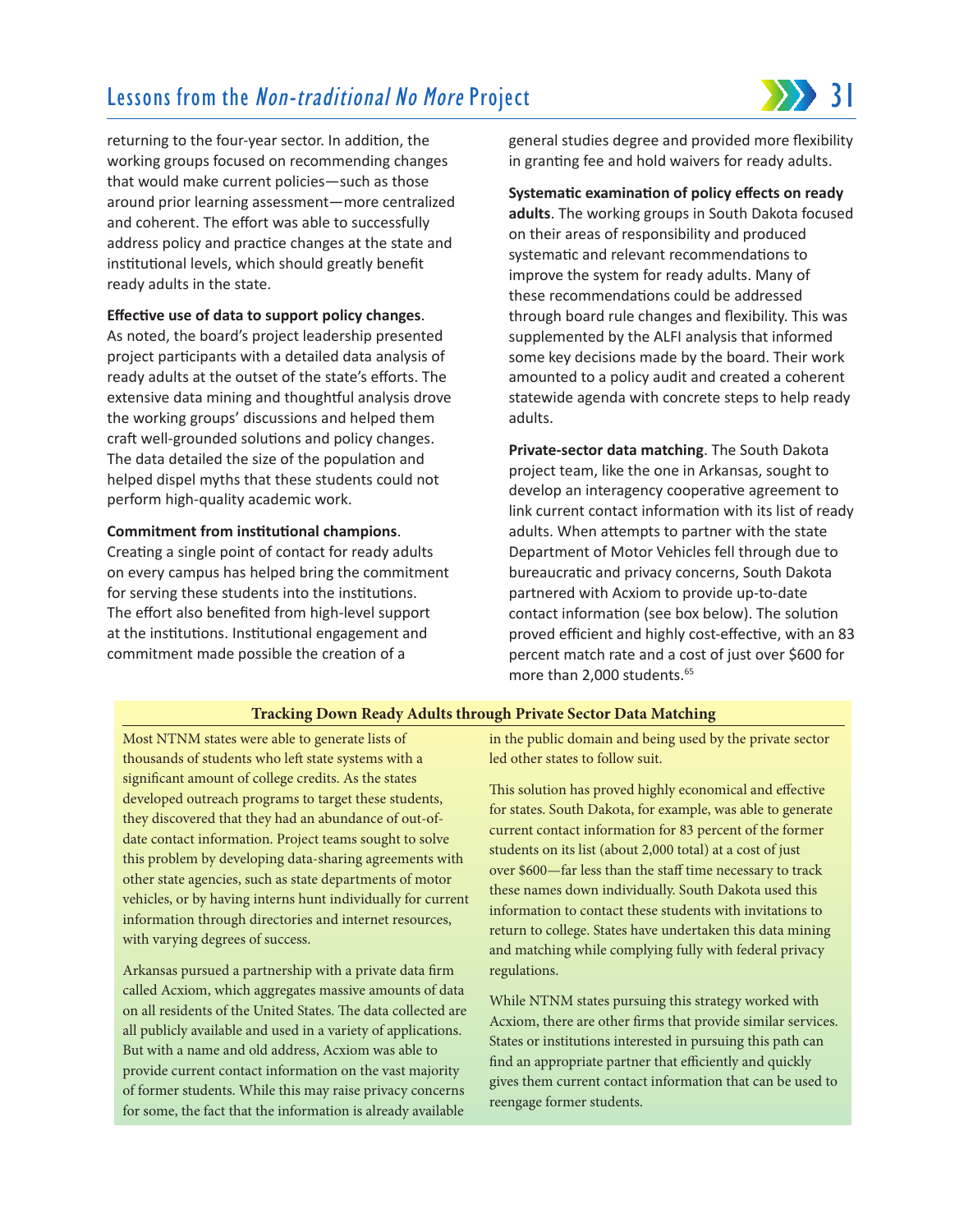returning to the four-year sector. In addition, the working groups focused on recommending changes that would make current policies—such as those around prior learning assessment—more centralized and coherent. The effort was able to successfully address policy and practice changes at the state and institutional levels, which should greatly benefit ready adults in the state.

**Effective use of data to support policy changes**. As noted, the board's project leadership presented project participants with a detailed data analysis of ready adults at the outset of the state's efforts. The extensive data mining and thoughtful analysis drove the working groups' discussions and helped them craft well-grounded solutions and policy changes. The data detailed the size of the population and helped dispel myths that these students could not perform high-quality academic work.

**Commitment from institutional champions**. Creating a single point of contact for ready adults on every campus has helped bring the commitment for serving these students into the institutions. The effort also benefited from high-level support at the institutions. Institutional engagement and commitment made possible the creation of a general studies degree and provided more flexibility in granting fee and hold waivers for ready adults.

**Systematic examination of policy effects on ready adults**. The working groups in South Dakota focused on their areas of responsibility and produced systematic and relevant recommendations to improve the system for ready adults. Many of these recommendations could be addressed through board rule changes and flexibility. This was supplemented by the ALFI analysis that informed some key decisions made by the board. Their work amounted to a policy audit and created a coherent statewide agenda with concrete steps to help ready adults.

**Private-sector data matching**. The South Dakota project team, like the one in Arkansas, sought to develop an interagency cooperative agreement to link current contact information with its list of ready adults. When attempts to partner with the state Department of Motor Vehicles fell through due to bureaucratic and privacy concerns, South Dakota partnered with Acxiom to provide up-to-date contact information (see box below). The solution proved efficient and highly cost-effective, with an 83 percent match rate and a cost of just over $600 for more than 2,000 students.[65]

### Tracking Down Ready Adults through Private Sector Data Matching

Most NTNM states were able to generate lists of thousands of students who left state systems with a significant amount of college credits. As the states developed outreach programs to target these students, they discovered that they had an abundance of out-of-date contact information. Project teams sought to solve this problem by developing data-sharing agreements with other state agencies, such as state departments of motor vehicles, or by having interns hunt individually for current information through directories and internet resources, with varying degrees of success.

Arkansas pursued a partnership with a private data firm called Acxiom, which aggregates massive amounts of data on all residents of the United States. The data collected are all publicly available and used in a variety of applications. But with a name and old address, Acxiom was able to provide current contact information on the vast majority of former students. While this may raise privacy concerns for some, the fact that the information is already available in the public domain and being used by the private sector led other states to follow suit.

This solution has proved highly economical and effective for states. South Dakota, for example, was able to generate current contact information for 83 percent of the former students on its list (about 2,000 total) at a cost of just over $600—far less than the staff time necessary to track these names down individually. South Dakota used this information to contact these students with invitations to return to college. States have undertaken this data mining and matching while complying fully with federal privacy regulations.

While NTNM states pursuing this strategy worked with Acxiom, there are other firms that provide similar services. States or institutions interested in pursuing this path can find an appropriate partner that efficiently and quickly gives them current contact information that can be used to reengage former students.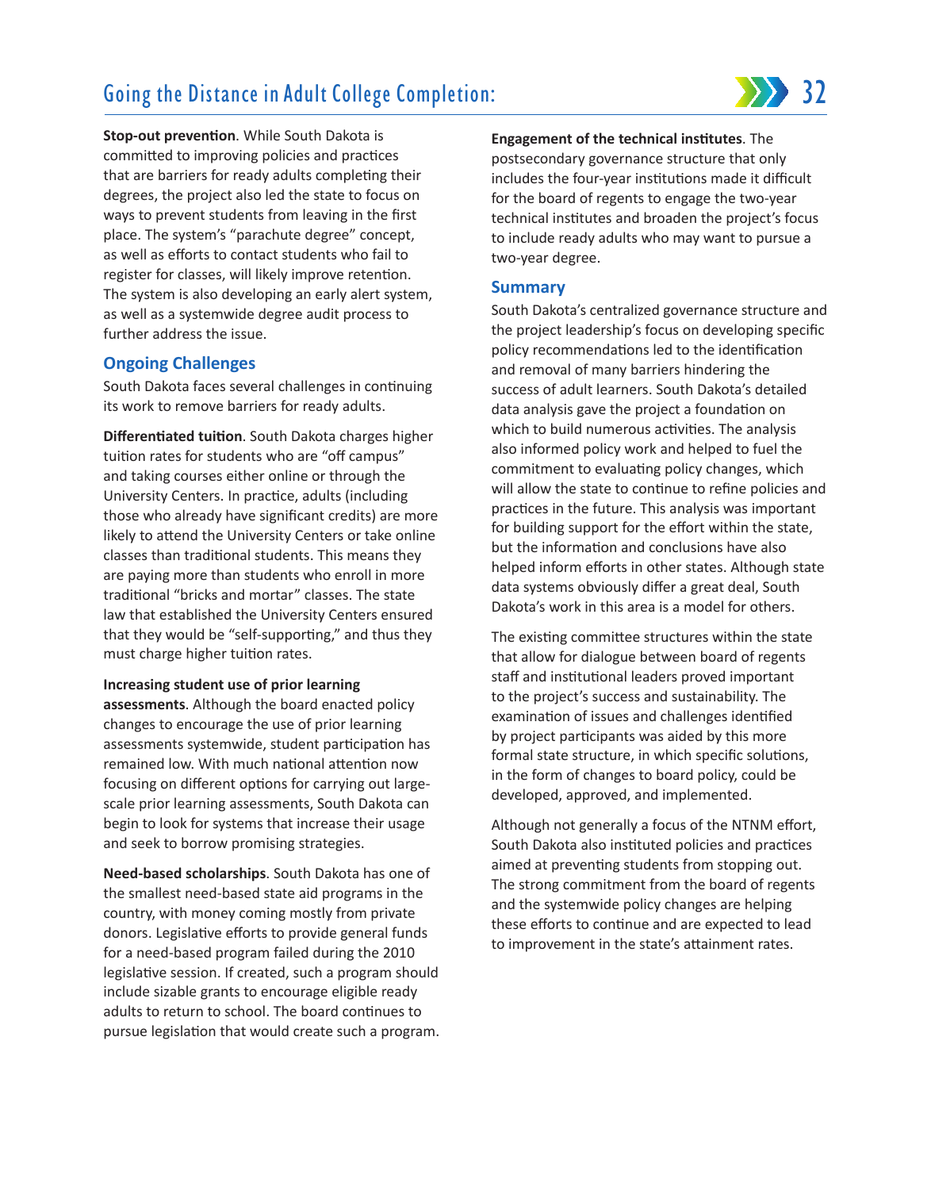**Stop-out prevention**. While South Dakota is committed to improving policies and practices that are barriers for ready adults completing their degrees, the project also led the state to focus on ways to prevent students from leaving in the first place. The system's "parachute degree" concept, as well as efforts to contact students who fail to register for classes, will likely improve retention. The system is also developing an early alert system, as well as a systemwide degree audit process to further address the issue.

## Ongoing Challenges

South Dakota faces several challenges in continuing its work to remove barriers for ready adults.

**Differentiated tuition**. South Dakota charges higher tuition rates for students who are "off campus" and taking courses either online or through the University Centers. In practice, adults (including those who already have significant credits) are more likely to attend the University Centers or take online classes than traditional students. This means they are paying more than students who enroll in more traditional "bricks and mortar" classes. The state law that established the University Centers ensured that they would be "self-supporting," and thus they must charge higher tuition rates.

**Increasing student use of prior learning assessments**. Although the board enacted policy changes to encourage the use of prior learning assessments systemwide, student participation has remained low. With much national attention now focusing on different options for carrying out large-scale prior learning assessments, South Dakota can begin to look for systems that increase their usage and seek to borrow promising strategies.

**Need-based scholarships**. South Dakota has one of the smallest need-based state aid programs in the country, with money coming mostly from private donors. Legislative efforts to provide general funds for a need-based program failed during the 2010 legislative session. If created, such a program should include sizable grants to encourage eligible ready adults to return to school. The board continues to pursue legislation that would create such a program.

**Engagement of the technical institutes**. The postsecondary governance structure that only includes the four-year institutions made it difficult for the board of regents to engage the two-year technical institutes and broaden the project's focus to include ready adults who may want to pursue a two-year degree.

## Summary

South Dakota's centralized governance structure and the project leadership's focus on developing specific policy recommendations led to the identification and removal of many barriers hindering the success of adult learners. South Dakota's detailed data analysis gave the project a foundation on which to build numerous activities. The analysis also informed policy work and helped to fuel the commitment to evaluating policy changes, which will allow the state to continue to refine policies and practices in the future. This analysis was important for building support for the effort within the state, but the information and conclusions have also helped inform efforts in other states. Although state data systems obviously differ a great deal, South Dakota's work in this area is a model for others.

The existing committee structures within the state that allow for dialogue between board of regents staff and institutional leaders proved important to the project's success and sustainability. The examination of issues and challenges identified by project participants was aided by this more formal state structure, in which specific solutions, in the form of changes to board policy, could be developed, approved, and implemented.

Although not generally a focus of the NTNM effort, South Dakota also instituted policies and practices aimed at preventing students from stopping out. The strong commitment from the board of regents and the systemwide policy changes are helping these efforts to continue and are expected to lead to improvement in the state's attainment rates.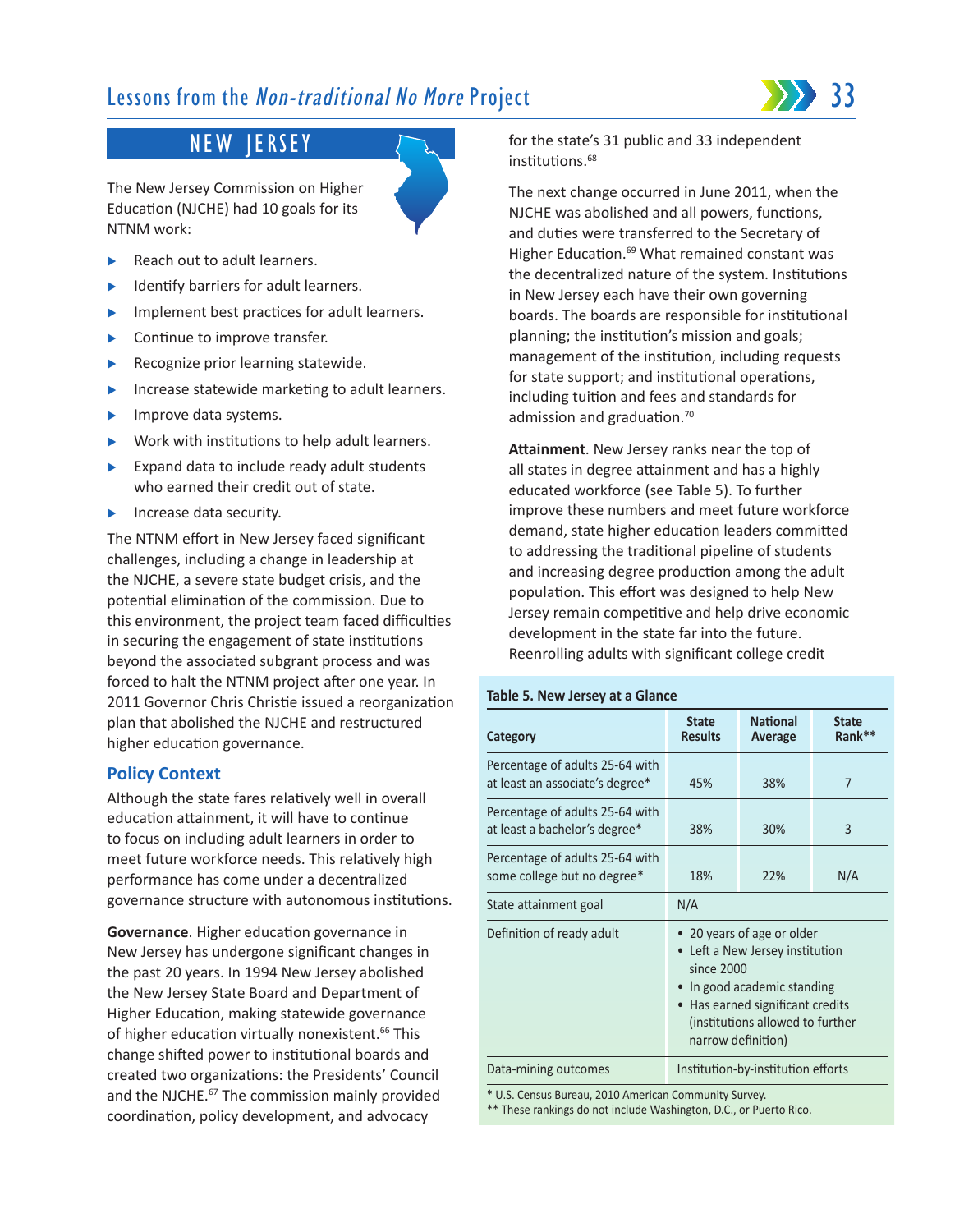## NEW JERSEY

The New Jersey Commission on Higher Education (NJCHE) had 10 goals for its NTNM work:

- Reach out to adult learners.
- Identify barriers for adult learners.
- Implement best practices for adult learners.
- Continue to improve transfer.
- Recognize prior learning statewide.
- Increase statewide marketing to adult learners.
- Improve data systems.
- Work with institutions to help adult learners.
- Expand data to include ready adult students who earned their credit out of state.
- Increase data security.

The NTNM effort in New Jersey faced significant challenges, including a change in leadership at the NJCHE, a severe state budget crisis, and the potential elimination of the commission. Due to this environment, the project team faced difficulties in securing the engagement of state institutions beyond the associated subgrant process and was forced to halt the NTNM project after one year. In 2011 Governor Chris Christie issued a reorganization plan that abolished the NJCHE and restructured higher education governance.

### Policy Context

Although the state fares relatively well in overall education attainment, it will have to continue to focus on including adult learners in order to meet future workforce needs. This relatively high performance has come under a decentralized governance structure with autonomous institutions.

**Governance**. Higher education governance in New Jersey has undergone significant changes in the past 20 years. In 1994 New Jersey abolished the New Jersey State Board and Department of Higher Education, making statewide governance of higher education virtually nonexistent.[66] This change shifted power to institutional boards and created two organizations: the Presidents' Council and the NJCHE.[67] The commission mainly provided coordination, policy development, and advocacy for the state's 31 public and 33 independent institutions.[68]

The next change occurred in June 2011, when the NJCHE was abolished and all powers, functions, and duties were transferred to the Secretary of Higher Education.[69] What remained constant was the decentralized nature of the system. Institutions in New Jersey each have their own governing boards. The boards are responsible for institutional planning; the institution's mission and goals; management of the institution, including requests for state support; and institutional operations, including tuition and fees and standards for admission and graduation.[70]

**Attainment**. New Jersey ranks near the top of all states in degree attainment and has a highly educated workforce (see Table 5). To further improve these numbers and meet future workforce demand, state higher education leaders committed to addressing the traditional pipeline of students and increasing degree production among the adult population. This effort was designed to help New Jersey remain competitive and help drive economic development in the state far into the future. Reenrolling adults with significant college credit

**Table 5. New Jersey at a Glance**

| Category | State Results | National Average | State Rank** |
|---|---|---|---|
| Percentage of adults 25-64 with at least an associate's degree* | 45% | 38% | 7 |
| Percentage of adults 25-64 with at least a bachelor's degree* | 38% | 30% | 3 |
| Percentage of adults 25-64 with some college but no degree* | 18% | 22% | N/A |
| State attainment goal | N/A | | |
| Definition of ready adult | • 20 years of age or older<br>• Left a New Jersey institution since 2000<br>• In good academic standing<br>• Has earned significant credits (institutions allowed to further narrow definition) | | |
| Data-mining outcomes | Institution-by-institution efforts | | |

\* U.S. Census Bureau, 2010 American Community Survey.
\*\* These rankings do not include Washington, D.C., or Puerto Rico.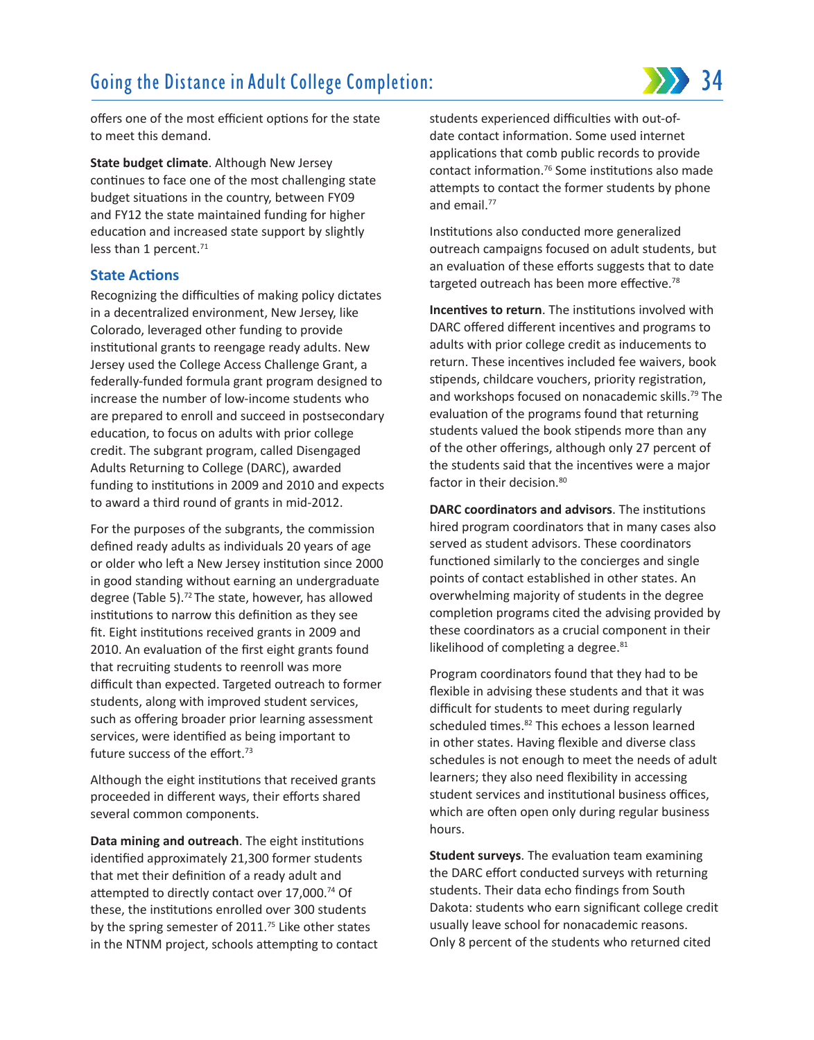offers one of the most efficient options for the state to meet this demand.

**State budget climate**. Although New Jersey continues to face one of the most challenging state budget situations in the country, between FY09 and FY12 the state maintained funding for higher education and increased state support by slightly less than 1 percent.[71]

### State Actions

Recognizing the difficulties of making policy dictates in a decentralized environment, New Jersey, like Colorado, leveraged other funding to provide institutional grants to reengage ready adults. New Jersey used the College Access Challenge Grant, a federally-funded formula grant program designed to increase the number of low-income students who are prepared to enroll and succeed in postsecondary education, to focus on adults with prior college credit. The subgrant program, called Disengaged Adults Returning to College (DARC), awarded funding to institutions in 2009 and 2010 and expects to award a third round of grants in mid-2012.

For the purposes of the subgrants, the commission defined ready adults as individuals 20 years of age or older who left a New Jersey institution since 2000 in good standing without earning an undergraduate degree (Table 5).[72] The state, however, has allowed institutions to narrow this definition as they see fit. Eight institutions received grants in 2009 and 2010. An evaluation of the first eight grants found that recruiting students to reenroll was more difficult than expected. Targeted outreach to former students, along with improved student services, such as offering broader prior learning assessment services, were identified as being important to future success of the effort.[73]

Although the eight institutions that received grants proceeded in different ways, their efforts shared several common components.

**Data mining and outreach**. The eight institutions identified approximately 21,300 former students that met their definition of a ready adult and attempted to directly contact over 17,000.[74] Of these, the institutions enrolled over 300 students by the spring semester of 2011.[75] Like other states in the NTNM project, schools attempting to contact students experienced difficulties with out-of-date contact information. Some used internet applications that comb public records to provide contact information.[76] Some institutions also made attempts to contact the former students by phone and email.[77]

Institutions also conducted more generalized outreach campaigns focused on adult students, but an evaluation of these efforts suggests that to date targeted outreach has been more effective.[78]

**Incentives to return**. The institutions involved with DARC offered different incentives and programs to adults with prior college credit as inducements to return. These incentives included fee waivers, book stipends, childcare vouchers, priority registration, and workshops focused on nonacademic skills.[79] The evaluation of the programs found that returning students valued the book stipends more than any of the other offerings, although only 27 percent of the students said that the incentives were a major factor in their decision.[80]

**DARC coordinators and advisors**. The institutions hired program coordinators that in many cases also served as student advisors. These coordinators functioned similarly to the concierges and single points of contact established in other states. An overwhelming majority of students in the degree completion programs cited the advising provided by these coordinators as a crucial component in their likelihood of completing a degree.[81]

Program coordinators found that they had to be flexible in advising these students and that it was difficult for students to meet during regularly scheduled times.[82] This echoes a lesson learned in other states. Having flexible and diverse class schedules is not enough to meet the needs of adult learners; they also need flexibility in accessing student services and institutional business offices, which are often open only during regular business hours.

**Student surveys**. The evaluation team examining the DARC effort conducted surveys with returning students. Their data echo findings from South Dakota: students who earn significant college credit usually leave school for nonacademic reasons. Only 8 percent of the students who returned cited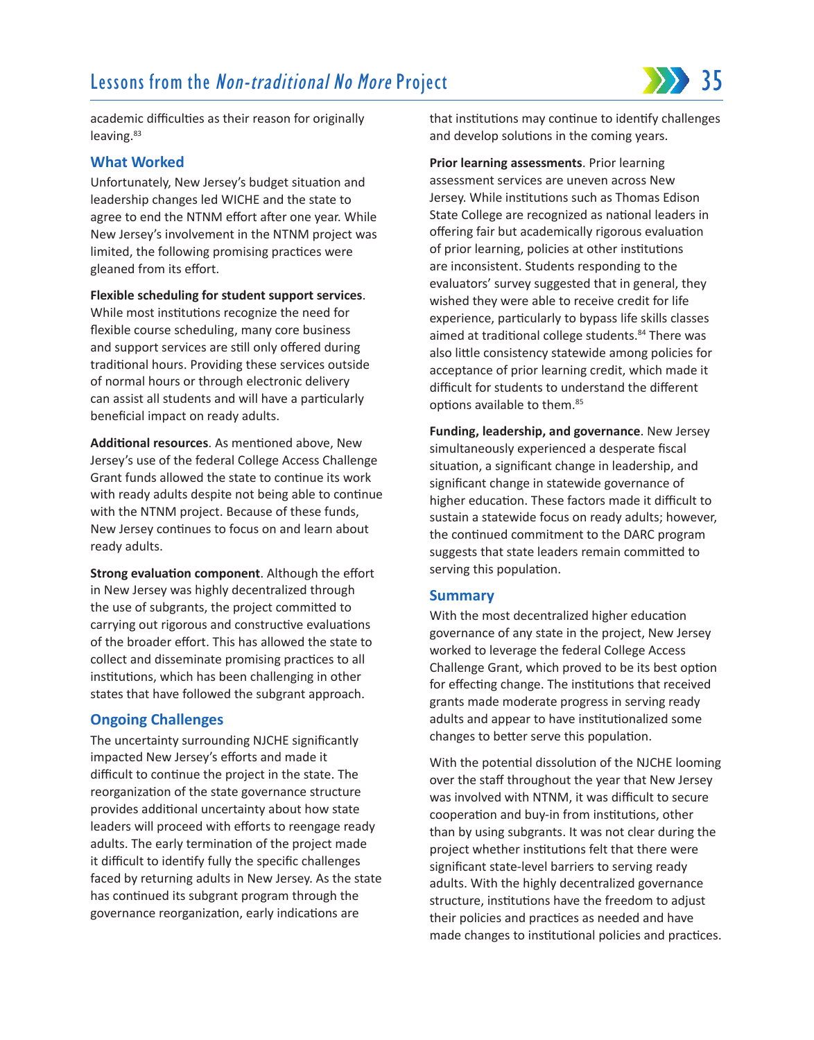academic difficulties as their reason for originally leaving.[83]

## What Worked

Unfortunately, New Jersey's budget situation and leadership changes led WICHE and the state to agree to end the NTNM effort after one year. While New Jersey's involvement in the NTNM project was limited, the following promising practices were gleaned from its effort.

**Flexible scheduling for student support services**. While most institutions recognize the need for flexible course scheduling, many core business and support services are still only offered during traditional hours. Providing these services outside of normal hours or through electronic delivery can assist all students and will have a particularly beneficial impact on ready adults.

**Additional resources**. As mentioned above, New Jersey's use of the federal College Access Challenge Grant funds allowed the state to continue its work with ready adults despite not being able to continue with the NTNM project. Because of these funds, New Jersey continues to focus on and learn about ready adults.

**Strong evaluation component**. Although the effort in New Jersey was highly decentralized through the use of subgrants, the project committed to carrying out rigorous and constructive evaluations of the broader effort. This has allowed the state to collect and disseminate promising practices to all institutions, which has been challenging in other states that have followed the subgrant approach.

## Ongoing Challenges

The uncertainty surrounding NJCHE significantly impacted New Jersey's efforts and made it difficult to continue the project in the state. The reorganization of the state governance structure provides additional uncertainty about how state leaders will proceed with efforts to reengage ready adults. The early termination of the project made it difficult to identify fully the specific challenges faced by returning adults in New Jersey. As the state has continued its subgrant program through the governance reorganization, early indications are that institutions may continue to identify challenges and develop solutions in the coming years.

**Prior learning assessments**. Prior learning assessment services are uneven across New Jersey. While institutions such as Thomas Edison State College are recognized as national leaders in offering fair but academically rigorous evaluation of prior learning, policies at other institutions are inconsistent. Students responding to the evaluators' survey suggested that in general, they wished they were able to receive credit for life experience, particularly to bypass life skills classes aimed at traditional college students.[84] There was also little consistency statewide among policies for acceptance of prior learning credit, which made it difficult for students to understand the different options available to them.[85]

**Funding, leadership, and governance**. New Jersey simultaneously experienced a desperate fiscal situation, a significant change in leadership, and significant change in statewide governance of higher education. These factors made it difficult to sustain a statewide focus on ready adults; however, the continued commitment to the DARC program suggests that state leaders remain committed to serving this population.

## Summary

With the most decentralized higher education governance of any state in the project, New Jersey worked to leverage the federal College Access Challenge Grant, which proved to be its best option for effecting change. The institutions that received grants made moderate progress in serving ready adults and appear to have institutionalized some changes to better serve this population.

With the potential dissolution of the NJCHE looming over the staff throughout the year that New Jersey was involved with NTNM, it was difficult to secure cooperation and buy-in from institutions, other than by using subgrants. It was not clear during the project whether institutions felt that there were significant state-level barriers to serving ready adults. With the highly decentralized governance structure, institutions have the freedom to adjust their policies and practices as needed and have made changes to institutional policies and practices.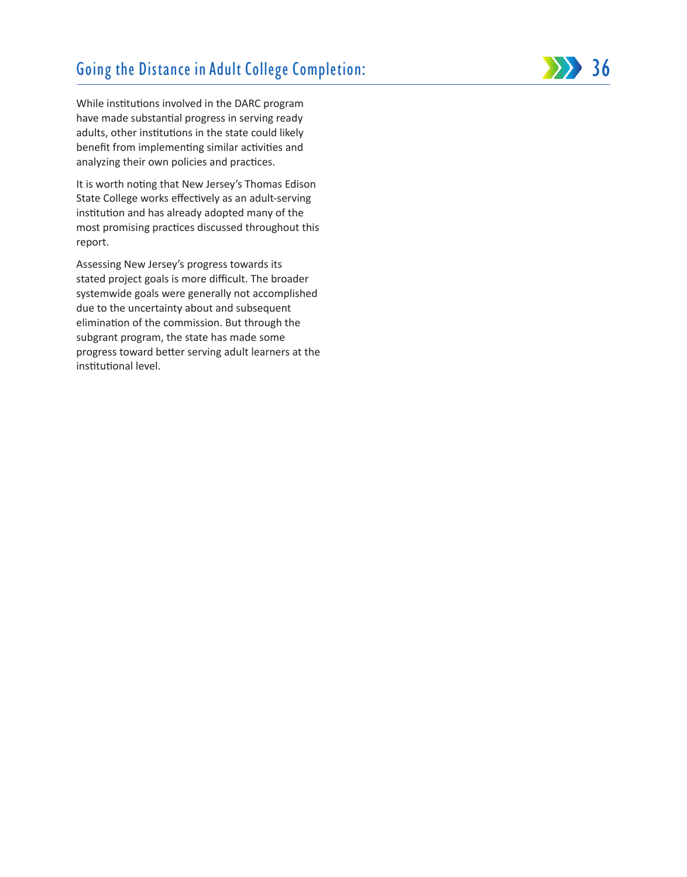While institutions involved in the DARC program have made substantial progress in serving ready adults, other institutions in the state could likely benefit from implementing similar activities and analyzing their own policies and practices.

It is worth noting that New Jersey's Thomas Edison State College works effectively as an adult-serving institution and has already adopted many of the most promising practices discussed throughout this report.

Assessing New Jersey's progress towards its stated project goals is more difficult. The broader systemwide goals were generally not accomplished due to the uncertainty about and subsequent elimination of the commission. But through the subgrant program, the state has made some progress toward better serving adult learners at the institutional level.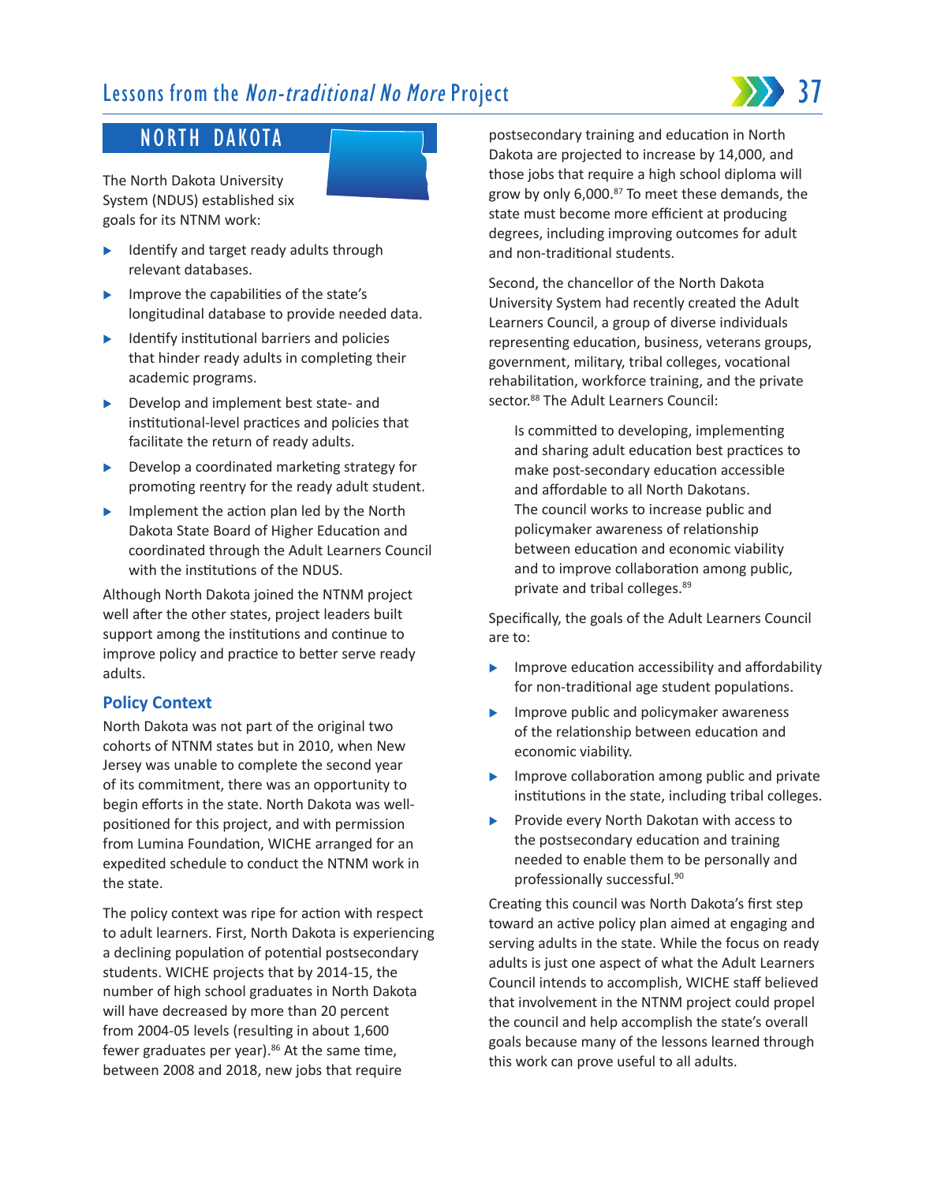## NORTH DAKOTA

The North Dakota University System (NDUS) established six goals for its NTNM work:

- Identify and target ready adults through relevant databases.
- Improve the capabilities of the state's longitudinal database to provide needed data.
- Identify institutional barriers and policies that hinder ready adults in completing their academic programs.
- Develop and implement best state- and institutional-level practices and policies that facilitate the return of ready adults.
- Develop a coordinated marketing strategy for promoting reentry for the ready adult student.
- Implement the action plan led by the North Dakota State Board of Higher Education and coordinated through the Adult Learners Council with the institutions of the NDUS.

Although North Dakota joined the NTNM project well after the other states, project leaders built support among the institutions and continue to improve policy and practice to better serve ready adults.

### Policy Context

North Dakota was not part of the original two cohorts of NTNM states but in 2010, when New Jersey was unable to complete the second year of its commitment, there was an opportunity to begin efforts in the state. North Dakota was well-positioned for this project, and with permission from Lumina Foundation, WICHE arranged for an expedited schedule to conduct the NTNM work in the state.

The policy context was ripe for action with respect to adult learners. First, North Dakota is experiencing a declining population of potential postsecondary students. WICHE projects that by 2014-15, the number of high school graduates in North Dakota will have decreased by more than 20 percent from 2004-05 levels (resulting in about 1,600 fewer graduates per year).[86] At the same time, between 2008 and 2018, new jobs that require postsecondary training and education in North Dakota are projected to increase by 14,000, and those jobs that require a high school diploma will grow by only 6,000.[87] To meet these demands, the state must become more efficient at producing degrees, including improving outcomes for adult and non-traditional students.

Second, the chancellor of the North Dakota University System had recently created the Adult Learners Council, a group of diverse individuals representing education, business, veterans groups, government, military, tribal colleges, vocational rehabilitation, workforce training, and the private sector.[88] The Adult Learners Council:

> Is committed to developing, implementing and sharing adult education best practices to make post-secondary education accessible and affordable to all North Dakotans. The council works to increase public and policymaker awareness of relationship between education and economic viability and to improve collaboration among public, private and tribal colleges.[89]

Specifically, the goals of the Adult Learners Council are to:

- Improve education accessibility and affordability for non-traditional age student populations.
- Improve public and policymaker awareness of the relationship between education and economic viability.
- Improve collaboration among public and private institutions in the state, including tribal colleges.
- Provide every North Dakotan with access to the postsecondary education and training needed to enable them to be personally and professionally successful.[90]

Creating this council was North Dakota's first step toward an active policy plan aimed at engaging and serving adults in the state. While the focus on ready adults is just one aspect of what the Adult Learners Council intends to accomplish, WICHE staff believed that involvement in the NTNM project could propel the council and help accomplish the state's overall goals because many of the lessons learned through this work can prove useful to all adults.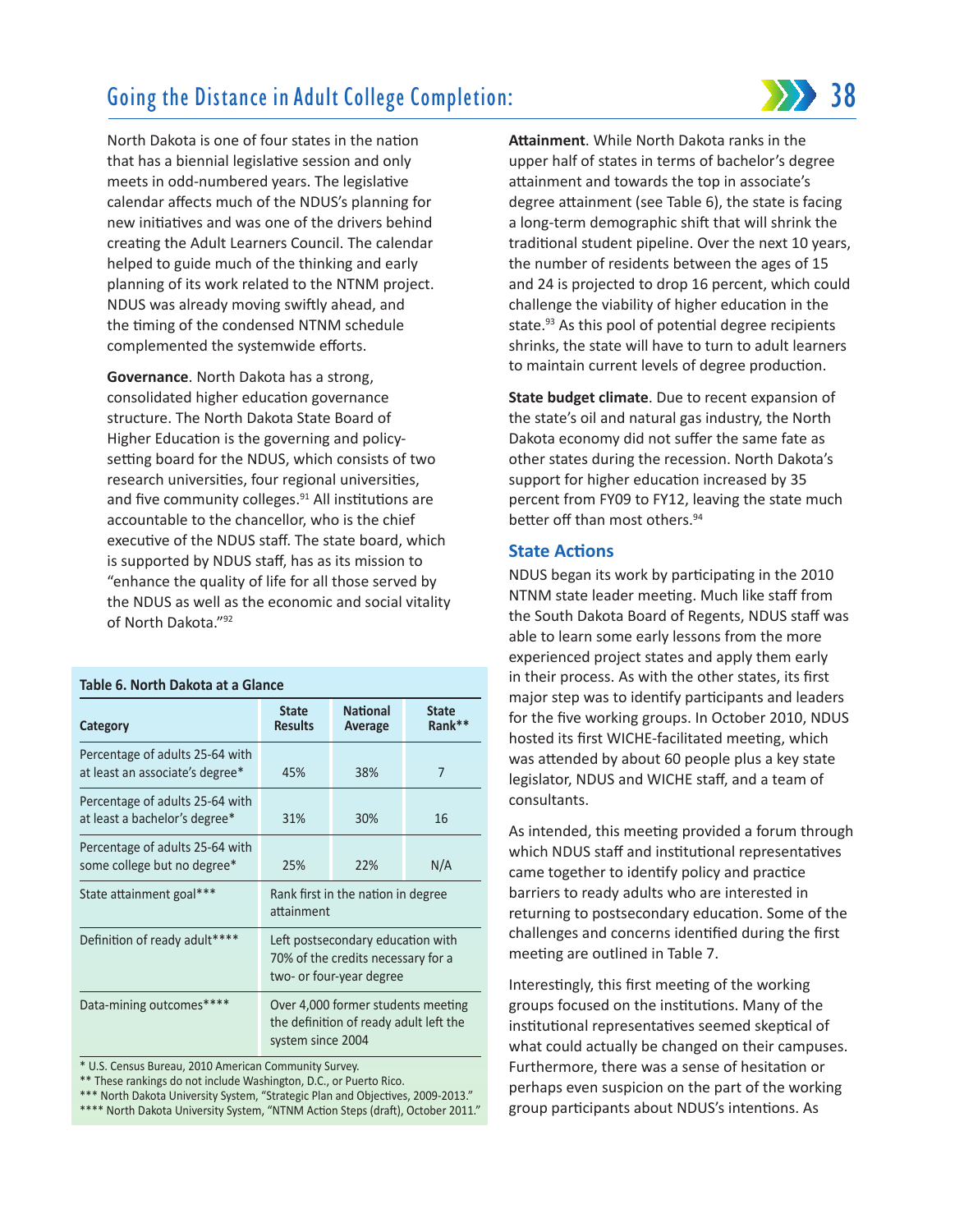North Dakota is one of four states in the nation that has a biennial legislative session and only meets in odd-numbered years. The legislative calendar affects much of the NDUS's planning for new initiatives and was one of the drivers behind creating the Adult Learners Council. The calendar helped to guide much of the thinking and early planning of its work related to the NTNM project. NDUS was already moving swiftly ahead, and the timing of the condensed NTNM schedule complemented the systemwide efforts.

**Governance**. North Dakota has a strong, consolidated higher education governance structure. The North Dakota State Board of Higher Education is the governing and policy-setting board for the NDUS, which consists of two research universities, four regional universities, and five community colleges.[91] All institutions are accountable to the chancellor, who is the chief executive of the NDUS staff. The state board, which is supported by NDUS staff, has as its mission to "enhance the quality of life for all those served by the NDUS as well as the economic and social vitality of North Dakota."[92]

**Table 6. North Dakota at a Glance**

| Category | State Results | National Average | State Rank** |
|---|---|---|---|
| Percentage of adults 25-64 with at least an associate's degree* | 45% | 38% | 7 |
| Percentage of adults 25-64 with at least a bachelor's degree* | 31% | 30% | 16 |
| Percentage of adults 25-64 with some college but no degree* | 25% | 22% | N/A |
| State attainment goal*** | Rank first in the nation in degree attainment | | |
| Definition of ready adult**** | Left postsecondary education with 70% of the credits necessary for a two- or four-year degree | | |
| Data-mining outcomes**** | Over 4,000 former students meeting the definition of ready adult left the system since 2004 | | |

\* U.S. Census Bureau, 2010 American Community Survey.
** These rankings do not include Washington, D.C., or Puerto Rico.
*** North Dakota University System, "Strategic Plan and Objectives, 2009-2013."
**** North Dakota University System, "NTNM Action Steps (draft), October 2011."

**Attainment**. While North Dakota ranks in the upper half of states in terms of bachelor's degree attainment and towards the top in associate's degree attainment (see Table 6), the state is facing a long-term demographic shift that will shrink the traditional student pipeline. Over the next 10 years, the number of residents between the ages of 15 and 24 is projected to drop 16 percent, which could challenge the viability of higher education in the state.[93] As this pool of potential degree recipients shrinks, the state will have to turn to adult learners to maintain current levels of degree production.

**State budget climate**. Due to recent expansion of the state's oil and natural gas industry, the North Dakota economy did not suffer the same fate as other states during the recession. North Dakota's support for higher education increased by 35 percent from FY09 to FY12, leaving the state much better off than most others.[94]

## State Actions

NDUS began its work by participating in the 2010 NTNM state leader meeting. Much like staff from the South Dakota Board of Regents, NDUS staff was able to learn some early lessons from the more experienced project states and apply them early in their process. As with the other states, its first major step was to identify participants and leaders for the five working groups. In October 2010, NDUS hosted its first WICHE-facilitated meeting, which was attended by about 60 people plus a key state legislator, NDUS and WICHE staff, and a team of consultants.

As intended, this meeting provided a forum through which NDUS staff and institutional representatives came together to identify policy and practice barriers to ready adults who are interested in returning to postsecondary education. Some of the challenges and concerns identified during the first meeting are outlined in Table 7.

Interestingly, this first meeting of the working groups focused on the institutions. Many of the institutional representatives seemed skeptical of what could actually be changed on their campuses. Furthermore, there was a sense of hesitation or perhaps even suspicion on the part of the working group participants about NDUS's intentions. As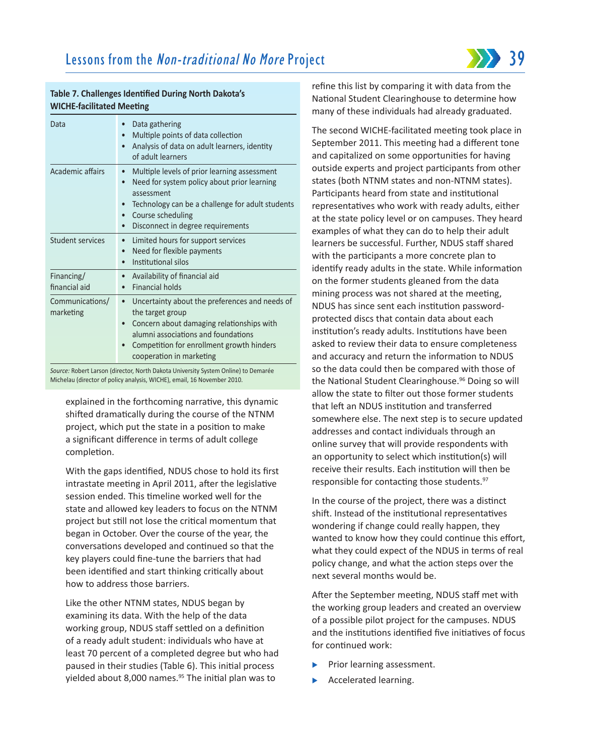**Table 7. Challenges Identified During North Dakota's WICHE-facilitated Meeting**

| | |
|---|---|
| Data | • Data gathering<br>• Multiple points of data collection<br>• Analysis of data on adult learners, identity of adult learners |
| Academic affairs | • Multiple levels of prior learning assessment<br>• Need for system policy about prior learning assessment<br>• Technology can be a challenge for adult students<br>• Course scheduling<br>• Disconnect in degree requirements |
| Student services | • Limited hours for support services<br>• Need for flexible payments<br>• Institutional silos |
| Financing/ financial aid | • Availability of financial aid<br>• Financial holds |
| Communications/ marketing | • Uncertainty about the preferences and needs of the target group<br>• Concern about damaging relationships with alumni associations and foundations<br>• Competition for enrollment growth hinders cooperation in marketing |

*Source:* Robert Larson (director, North Dakota University System Online) to Demarée Michelau (director of policy analysis, WICHE), email, 16 November 2010.

explained in the forthcoming narrative, this dynamic shifted dramatically during the course of the NTNM project, which put the state in a position to make a significant difference in terms of adult college completion.

With the gaps identified, NDUS chose to hold its first intrastate meeting in April 2011, after the legislative session ended. This timeline worked well for the state and allowed key leaders to focus on the NTNM project but still not lose the critical momentum that began in October. Over the course of the year, the conversations developed and continued so that the key players could fine-tune the barriers that had been identified and start thinking critically about how to address those barriers.

Like the other NTNM states, NDUS began by examining its data. With the help of the data working group, NDUS staff settled on a definition of a ready adult student: individuals who have at least 70 percent of a completed degree but who had paused in their studies (Table 6). This initial process yielded about 8,000 names.[95] The initial plan was to refine this list by comparing it with data from the National Student Clearinghouse to determine how many of these individuals had already graduated.

The second WICHE-facilitated meeting took place in September 2011. This meeting had a different tone and capitalized on some opportunities for having outside experts and project participants from other states (both NTNM states and non-NTNM states). Participants heard from state and institutional representatives who work with ready adults, either at the state policy level or on campuses. They heard examples of what they can do to help their adult learners be successful. Further, NDUS staff shared with the participants a more concrete plan to identify ready adults in the state. While information on the former students gleaned from the data mining process was not shared at the meeting, NDUS has since sent each institution password-protected discs that contain data about each institution's ready adults. Institutions have been asked to review their data to ensure completeness and accuracy and return the information to NDUS so the data could then be compared with those of the National Student Clearinghouse.[96] Doing so will allow the state to filter out those former students that left an NDUS institution and transferred somewhere else. The next step is to secure updated addresses and contact individuals through an online survey that will provide respondents with an opportunity to select which institution(s) will receive their results. Each institution will then be responsible for contacting those students.[97]

In the course of the project, there was a distinct shift. Instead of the institutional representatives wondering if change could really happen, they wanted to know how they could continue this effort, what they could expect of the NDUS in terms of real policy change, and what the action steps over the next several months would be.

After the September meeting, NDUS staff met with the working group leaders and created an overview of a possible pilot project for the campuses. NDUS and the institutions identified five initiatives of focus for continued work:

- Prior learning assessment.
- Accelerated learning.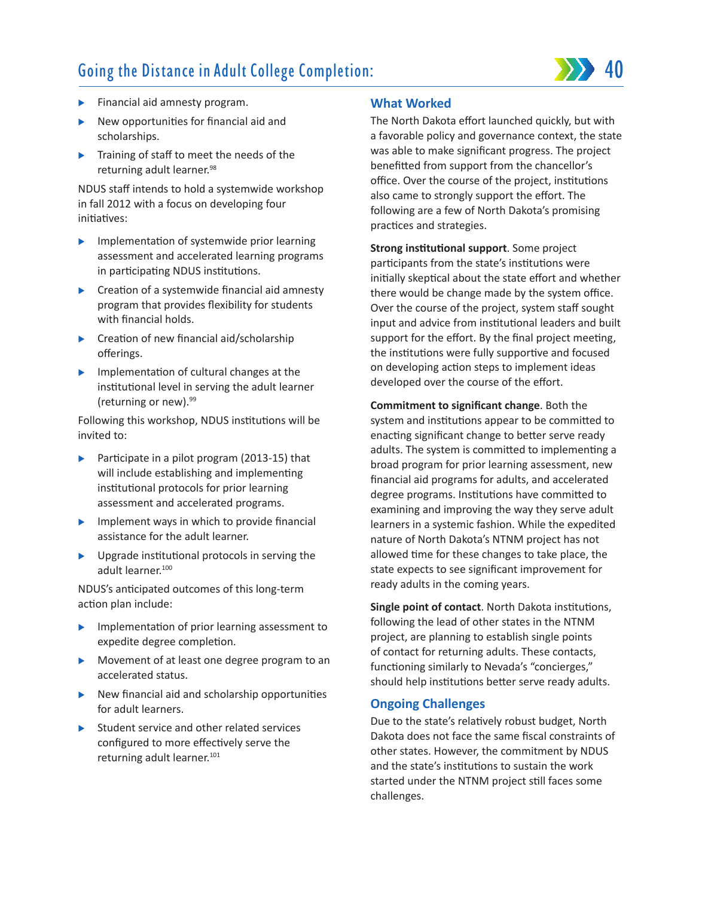- Financial aid amnesty program.
- New opportunities for financial aid and scholarships.
- Training of staff to meet the needs of the returning adult learner.[98]

NDUS staff intends to hold a systemwide workshop in fall 2012 with a focus on developing four initiatives:

- Implementation of systemwide prior learning assessment and accelerated learning programs in participating NDUS institutions.
- Creation of a systemwide financial aid amnesty program that provides flexibility for students with financial holds.
- Creation of new financial aid/scholarship offerings.
- Implementation of cultural changes at the institutional level in serving the adult learner (returning or new).[99]

Following this workshop, NDUS institutions will be invited to:

- Participate in a pilot program (2013-15) that will include establishing and implementing institutional protocols for prior learning assessment and accelerated programs.
- Implement ways in which to provide financial assistance for the adult learner.
- Upgrade institutional protocols in serving the adult learner.[100]

NDUS's anticipated outcomes of this long-term action plan include:

- Implementation of prior learning assessment to expedite degree completion.
- Movement of at least one degree program to an accelerated status.
- New financial aid and scholarship opportunities for adult learners.
- Student service and other related services configured to more effectively serve the returning adult learner.[101]

## What Worked

The North Dakota effort launched quickly, but with a favorable policy and governance context, the state was able to make significant progress. The project benefitted from support from the chancellor's office. Over the course of the project, institutions also came to strongly support the effort. The following are a few of North Dakota's promising practices and strategies.

**Strong institutional support**. Some project participants from the state's institutions were initially skeptical about the state effort and whether there would be change made by the system office. Over the course of the project, system staff sought input and advice from institutional leaders and built support for the effort. By the final project meeting, the institutions were fully supportive and focused on developing action steps to implement ideas developed over the course of the effort.

**Commitment to significant change**. Both the system and institutions appear to be committed to enacting significant change to better serve ready adults. The system is committed to implementing a broad program for prior learning assessment, new financial aid programs for adults, and accelerated degree programs. Institutions have committed to examining and improving the way they serve adult learners in a systemic fashion. While the expedited nature of North Dakota's NTNM project has not allowed time for these changes to take place, the state expects to see significant improvement for ready adults in the coming years.

**Single point of contact**. North Dakota institutions, following the lead of other states in the NTNM project, are planning to establish single points of contact for returning adults. These contacts, functioning similarly to Nevada's "concierges," should help institutions better serve ready adults.

## Ongoing Challenges

Due to the state's relatively robust budget, North Dakota does not face the same fiscal constraints of other states. However, the commitment by NDUS and the state's institutions to sustain the work started under the NTNM project still faces some challenges.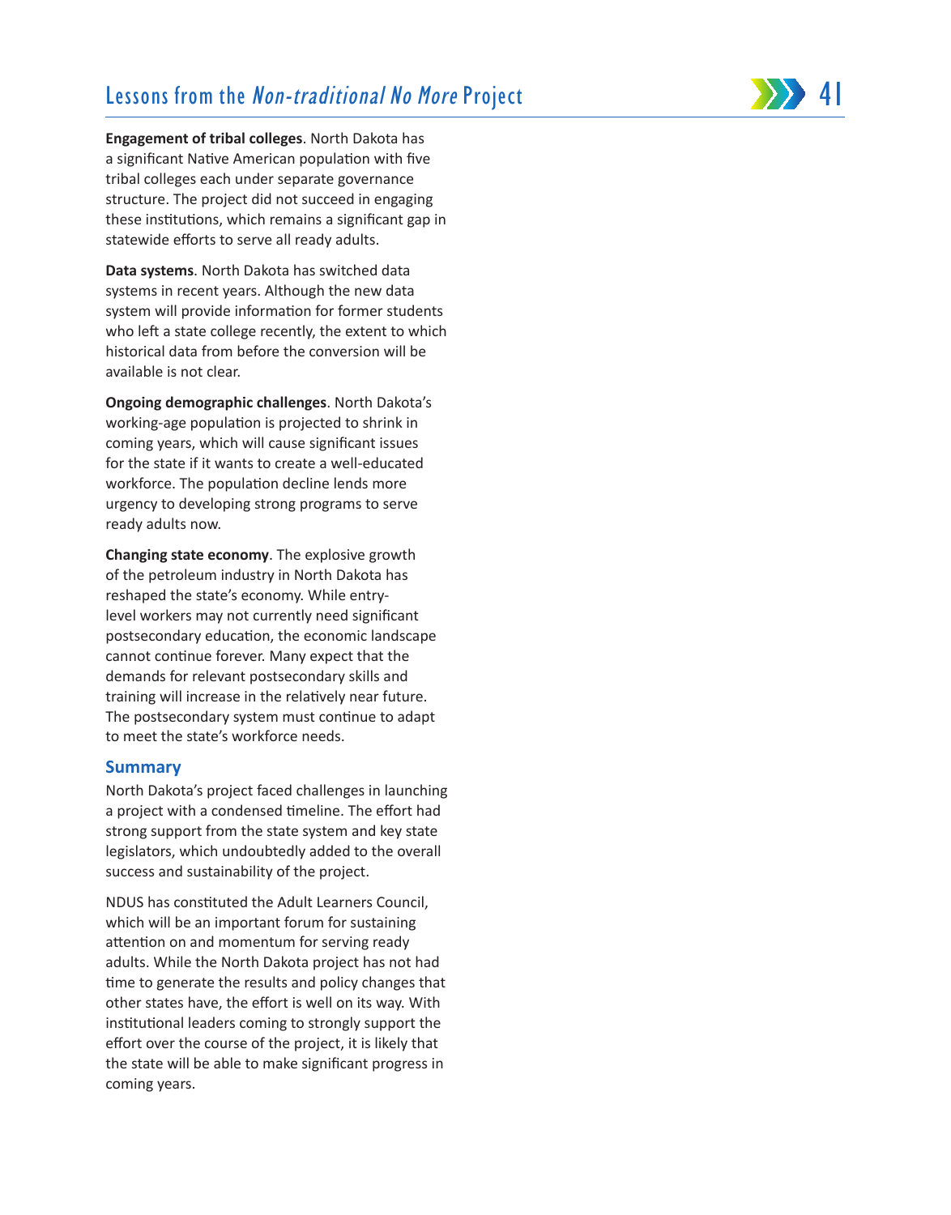**Engagement of tribal colleges**. North Dakota has a significant Native American population with five tribal colleges each under separate governance structure. The project did not succeed in engaging these institutions, which remains a significant gap in statewide efforts to serve all ready adults.

**Data systems**. North Dakota has switched data systems in recent years. Although the new data system will provide information for former students who left a state college recently, the extent to which historical data from before the conversion will be available is not clear.

**Ongoing demographic challenges**. North Dakota's working-age population is projected to shrink in coming years, which will cause significant issues for the state if it wants to create a well-educated workforce. The population decline lends more urgency to developing strong programs to serve ready adults now.

**Changing state economy**. The explosive growth of the petroleum industry in North Dakota has reshaped the state's economy. While entry-level workers may not currently need significant postsecondary education, the economic landscape cannot continue forever. Many expect that the demands for relevant postsecondary skills and training will increase in the relatively near future. The postsecondary system must continue to adapt to meet the state's workforce needs.

## Summary

North Dakota's project faced challenges in launching a project with a condensed timeline. The effort had strong support from the state system and key state legislators, which undoubtedly added to the overall success and sustainability of the project.

NDUS has constituted the Adult Learners Council, which will be an important forum for sustaining attention on and momentum for serving ready adults. While the North Dakota project has not had time to generate the results and policy changes that other states have, the effort is well on its way. With institutional leaders coming to strongly support the effort over the course of the project, it is likely that the state will be able to make significant progress in coming years.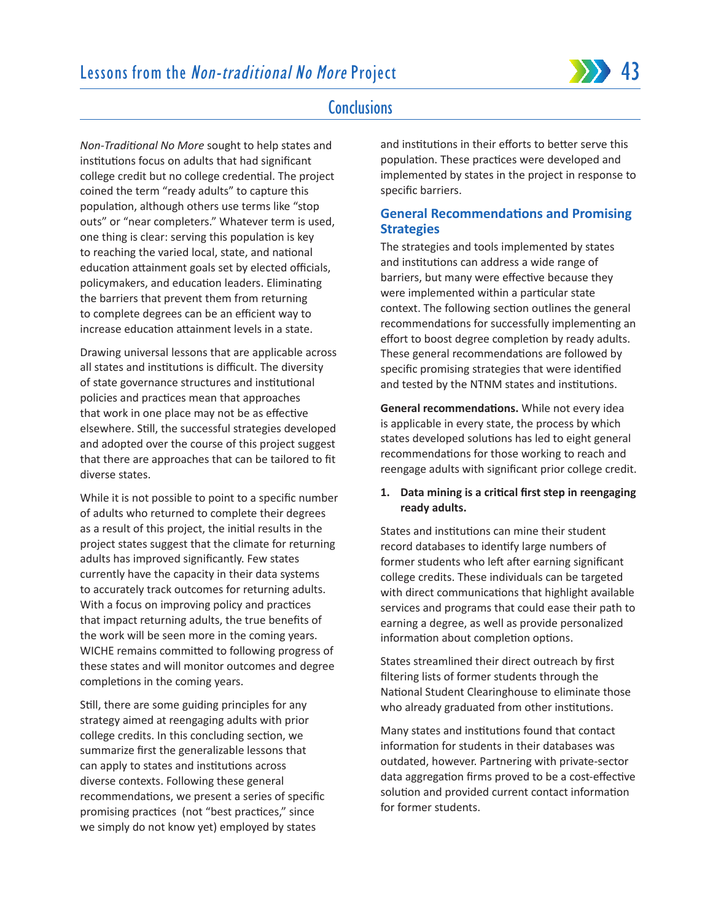## Conclusions

*Non-Traditional No More* sought to help states and institutions focus on adults that had significant college credit but no college credential. The project coined the term "ready adults" to capture this population, although others use terms like "stop outs" or "near completers." Whatever term is used, one thing is clear: serving this population is key to reaching the varied local, state, and national education attainment goals set by elected officials, policymakers, and education leaders. Eliminating the barriers that prevent them from returning to complete degrees can be an efficient way to increase education attainment levels in a state.

Drawing universal lessons that are applicable across all states and institutions is difficult. The diversity of state governance structures and institutional policies and practices mean that approaches that work in one place may not be as effective elsewhere. Still, the successful strategies developed and adopted over the course of this project suggest that there are approaches that can be tailored to fit diverse states.

While it is not possible to point to a specific number of adults who returned to complete their degrees as a result of this project, the initial results in the project states suggest that the climate for returning adults has improved significantly. Few states currently have the capacity in their data systems to accurately track outcomes for returning adults. With a focus on improving policy and practices that impact returning adults, the true benefits of the work will be seen more in the coming years. WICHE remains committed to following progress of these states and will monitor outcomes and degree completions in the coming years.

Still, there are some guiding principles for any strategy aimed at reengaging adults with prior college credits. In this concluding section, we summarize first the generalizable lessons that can apply to states and institutions across diverse contexts. Following these general recommendations, we present a series of specific promising practices (not "best practices," since we simply do not know yet) employed by states and institutions in their efforts to better serve this population. These practices were developed and implemented by states in the project in response to specific barriers.

### General Recommendations and Promising Strategies

The strategies and tools implemented by states and institutions can address a wide range of barriers, but many were effective because they were implemented within a particular state context. The following section outlines the general recommendations for successfully implementing an effort to boost degree completion by ready adults. These general recommendations are followed by specific promising strategies that were identified and tested by the NTNM states and institutions.

**General recommendations.** While not every idea is applicable in every state, the process by which states developed solutions has led to eight general recommendations for those working to reach and reengage adults with significant prior college credit.

1. **Data mining is a critical first step in reengaging ready adults.**

States and institutions can mine their student record databases to identify large numbers of former students who left after earning significant college credits. These individuals can be targeted with direct communications that highlight available services and programs that could ease their path to earning a degree, as well as provide personalized information about completion options.

States streamlined their direct outreach by first filtering lists of former students through the National Student Clearinghouse to eliminate those who already graduated from other institutions.

Many states and institutions found that contact information for students in their databases was outdated, however. Partnering with private-sector data aggregation firms proved to be a cost-effective solution and provided current contact information for former students.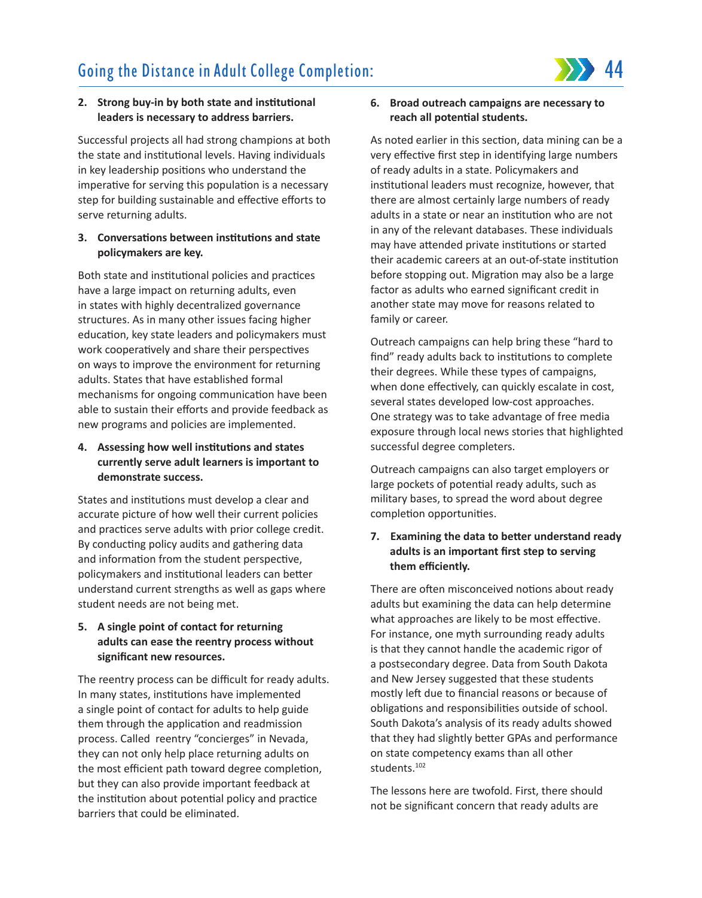2. **Strong buy-in by both state and institutional leaders is necessary to address barriers.**

Successful projects all had strong champions at both the state and institutional levels. Having individuals in key leadership positions who understand the imperative for serving this population is a necessary step for building sustainable and effective efforts to serve returning adults.

3. **Conversations between institutions and state policymakers are key.**

Both state and institutional policies and practices have a large impact on returning adults, even in states with highly decentralized governance structures. As in many other issues facing higher education, key state leaders and policymakers must work cooperatively and share their perspectives on ways to improve the environment for returning adults. States that have established formal mechanisms for ongoing communication have been able to sustain their efforts and provide feedback as new programs and policies are implemented.

4. **Assessing how well institutions and states currently serve adult learners is important to demonstrate success.**

States and institutions must develop a clear and accurate picture of how well their current policies and practices serve adults with prior college credit. By conducting policy audits and gathering data and information from the student perspective, policymakers and institutional leaders can better understand current strengths as well as gaps where student needs are not being met.

5. **A single point of contact for returning adults can ease the reentry process without significant new resources.**

The reentry process can be difficult for ready adults. In many states, institutions have implemented a single point of contact for adults to help guide them through the application and readmission process. Called reentry "concierges" in Nevada, they can not only help place returning adults on the most efficient path toward degree completion, but they can also provide important feedback at the institution about potential policy and practice barriers that could be eliminated.

6. **Broad outreach campaigns are necessary to reach all potential students.**

As noted earlier in this section, data mining can be a very effective first step in identifying large numbers of ready adults in a state. Policymakers and institutional leaders must recognize, however, that there are almost certainly large numbers of ready adults in a state or near an institution who are not in any of the relevant databases. These individuals may have attended private institutions or started their academic careers at an out-of-state institution before stopping out. Migration may also be a large factor as adults who earned significant credit in another state may move for reasons related to family or career.

Outreach campaigns can help bring these "hard to find" ready adults back to institutions to complete their degrees. While these types of campaigns, when done effectively, can quickly escalate in cost, several states developed low-cost approaches. One strategy was to take advantage of free media exposure through local news stories that highlighted successful degree completers.

Outreach campaigns can also target employers or large pockets of potential ready adults, such as military bases, to spread the word about degree completion opportunities.

7. **Examining the data to better understand ready adults is an important first step to serving them efficiently.**

There are often misconceived notions about ready adults but examining the data can help determine what approaches are likely to be most effective. For instance, one myth surrounding ready adults is that they cannot handle the academic rigor of a postsecondary degree. Data from South Dakota and New Jersey suggested that these students mostly left due to financial reasons or because of obligations and responsibilities outside of school. South Dakota's analysis of its ready adults showed that they had slightly better GPAs and performance on state competency exams than all other students.[102]

The lessons here are twofold. First, there should not be significant concern that ready adults are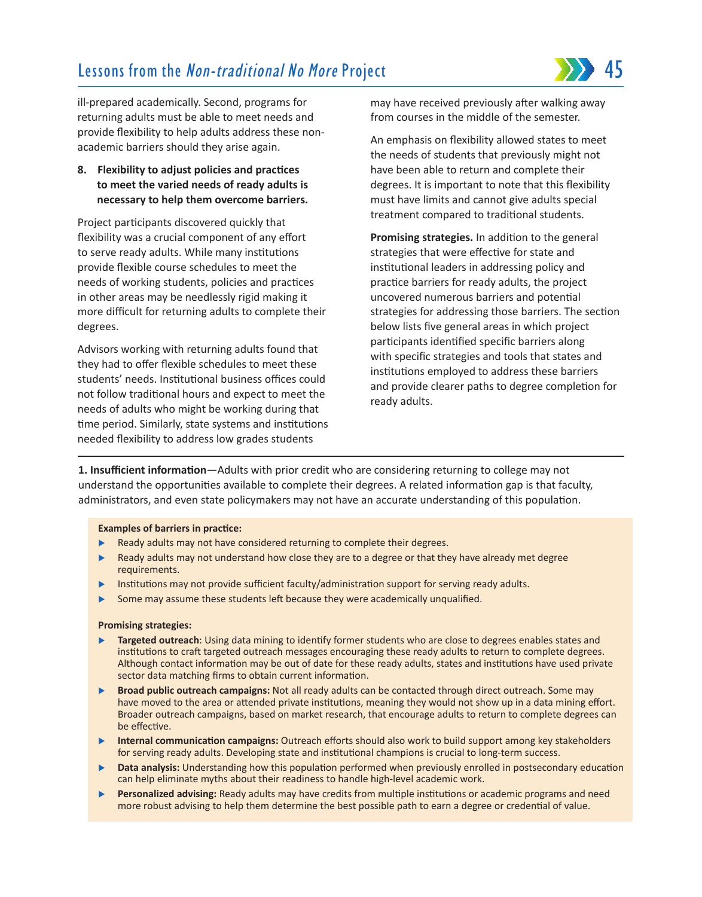ill-prepared academically. Second, programs for returning adults must be able to meet needs and provide flexibility to help adults address these non-academic barriers should they arise again.

**8. Flexibility to adjust policies and practices to meet the varied needs of ready adults is necessary to help them overcome barriers.**

Project participants discovered quickly that flexibility was a crucial component of any effort to serve ready adults. While many institutions provide flexible course schedules to meet the needs of working students, policies and practices in other areas may be needlessly rigid making it more difficult for returning adults to complete their degrees.

Advisors working with returning adults found that they had to offer flexible schedules to meet these students' needs. Institutional business offices could not follow traditional hours and expect to meet the needs of adults who might be working during that time period. Similarly, state systems and institutions needed flexibility to address low grades students may have received previously after walking away from courses in the middle of the semester.

An emphasis on flexibility allowed states to meet the needs of students that previously might not have been able to return and complete their degrees. It is important to note that this flexibility must have limits and cannot give adults special treatment compared to traditional students.

**Promising strategies.** In addition to the general strategies that were effective for state and institutional leaders in addressing policy and practice barriers for ready adults, the project uncovered numerous barriers and potential strategies for addressing those barriers. The section below lists five general areas in which project participants identified specific barriers along with specific strategies and tools that states and institutions employed to address these barriers and provide clearer paths to degree completion for ready adults.

**1. Insufficient information**—Adults with prior credit who are considering returning to college may not understand the opportunities available to complete their degrees. A related information gap is that faculty, administrators, and even state policymakers may not have an accurate understanding of this population.

**Examples of barriers in practice:**

- Ready adults may not have considered returning to complete their degrees.
- Ready adults may not understand how close they are to a degree or that they have already met degree requirements.
- Institutions may not provide sufficient faculty/administration support for serving ready adults.
- Some may assume these students left because they were academically unqualified.

**Promising strategies:**

- **Targeted outreach**: Using data mining to identify former students who are close to degrees enables states and institutions to craft targeted outreach messages encouraging these ready adults to return to complete degrees. Although contact information may be out of date for these ready adults, states and institutions have used private sector data matching firms to obtain current information.
- **Broad public outreach campaigns:** Not all ready adults can be contacted through direct outreach. Some may have moved to the area or attended private institutions, meaning they would not show up in a data mining effort. Broader outreach campaigns, based on market research, that encourage adults to return to complete degrees can be effective.
- **Internal communication campaigns:** Outreach efforts should also work to build support among key stakeholders for serving ready adults. Developing state and institutional champions is crucial to long-term success.
- **Data analysis:** Understanding how this population performed when previously enrolled in postsecondary education can help eliminate myths about their readiness to handle high-level academic work.
- **Personalized advising:** Ready adults may have credits from multiple institutions or academic programs and need more robust advising to help them determine the best possible path to earn a degree or credential of value.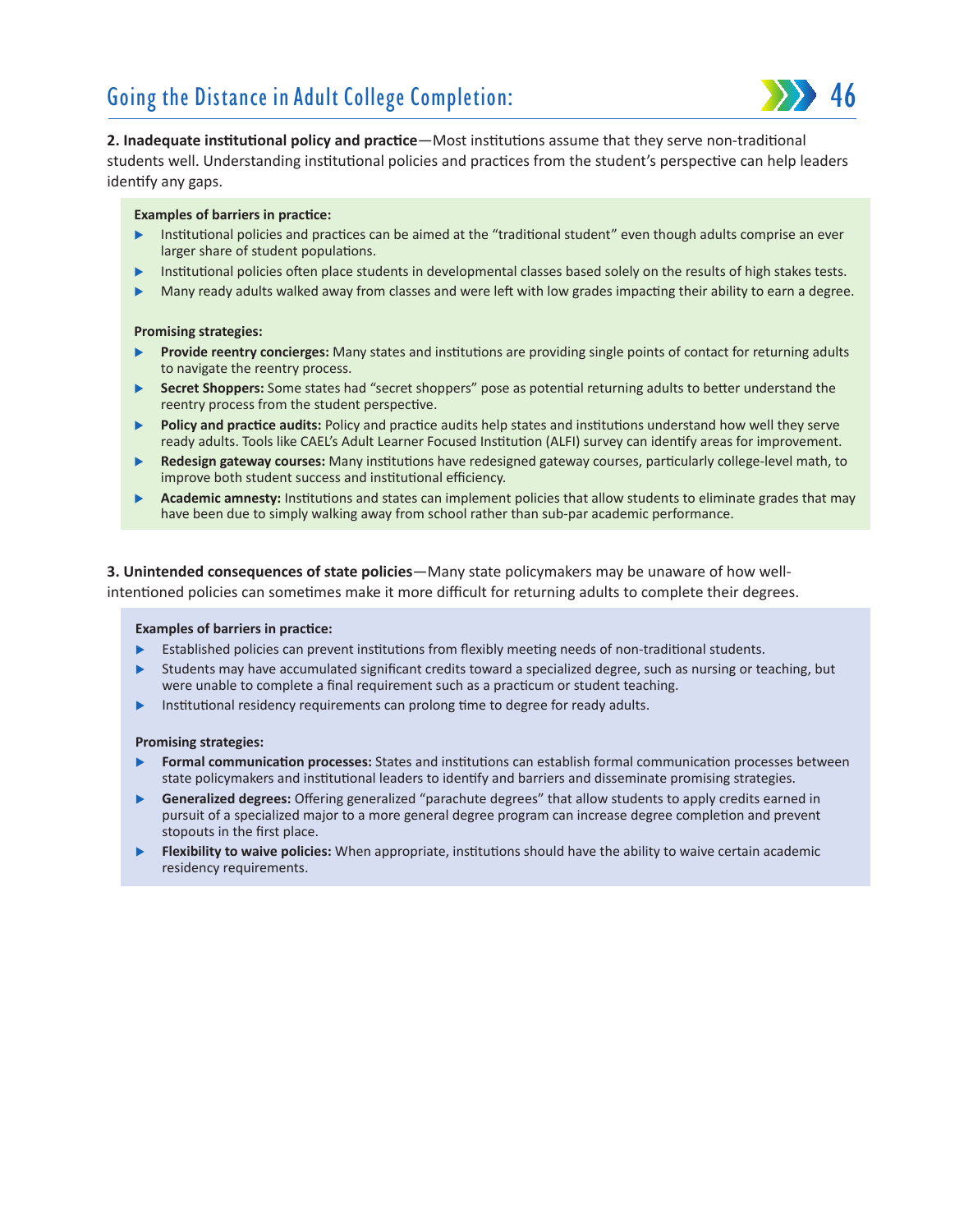**2. Inadequate institutional policy and practice**—Most institutions assume that they serve non-traditional students well. Understanding institutional policies and practices from the student's perspective can help leaders identify any gaps.

**Examples of barriers in practice:**

- Institutional policies and practices can be aimed at the "traditional student" even though adults comprise an ever larger share of student populations.
- Institutional policies often place students in developmental classes based solely on the results of high stakes tests.
- Many ready adults walked away from classes and were left with low grades impacting their ability to earn a degree.

**Promising strategies:**

- **Provide reentry concierges:** Many states and institutions are providing single points of contact for returning adults to navigate the reentry process.
- **Secret Shoppers:** Some states had "secret shoppers" pose as potential returning adults to better understand the reentry process from the student perspective.
- **Policy and practice audits:** Policy and practice audits help states and institutions understand how well they serve ready adults. Tools like CAEL's Adult Learner Focused Institution (ALFI) survey can identify areas for improvement.
- **Redesign gateway courses:** Many institutions have redesigned gateway courses, particularly college-level math, to improve both student success and institutional efficiency.
- **Academic amnesty:** Institutions and states can implement policies that allow students to eliminate grades that may have been due to simply walking away from school rather than sub-par academic performance.

**3. Unintended consequences of state policies**—Many state policymakers may be unaware of how well-intentioned policies can sometimes make it more difficult for returning adults to complete their degrees.

**Examples of barriers in practice:**

- Established policies can prevent institutions from flexibly meeting needs of non-traditional students.
- Students may have accumulated significant credits toward a specialized degree, such as nursing or teaching, but were unable to complete a final requirement such as a practicum or student teaching.
- Institutional residency requirements can prolong time to degree for ready adults.

**Promising strategies:**

- **Formal communication processes:** States and institutions can establish formal communication processes between state policymakers and institutional leaders to identify and barriers and disseminate promising strategies.
- **Generalized degrees:** Offering generalized "parachute degrees" that allow students to apply credits earned in pursuit of a specialized major to a more general degree program can increase degree completion and prevent stopouts in the first place.
- **Flexibility to waive policies:** When appropriate, institutions should have the ability to waive certain academic residency requirements.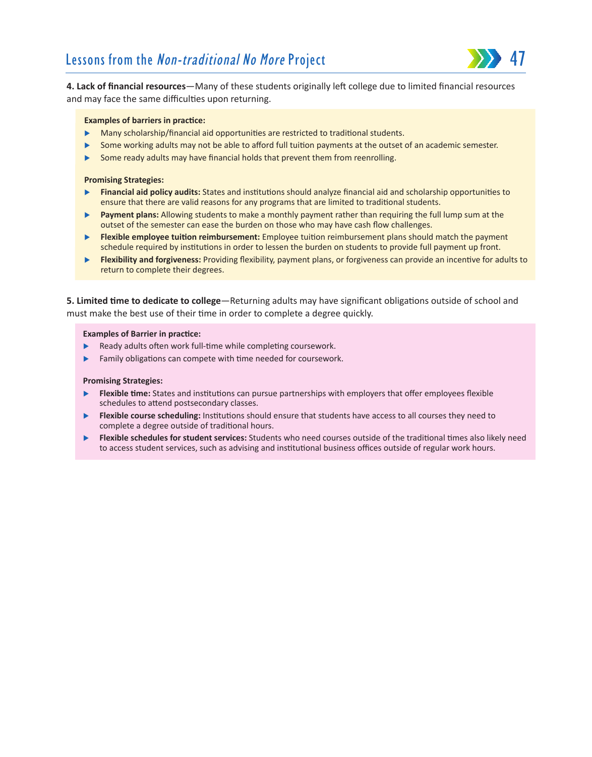**4. Lack of financial resources**—Many of these students originally left college due to limited financial resources and may face the same difficulties upon returning.

**Examples of barriers in practice:**

- Many scholarship/financial aid opportunities are restricted to traditional students.
- Some working adults may not be able to afford full tuition payments at the outset of an academic semester.
- Some ready adults may have financial holds that prevent them from reenrolling.

**Promising Strategies:**

- **Financial aid policy audits:** States and institutions should analyze financial aid and scholarship opportunities to ensure that there are valid reasons for any programs that are limited to traditional students.
- **Payment plans:** Allowing students to make a monthly payment rather than requiring the full lump sum at the outset of the semester can ease the burden on those who may have cash flow challenges.
- **Flexible employee tuition reimbursement:** Employee tuition reimbursement plans should match the payment schedule required by institutions in order to lessen the burden on students to provide full payment up front.
- **Flexibility and forgiveness:** Providing flexibility, payment plans, or forgiveness can provide an incentive for adults to return to complete their degrees.

**5. Limited time to dedicate to college**—Returning adults may have significant obligations outside of school and must make the best use of their time in order to complete a degree quickly.

**Examples of Barrier in practice:**

- Ready adults often work full-time while completing coursework.
- Family obligations can compete with time needed for coursework.

**Promising Strategies:**

- **Flexible time:** States and institutions can pursue partnerships with employers that offer employees flexible schedules to attend postsecondary classes.
- **Flexible course scheduling:** Institutions should ensure that students have access to all courses they need to complete a degree outside of traditional hours.
- **Flexible schedules for student services:** Students who need courses outside of the traditional times also likely need to access student services, such as advising and institutional business offices outside of regular work hours.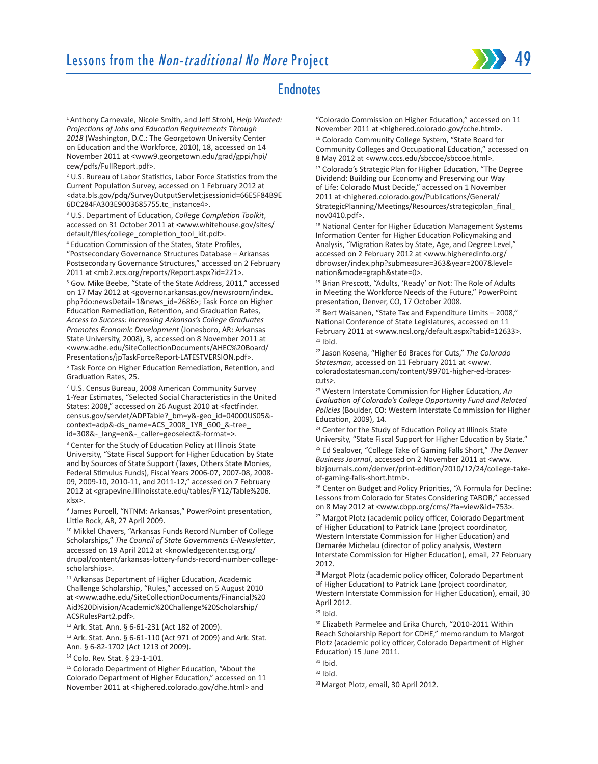## Endnotes

[1] Anthony Carnevale, Nicole Smith, and Jeff Strohl, *Help Wanted: Projections of Jobs and Education Requirements Through 2018* (Washington, D.C.: The Georgetown University Center on Education and the Workforce, 2010), 18, accessed on 14 November 2011 at <www9.georgetown.edu/grad/gppi/hpi/cew/pdfs/FullReport.pdf>.

[2] U.S. Bureau of Labor Statistics, Labor Force Statistics from the Current Population Survey, accessed on 1 February 2012 at <data.bls.gov/pdq/SurveyOutputServlet;jsessionid=66E5F84B9E6DC284FA303E9003685755.tc_instance4>.

[3] U.S. Department of Education, *College Completion Toolkit*, accessed on 31 October 2011 at <www.whitehouse.gov/sites/default/files/college_completion_tool_kit.pdf>.

[4] Education Commission of the States, State Profiles, "Postsecondary Governance Structures Database – Arkansas Postsecondary Governance Structures," accessed on 2 February 2011 at <mb2.ecs.org/reports/Report.aspx?id=221>.

[5] Gov. Mike Beebe, "State of the State Address, 2011," accessed on 17 May 2012 at <governor.arkansas.gov/newsroom/index.php?do:newsDetail=1&news_id=2686>; Task Force on Higher Education Remediation, Retention, and Graduation Rates, *Access to Success: Increasing Arkansas's College Graduates Promotes Economic Development* (Jonesboro, AR: Arkansas State University, 2008), 3, accessed on 8 November 2011 at <www.adhe.edu/SiteCollectionDocuments/AHEC%20Board/Presentations/jpTaskForceReport-LATESTVERSION.pdf>.

[6] Task Force on Higher Education Remediation, Retention, and Graduation Rates, 25.

[7] U.S. Census Bureau, 2008 American Community Survey 1-Year Estimates, "Selected Social Characteristics in the United States: 2008," accessed on 26 August 2010 at <factfinder.census.gov/servlet/ADPTable?_bm=y&-geo_id=04000US05&-context=adp&-ds_name=ACS_2008_1YR_G00_&-tree_id=308&-_lang=en&-_caller=geoselect&-format=>.

[8] Center for the Study of Education Policy at Illinois State University, "State Fiscal Support for Higher Education by State and by Sources of State Support (Taxes, Others State Monies, Federal Stimulus Funds), Fiscal Years 2006-07, 2007-08, 2008-09, 2009-10, 2010-11, and 2011-12," accessed on 7 February 2012 at <grapevine.illinoisstate.edu/tables/FY12/Table%206.xlsx>.

[9] James Purcell, "NTNM: Arkansas," PowerPoint presentation, Little Rock, AR, 27 April 2009.

[10] Mikkel Chavers, "Arkansas Funds Record Number of College Scholarships," *The Council of State Governments E-Newsletter*, accessed on 19 April 2012 at <knowledgecenter.csg.org/drupal/content/arkansas-lottery-funds-record-number-college-scholarships>.

[11] Arkansas Department of Higher Education, Academic Challenge Scholarship, "Rules," accessed on 5 August 2010 at <www.adhe.edu/SiteCollectionDocuments/Financial%20Aid%20Division/Academic%20Challenge%20Scholarship/ACSRulesPart2.pdf>.

[12] Ark. Stat. Ann. § 6-61-231 (Act 182 of 2009).

[13] Ark. Stat. Ann. § 6-61-110 (Act 971 of 2009) and Ark. Stat. Ann. § 6-82-1702 (Act 1213 of 2009).

[14] Colo. Rev. Stat. § 23-1-101.

[15] Colorado Department of Higher Education, "About the Colorado Department of Higher Education," accessed on 11 November 2011 at <highered.colorado.gov/dhe.html> and "Colorado Commission on Higher Education," accessed on 11 November 2011 at <highered.colorado.gov/cche.html>.

[16] Colorado Community College System, "State Board for Community Colleges and Occupational Education," accessed on 8 May 2012 at <www.cccs.edu/sbccoe/sbccoe.html>.

[17] Colorado's Strategic Plan for Higher Education, "The Degree Dividend: Building our Economy and Preserving our Way of Life: Colorado Must Decide," accessed on 1 November 2011 at <highered.colorado.gov/Publications/General/StrategicPlanning/Meetings/Resources/strategicplan_final_nov0410.pdf>.

[18] National Center for Higher Education Management Systems Information Center for Higher Education Policymaking and Analysis, "Migration Rates by State, Age, and Degree Level," accessed on 2 February 2012 at <www.higheredinfo.org/dbrowser/index.php?submeasure=363&year=2007&level=nation&mode=graph&state=0>.

[19] Brian Prescott, "Adults, 'Ready' or Not: The Role of Adults in Meeting the Workforce Needs of the Future," PowerPoint presentation, Denver, CO, 17 October 2008.

[20] Bert Waisanen, "State Tax and Expenditure Limits – 2008," National Conference of State Legislatures, accessed on 11 February 2011 at <www.ncsl.org/default.aspx?tabid=12633>.

[21] Ibid.

[22] Jason Kosena, "Higher Ed Braces for Cuts," *The Colorado Statesman*, accessed on 11 February 2011 at <www.coloradostatesman.com/content/99701-higher-ed-braces-cuts>.

[23] Western Interstate Commission for Higher Education, *An Evaluation of Colorado's College Opportunity Fund and Related Policies* (Boulder, CO: Western Interstate Commission for Higher Education, 2009), 14.

[24] Center for the Study of Education Policy at Illinois State University, "State Fiscal Support for Higher Education by State."

[25] Ed Sealover, "College Take of Gaming Falls Short," *The Denver Business Journal*, accessed on 2 November 2011 at <www.bizjournals.com/denver/print-edition/2010/12/24/college-take-of-gaming-falls-short.html>.

[26] Center on Budget and Policy Priorities, "A Formula for Decline: Lessons from Colorado for States Considering TABOR," accessed on 8 May 2012 at <www.cbpp.org/cms/?fa=view&id=753>.

[27] Margot Plotz (academic policy officer, Colorado Department of Higher Education) to Patrick Lane (project coordinator, Western Interstate Commission for Higher Education) and Demarée Michelau (director of policy analysis, Western Interstate Commission for Higher Education), email, 27 February 2012.

[28] Margot Plotz (academic policy officer, Colorado Department of Higher Education) to Patrick Lane (project coordinator, Western Interstate Commission for Higher Education), email, 30 April 2012.

[29] Ibid.

[30] Elizabeth Parmelee and Erika Church, "2010-2011 Within Reach Scholarship Report for CDHE," memorandum to Margot Plotz (academic policy officer, Colorado Department of Higher Education) 15 June 2011.

[31] Ibid.

[32] Ibid.

[33] Margot Plotz, email, 30 April 2012.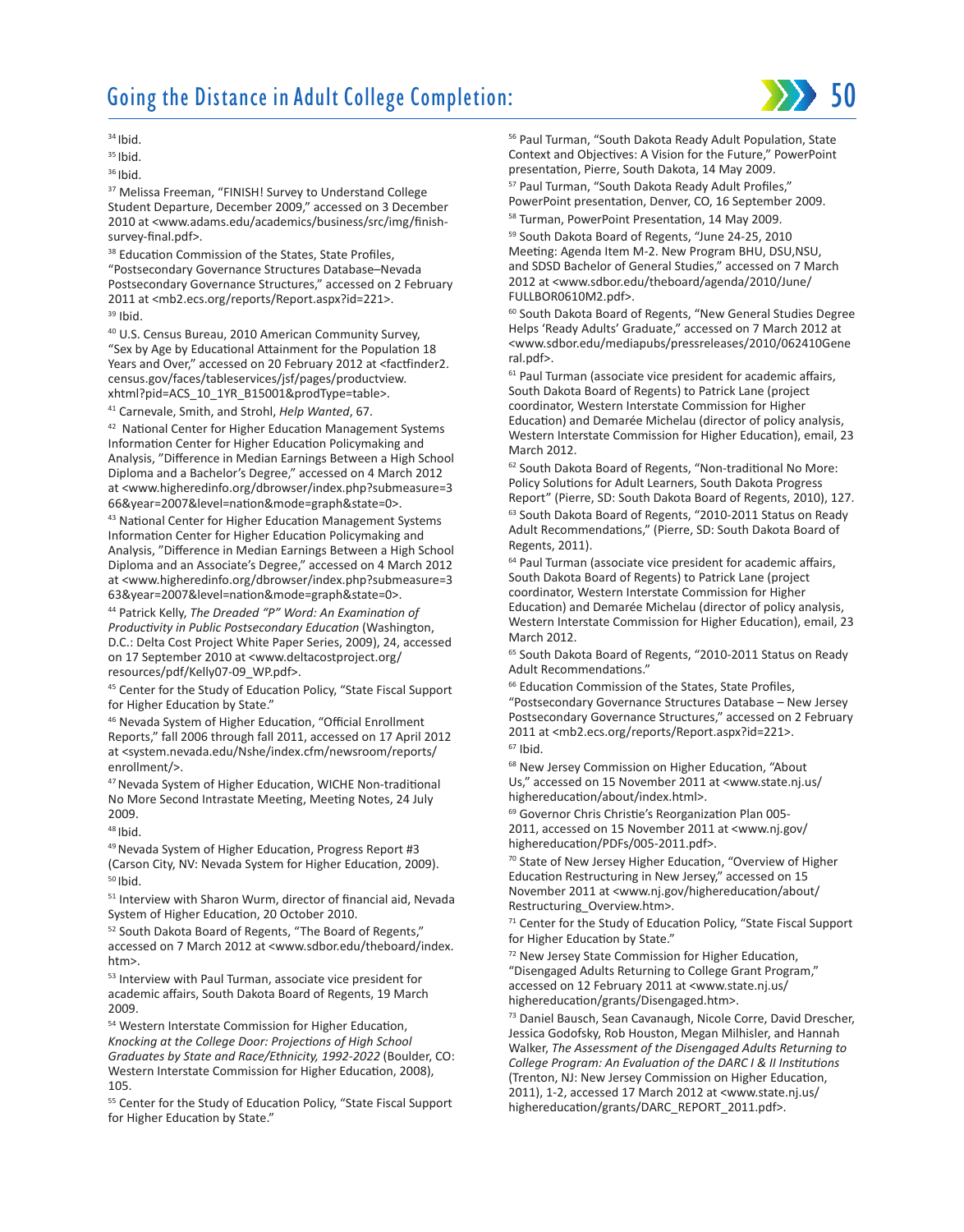[34] Ibid.

[35] Ibid.

[36] Ibid.

[37] Melissa Freeman, "FINISH! Survey to Understand College Student Departure, December 2009," accessed on 3 December 2010 at <www.adams.edu/academics/business/src/img/finish-survey-final.pdf>.

[38] Education Commission of the States, State Profiles, "Postsecondary Governance Structures Database–Nevada Postsecondary Governance Structures," accessed on 2 February 2011 at <mb2.ecs.org/reports/Report.aspx?id=221>.

[39] Ibid.

[40] U.S. Census Bureau, 2010 American Community Survey, "Sex by Age by Educational Attainment for the Population 18 Years and Over," accessed on 20 February 2012 at <factfinder2.census.gov/faces/tableservices/jsf/pages/productview.xhtml?pid=ACS_10_1YR_B15001&prodType=table>.

[41] Carnevale, Smith, and Strohl, *Help Wanted*, 67.

[42] National Center for Higher Education Management Systems Information Center for Higher Education Policymaking and Analysis, "Difference in Median Earnings Between a High School Diploma and a Bachelor's Degree," accessed on 4 March 2012 at <www.higheredinfo.org/dbrowser/index.php?submeasure=366&year=2007&level=nation&mode=graph&state=0>.

[43] National Center for Higher Education Management Systems Information Center for Higher Education Policymaking and Analysis, "Difference in Median Earnings Between a High School Diploma and an Associate's Degree," accessed on 4 March 2012 at <www.higheredinfo.org/dbrowser/index.php?submeasure=363&year=2007&level=nation&mode=graph&state=0>.

[44] Patrick Kelly, *The Dreaded "P" Word: An Examination of Productivity in Public Postsecondary Education* (Washington, D.C.: Delta Cost Project White Paper Series, 2009), 24, accessed on 17 September 2010 at <www.deltacostproject.org/resources/pdf/Kelly07-09_WP.pdf>.

[45] Center for the Study of Education Policy, "State Fiscal Support for Higher Education by State."

[46] Nevada System of Higher Education, "Official Enrollment Reports," fall 2006 through fall 2011, accessed on 17 April 2012 at <system.nevada.edu/Nshe/index.cfm/newsroom/reports/enrollment/>.

[47] Nevada System of Higher Education, WICHE Non-traditional No More Second Intrastate Meeting, Meeting Notes, 24 July 2009.

[48] Ibid.

[49] Nevada System of Higher Education, Progress Report #3 (Carson City, NV: Nevada System for Higher Education, 2009).

[50] Ibid.

[51] Interview with Sharon Wurm, director of financial aid, Nevada System of Higher Education, 20 October 2010.

[52] South Dakota Board of Regents, "The Board of Regents," accessed on 7 March 2012 at <www.sdbor.edu/theboard/index.htm>.

[53] Interview with Paul Turman, associate vice president for academic affairs, South Dakota Board of Regents, 19 March 2009.

[54] Western Interstate Commission for Higher Education, *Knocking at the College Door: Projections of High School Graduates by State and Race/Ethnicity, 1992-2022* (Boulder, CO: Western Interstate Commission for Higher Education, 2008), 105.

[55] Center for the Study of Education Policy, "State Fiscal Support for Higher Education by State."

[56] Paul Turman, "South Dakota Ready Adult Population, State Context and Objectives: A Vision for the Future," PowerPoint presentation, Pierre, South Dakota, 14 May 2009.

[57] Paul Turman, "South Dakota Ready Adult Profiles," PowerPoint presentation, Denver, CO, 16 September 2009.

[58] Turman, PowerPoint Presentation, 14 May 2009.

[59] South Dakota Board of Regents, "June 24-25, 2010 Meeting: Agenda Item M-2. New Program BHU, DSU,NSU, and SDSD Bachelor of General Studies," accessed on 7 March 2012 at <www.sdbor.edu/theboard/agenda/2010/June/FULLBOR0610M2.pdf>.

[60] South Dakota Board of Regents, "New General Studies Degree Helps 'Ready Adults' Graduate," accessed on 7 March 2012 at <www.sdbor.edu/mediapubs/pressreleases/2010/062410General.pdf>.

[61] Paul Turman (associate vice president for academic affairs, South Dakota Board of Regents) to Patrick Lane (project coordinator, Western Interstate Commission for Higher Education) and Demarée Michelau (director of policy analysis, Western Interstate Commission for Higher Education), email, 23 March 2012.

[62] South Dakota Board of Regents, "Non-traditional No More: Policy Solutions for Adult Learners, South Dakota Progress Report" (Pierre, SD: South Dakota Board of Regents, 2010), 127.

[63] South Dakota Board of Regents, "2010-2011 Status on Ready Adult Recommendations," (Pierre, SD: South Dakota Board of Regents, 2011).

[64] Paul Turman (associate vice president for academic affairs, South Dakota Board of Regents) to Patrick Lane (project coordinator, Western Interstate Commission for Higher Education) and Demarée Michelau (director of policy analysis, Western Interstate Commission for Higher Education), email, 23 March 2012.

[65] South Dakota Board of Regents, "2010-2011 Status on Ready Adult Recommendations."

[66] Education Commission of the States, State Profiles, "Postsecondary Governance Structures Database – New Jersey Postsecondary Governance Structures," accessed on 2 February 2011 at <mb2.ecs.org/reports/Report.aspx?id=221>.

[67] Ibid.

[68] New Jersey Commission on Higher Education, "About Us," accessed on 15 November 2011 at <www.state.nj.us/highereducation/about/index.html>.

[69] Governor Chris Christie's Reorganization Plan 005-2011, accessed on 15 November 2011 at <www.nj.gov/highereducation/PDFs/005-2011.pdf>.

[70] State of New Jersey Higher Education, "Overview of Higher Education Restructuring in New Jersey," accessed on 15 November 2011 at <www.nj.gov/highereducation/about/Restructuring_Overview.htm>.

[71] Center for the Study of Education Policy, "State Fiscal Support for Higher Education by State."

[72] New Jersey State Commission for Higher Education, "Disengaged Adults Returning to College Grant Program," accessed on 12 February 2011 at <www.state.nj.us/highereducation/grants/Disengaged.htm>.

[73] Daniel Bausch, Sean Cavanaugh, Nicole Corre, David Drescher, Jessica Godofsky, Rob Houston, Megan Milhisler, and Hannah Walker, *The Assessment of the Disengaged Adults Returning to College Program: An Evaluation of the DARC I & II Institutions* (Trenton, NJ: New Jersey Commission on Higher Education, 2011), 1-2, accessed 17 March 2012 at <www.state.nj.us/highereducation/grants/DARC_REPORT_2011.pdf>.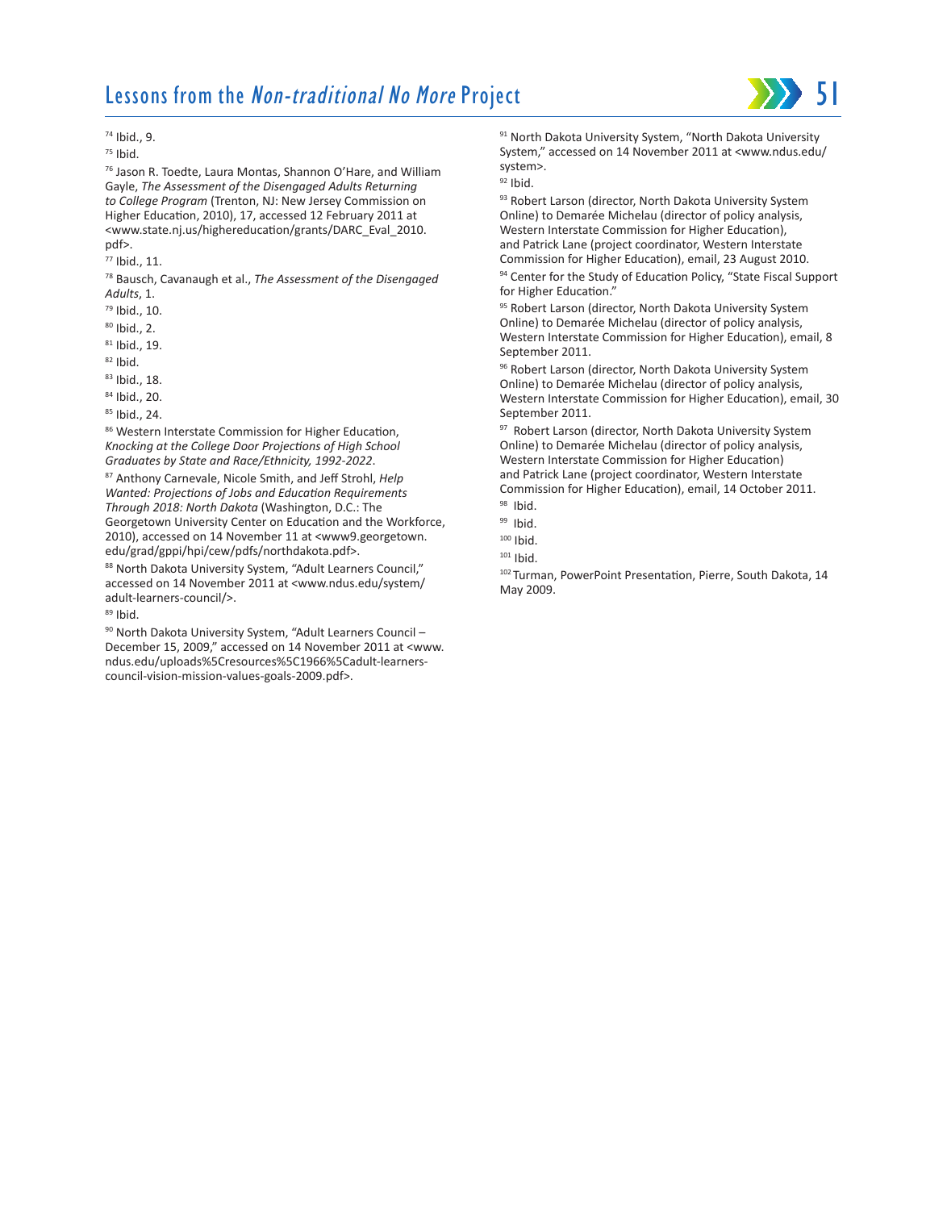74 Ibid., 9.

75 Ibid.

76 Jason R. Toedte, Laura Montas, Shannon O'Hare, and William Gayle, *The Assessment of the Disengaged Adults Returning to College Program* (Trenton, NJ: New Jersey Commission on Higher Education, 2010), 17, accessed 12 February 2011 at <www.state.nj.us/highereducation/grants/DARC_Eval_2010.pdf>.

77 Ibid., 11.

78 Bausch, Cavanaugh et al., *The Assessment of the Disengaged Adults*, 1.

79 Ibid., 10.

80 Ibid., 2.

81 Ibid., 19.

82 Ibid.

83 Ibid., 18.

84 Ibid., 20.

85 Ibid., 24.

86 Western Interstate Commission for Higher Education, *Knocking at the College Door Projections of High School Graduates by State and Race/Ethnicity, 1992-2022*.

87 Anthony Carnevale, Nicole Smith, and Jeff Strohl, *Help Wanted: Projections of Jobs and Education Requirements Through 2018: North Dakota* (Washington, D.C.: The Georgetown University Center on Education and the Workforce, 2010), accessed on 14 November 11 at <www9.georgetown.edu/grad/gppi/hpi/cew/pdfs/northdakota.pdf>.

88 North Dakota University System, "Adult Learners Council," accessed on 14 November 2011 at <www.ndus.edu/system/adult-learners-council/>.

89 Ibid.

90 North Dakota University System, "Adult Learners Council – December 15, 2009," accessed on 14 November 2011 at <www.ndus.edu/uploads%5Cresources%5C1966%5Cadult-learners-council-vision-mission-values-goals-2009.pdf>.

91 North Dakota University System, "North Dakota University System," accessed on 14 November 2011 at <www.ndus.edu/system>.

92 Ibid.

93 Robert Larson (director, North Dakota University System Online) to Demarée Michelau (director of policy analysis, Western Interstate Commission for Higher Education), and Patrick Lane (project coordinator, Western Interstate Commission for Higher Education), email, 23 August 2010.

94 Center for the Study of Education Policy, "State Fiscal Support for Higher Education."

95 Robert Larson (director, North Dakota University System Online) to Demarée Michelau (director of policy analysis, Western Interstate Commission for Higher Education), email, 8 September 2011.

96 Robert Larson (director, North Dakota University System Online) to Demarée Michelau (director of policy analysis, Western Interstate Commission for Higher Education), email, 30 September 2011.

97 Robert Larson (director, North Dakota University System Online) to Demarée Michelau (director of policy analysis, Western Interstate Commission for Higher Education) and Patrick Lane (project coordinator, Western Interstate Commission for Higher Education), email, 14 October 2011.

98 Ibid.

99 Ibid.

100 Ibid.

101 Ibid.

102 Turman, PowerPoint Presentation, Pierre, South Dakota, 14 May 2009.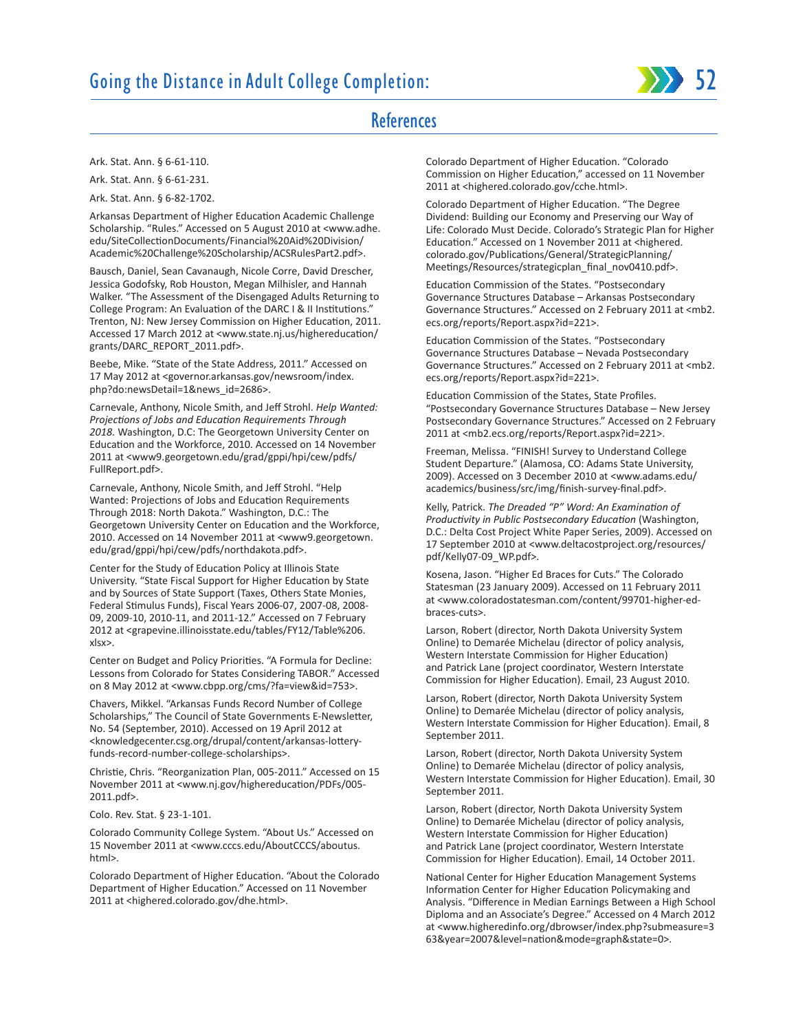## References

Ark. Stat. Ann. § 6-61-110.

Ark. Stat. Ann. § 6-61-231.

Ark. Stat. Ann. § 6-82-1702.

Arkansas Department of Higher Education Academic Challenge Scholarship. "Rules." Accessed on 5 August 2010 at <www.adhe.edu/SiteCollectionDocuments/Financial%20Aid%20Division/Academic%20Challenge%20Scholarship/ACSRulesPart2.pdf>.

Bausch, Daniel, Sean Cavanaugh, Nicole Corre, David Drescher, Jessica Godofsky, Rob Houston, Megan Milhisler, and Hannah Walker. "The Assessment of the Disengaged Adults Returning to College Program: An Evaluation of the DARC I & II Institutions." Trenton, NJ: New Jersey Commission on Higher Education, 2011. Accessed 17 March 2012 at <www.state.nj.us/highereducation/grants/DARC_REPORT_2011.pdf>.

Beebe, Mike. "State of the State Address, 2011." Accessed on 17 May 2012 at <governor.arkansas.gov/newsroom/index.php?do:newsDetail=1&news_id=2686>.

Carnevale, Anthony, Nicole Smith, and Jeff Strohl. *Help Wanted: Projections of Jobs and Education Requirements Through 2018.* Washington, D.C: The Georgetown University Center on Education and the Workforce, 2010. Accessed on 14 November 2011 at <www9.georgetown.edu/grad/gppi/hpi/cew/pdfs/FullReport.pdf>.

Carnevale, Anthony, Nicole Smith, and Jeff Strohl. "Help Wanted: Projections of Jobs and Education Requirements Through 2018: North Dakota." Washington, D.C.: The Georgetown University Center on Education and the Workforce, 2010. Accessed on 14 November 2011 at <www9.georgetown.edu/grad/gppi/hpi/cew/pdfs/northdakota.pdf>.

Center for the Study of Education Policy at Illinois State University. "State Fiscal Support for Higher Education by State and by Sources of State Support (Taxes, Others State Monies, Federal Stimulus Funds), Fiscal Years 2006-07, 2007-08, 2008-09, 2009-10, 2010-11, and 2011-12." Accessed on 7 February 2012 at <grapevine.illinoisstate.edu/tables/FY12/Table%206.xlsx>.

Center on Budget and Policy Priorities. "A Formula for Decline: Lessons from Colorado for States Considering TABOR." Accessed on 8 May 2012 at <www.cbpp.org/cms/?fa=view&id=753>.

Chavers, Mikkel. "Arkansas Funds Record Number of College Scholarships," The Council of State Governments E-Newsletter, No. 54 (September, 2010). Accessed on 19 April 2012 at <knowledgecenter.csg.org/drupal/content/arkansas-lottery-funds-record-number-college-scholarships>.

Christie, Chris. "Reorganization Plan, 005-2011." Accessed on 15 November 2011 at <www.nj.gov/highereducation/PDFs/005-2011.pdf>.

Colo. Rev. Stat. § 23-1-101.

Colorado Community College System. "About Us." Accessed on 15 November 2011 at <www.cccs.edu/AboutCCCS/aboutus.html>.

Colorado Department of Higher Education. "About the Colorado Department of Higher Education." Accessed on 11 November 2011 at <highered.colorado.gov/dhe.html>.

Colorado Department of Higher Education. "Colorado Commission on Higher Education," accessed on 11 November 2011 at <highered.colorado.gov/cche.html>.

Colorado Department of Higher Education. "The Degree Dividend: Building our Economy and Preserving our Way of Life: Colorado Must Decide. Colorado's Strategic Plan for Higher Education." Accessed on 1 November 2011 at <highered.colorado.gov/Publications/General/StrategicPlanning/Meetings/Resources/strategicplan_final_nov0410.pdf>.

Education Commission of the States. "Postsecondary Governance Structures Database – Arkansas Postsecondary Governance Structures." Accessed on 2 February 2011 at <mb2.ecs.org/reports/Report.aspx?id=221>.

Education Commission of the States. "Postsecondary Governance Structures Database – Nevada Postsecondary Governance Structures." Accessed on 2 February 2011 at <mb2.ecs.org/reports/Report.aspx?id=221>.

Education Commission of the States, State Profiles. "Postsecondary Governance Structures Database – New Jersey Postsecondary Governance Structures." Accessed on 2 February 2011 at <mb2.ecs.org/reports/Report.aspx?id=221>.

Freeman, Melissa. "FINISH! Survey to Understand College Student Departure." (Alamosa, CO: Adams State University, 2009). Accessed on 3 December 2010 at <www.adams.edu/academics/business/src/img/finish-survey-final.pdf>.

Kelly, Patrick. *The Dreaded "P" Word: An Examination of Productivity in Public Postsecondary Education* (Washington, D.C.: Delta Cost Project White Paper Series, 2009). Accessed on 17 September 2010 at <www.deltacostproject.org/resources/pdf/Kelly07-09_WP.pdf>.

Kosena, Jason. "Higher Ed Braces for Cuts." The Colorado Statesman (23 January 2009). Accessed on 11 February 2011 at <www.coloradostatesman.com/content/99701-higher-ed-braces-cuts>.

Larson, Robert (director, North Dakota University System Online) to Demarée Michelau (director of policy analysis, Western Interstate Commission for Higher Education) and Patrick Lane (project coordinator, Western Interstate Commission for Higher Education). Email, 23 August 2010.

Larson, Robert (director, North Dakota University System Online) to Demarée Michelau (director of policy analysis, Western Interstate Commission for Higher Education). Email, 8 September 2011.

Larson, Robert (director, North Dakota University System Online) to Demarée Michelau (director of policy analysis, Western Interstate Commission for Higher Education). Email, 30 September 2011.

Larson, Robert (director, North Dakota University System Online) to Demarée Michelau (director of policy analysis, Western Interstate Commission for Higher Education) and Patrick Lane (project coordinator, Western Interstate Commission for Higher Education). Email, 14 October 2011.

National Center for Higher Education Management Systems Information Center for Higher Education Policymaking and Analysis. "Difference in Median Earnings Between a High School Diploma and an Associate's Degree." Accessed on 4 March 2012 at <www.higheredinfo.org/dbrowser/index.php?submeasure=363&year=2007&level=nation&mode=graph&state=0>.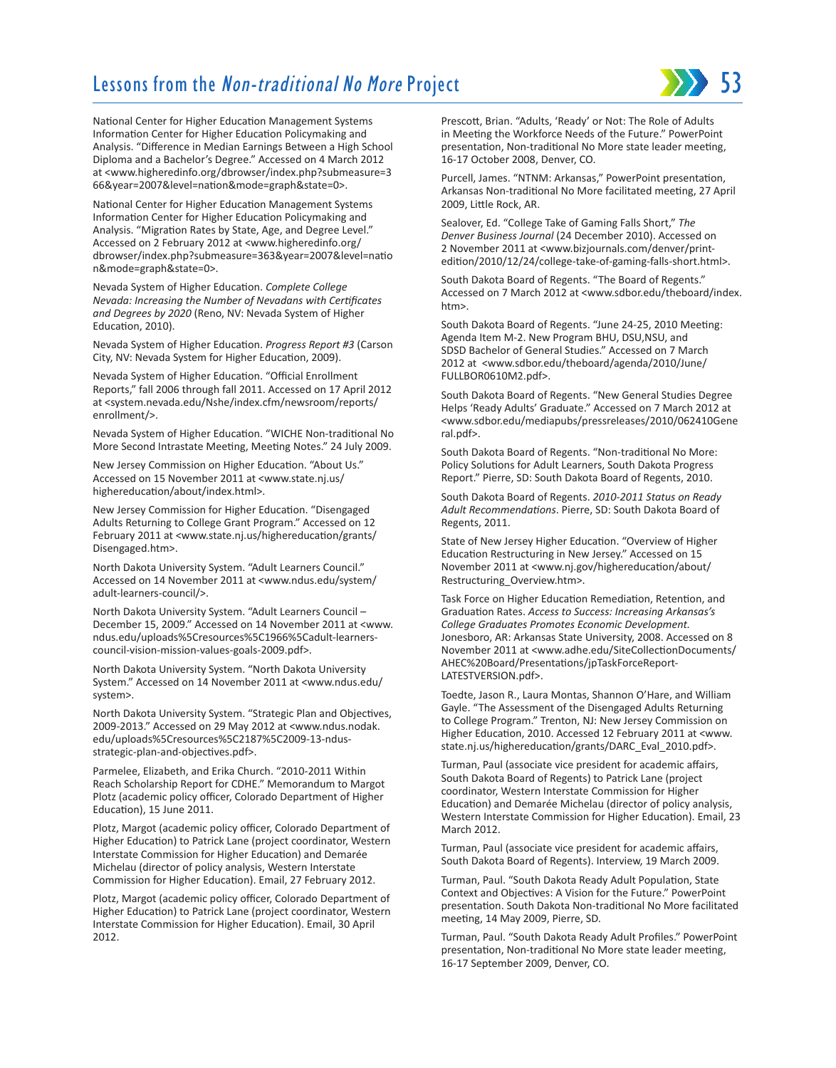National Center for Higher Education Management Systems Information Center for Higher Education Policymaking and Analysis. "Difference in Median Earnings Between a High School Diploma and a Bachelor's Degree." Accessed on 4 March 2012 at <www.higheredinfo.org/dbrowser/index.php?submeasure=366&year=2007&level=nation&mode=graph&state=0>.

National Center for Higher Education Management Systems Information Center for Higher Education Policymaking and Analysis. "Migration Rates by State, Age, and Degree Level." Accessed on 2 February 2012 at <www.higheredinfo.org/dbrowser/index.php?submeasure=363&year=2007&level=nation&mode=graph&state=0>.

Nevada System of Higher Education. *Complete College Nevada: Increasing the Number of Nevadans with Certificates and Degrees by 2020* (Reno, NV: Nevada System of Higher Education, 2010).

Nevada System of Higher Education. *Progress Report #3* (Carson City, NV: Nevada System for Higher Education, 2009).

Nevada System of Higher Education. "Official Enrollment Reports," fall 2006 through fall 2011. Accessed on 17 April 2012 at <system.nevada.edu/Nshe/index.cfm/newsroom/reports/enrollment/>.

Nevada System of Higher Education. "WICHE Non-traditional No More Second Intrastate Meeting, Meeting Notes." 24 July 2009.

New Jersey Commission on Higher Education. "About Us." Accessed on 15 November 2011 at <www.state.nj.us/highereducation/about/index.html>.

New Jersey Commission for Higher Education. "Disengaged Adults Returning to College Grant Program." Accessed on 12 February 2011 at <www.state.nj.us/highereducation/grants/Disengaged.htm>.

North Dakota University System. "Adult Learners Council." Accessed on 14 November 2011 at <www.ndus.edu/system/adult-learners-council/>.

North Dakota University System. "Adult Learners Council – December 15, 2009." Accessed on 14 November 2011 at <www.ndus.edu/uploads%5Cresources%5C1966%5Cadult-learners-council-vision-mission-values-goals-2009.pdf>.

North Dakota University System. "North Dakota University System." Accessed on 14 November 2011 at <www.ndus.edu/system>.

North Dakota University System. "Strategic Plan and Objectives, 2009-2013." Accessed on 29 May 2012 at <www.ndus.nodak.edu/uploads%5Cresources%5C2187%5C2009-13-ndus-strategic-plan-and-objectives.pdf>.

Parmelee, Elizabeth, and Erika Church. "2010-2011 Within Reach Scholarship Report for CDHE." Memorandum to Margot Plotz (academic policy officer, Colorado Department of Higher Education), 15 June 2011.

Plotz, Margot (academic policy officer, Colorado Department of Higher Education) to Patrick Lane (project coordinator, Western Interstate Commission for Higher Education) and Demarée Michelau (director of policy analysis, Western Interstate Commission for Higher Education). Email, 27 February 2012.

Plotz, Margot (academic policy officer, Colorado Department of Higher Education) to Patrick Lane (project coordinator, Western Interstate Commission for Higher Education). Email, 30 April 2012.

Prescott, Brian. "Adults, 'Ready' or Not: The Role of Adults in Meeting the Workforce Needs of the Future." PowerPoint presentation, Non-traditional No More state leader meeting, 16-17 October 2008, Denver, CO.

Purcell, James. "NTNM: Arkansas," PowerPoint presentation, Arkansas Non-traditional No More facilitated meeting, 27 April 2009, Little Rock, AR.

Sealover, Ed. "College Take of Gaming Falls Short," *The Denver Business Journal* (24 December 2010). Accessed on 2 November 2011 at <www.bizjournals.com/denver/print-edition/2010/12/24/college-take-of-gaming-falls-short.html>.

South Dakota Board of Regents. "The Board of Regents." Accessed on 7 March 2012 at <www.sdbor.edu/theboard/index.htm>.

South Dakota Board of Regents. "June 24-25, 2010 Meeting: Agenda Item M-2. New Program BHU, DSU,NSU, and SDSD Bachelor of General Studies." Accessed on 7 March 2012 at <www.sdbor.edu/theboard/agenda/2010/June/FULLBOR0610M2.pdf>.

South Dakota Board of Regents. "New General Studies Degree Helps 'Ready Adults' Graduate." Accessed on 7 March 2012 at <www.sdbor.edu/mediapubs/pressreleases/2010/062410General.pdf>.

South Dakota Board of Regents. "Non-traditional No More: Policy Solutions for Adult Learners, South Dakota Progress Report." Pierre, SD: South Dakota Board of Regents, 2010.

South Dakota Board of Regents. *2010-2011 Status on Ready Adult Recommendations*. Pierre, SD: South Dakota Board of Regents, 2011.

State of New Jersey Higher Education. "Overview of Higher Education Restructuring in New Jersey." Accessed on 15 November 2011 at <www.nj.gov/highereducation/about/Restructuring_Overview.htm>.

Task Force on Higher Education Remediation, Retention, and Graduation Rates. *Access to Success: Increasing Arkansas's College Graduates Promotes Economic Development.* Jonesboro, AR: Arkansas State University, 2008. Accessed on 8 November 2011 at <www.adhe.edu/SiteCollectionDocuments/AHEC%20Board/Presentations/jpTaskForceReport-LATESTVERSION.pdf>.

Toedte, Jason R., Laura Montas, Shannon O'Hare, and William Gayle. "The Assessment of the Disengaged Adults Returning to College Program." Trenton, NJ: New Jersey Commission on Higher Education, 2010. Accessed 12 February 2011 at <www.state.nj.us/highereducation/grants/DARC_Eval_2010.pdf>.

Turman, Paul (associate vice president for academic affairs, South Dakota Board of Regents) to Patrick Lane (project coordinator, Western Interstate Commission for Higher Education) and Demarée Michelau (director of policy analysis, Western Interstate Commission for Higher Education). Email, 23 March 2012.

Turman, Paul (associate vice president for academic affairs, South Dakota Board of Regents). Interview, 19 March 2009.

Turman, Paul. "South Dakota Ready Adult Population, State Context and Objectives: A Vision for the Future." PowerPoint presentation. South Dakota Non-traditional No More facilitated meeting, 14 May 2009, Pierre, SD.

Turman, Paul. "South Dakota Ready Adult Profiles." PowerPoint presentation, Non-traditional No More state leader meeting, 16-17 September 2009, Denver, CO.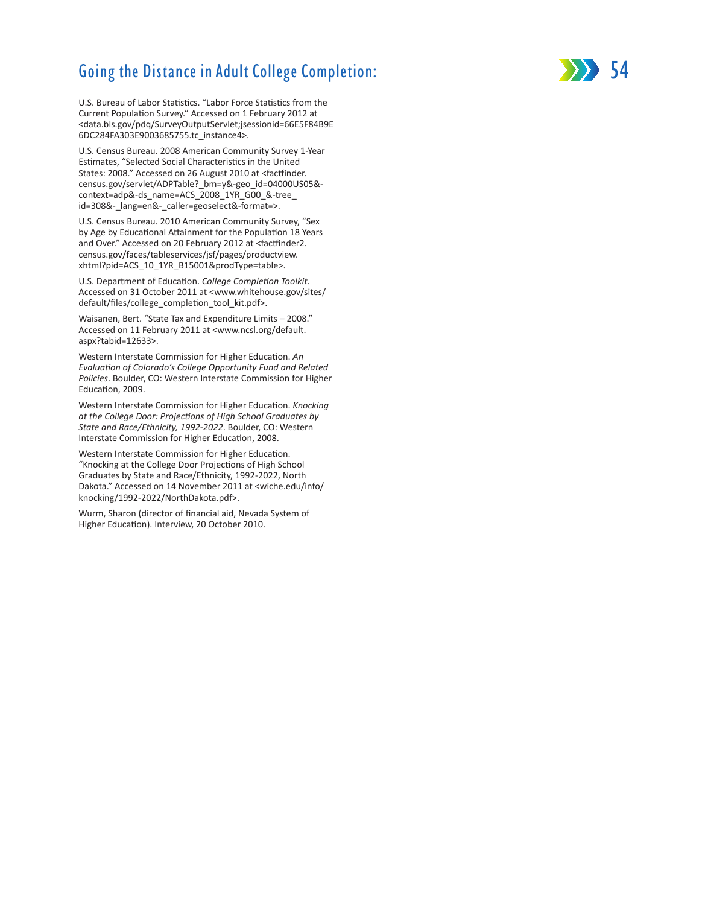U.S. Bureau of Labor Statistics. "Labor Force Statistics from the Current Population Survey." Accessed on 1 February 2012 at <data.bls.gov/pdq/SurveyOutputServlet;jsessionid=66E5F84B9E6DC284FA303E9003685755.tc_instance4>.

U.S. Census Bureau. 2008 American Community Survey 1-Year Estimates, "Selected Social Characteristics in the United States: 2008." Accessed on 26 August 2010 at <factfinder.census.gov/servlet/ADPTable?_bm=y&-geo_id=04000US05&-context=adp&-ds_name=ACS_2008_1YR_G00_&-tree_id=308&-_lang=en&-_caller=geoselect&-format=>.

U.S. Census Bureau. 2010 American Community Survey, "Sex by Age by Educational Attainment for the Population 18 Years and Over." Accessed on 20 February 2012 at <factfinder2.census.gov/faces/tableservices/jsf/pages/productview.xhtml?pid=ACS_10_1YR_B15001&prodType=table>.

U.S. Department of Education. *College Completion Toolkit*. Accessed on 31 October 2011 at <www.whitehouse.gov/sites/default/files/college_completion_tool_kit.pdf>.

Waisanen, Bert. "State Tax and Expenditure Limits – 2008." Accessed on 11 February 2011 at <www.ncsl.org/default.aspx?tabid=12633>.

Western Interstate Commission for Higher Education. *An Evaluation of Colorado's College Opportunity Fund and Related Policies*. Boulder, CO: Western Interstate Commission for Higher Education, 2009.

Western Interstate Commission for Higher Education. *Knocking at the College Door: Projections of High School Graduates by State and Race/Ethnicity, 1992-2022*. Boulder, CO: Western Interstate Commission for Higher Education, 2008.

Western Interstate Commission for Higher Education. "Knocking at the College Door Projections of High School Graduates by State and Race/Ethnicity, 1992-2022, North Dakota." Accessed on 14 November 2011 at <wiche.edu/info/knocking/1992-2022/NorthDakota.pdf>.

Wurm, Sharon (director of financial aid, Nevada System of Higher Education). Interview, 20 October 2010.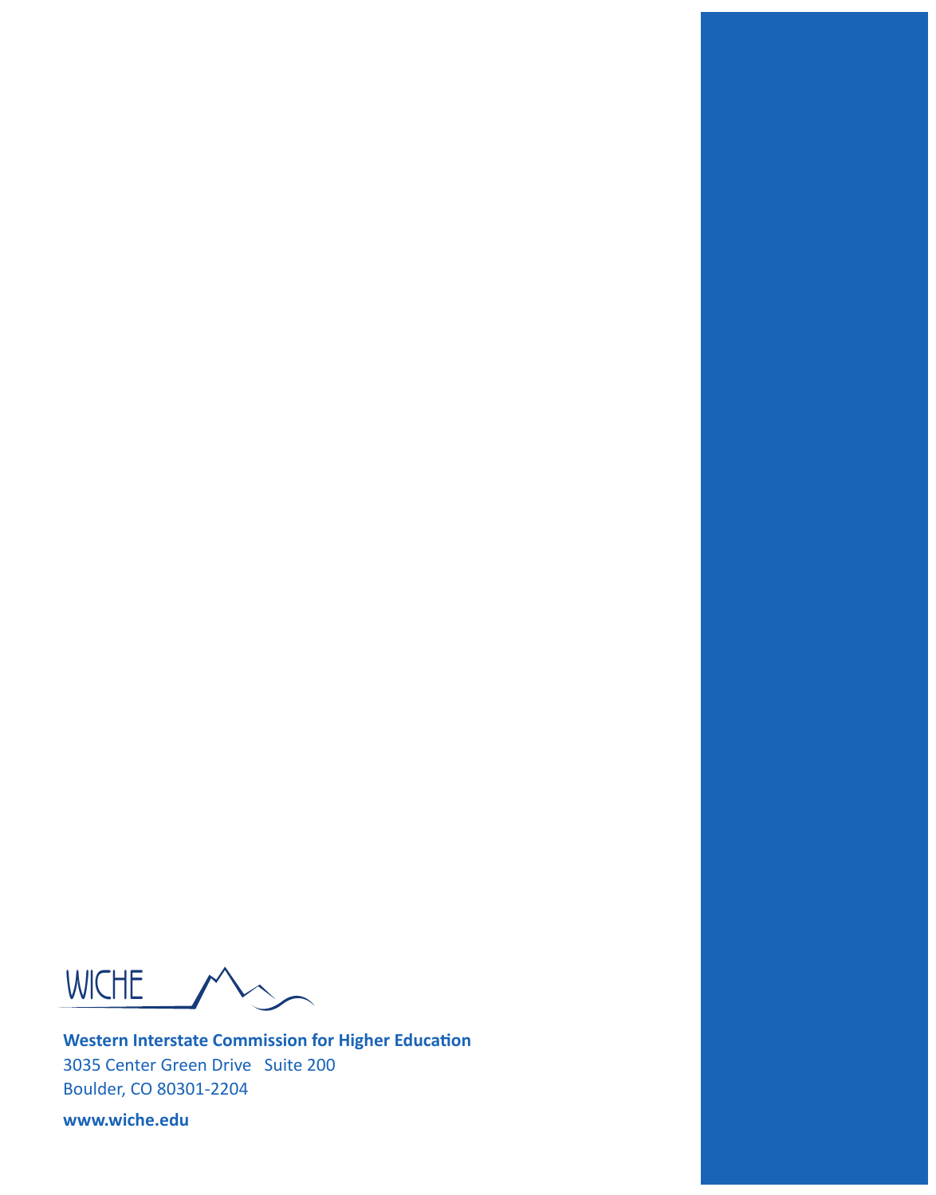WICHE

**Western Interstate Commission for Higher Education**
3035 Center Green Drive Suite 200
Boulder, CO 80301-2204

**www.wiche.edu**